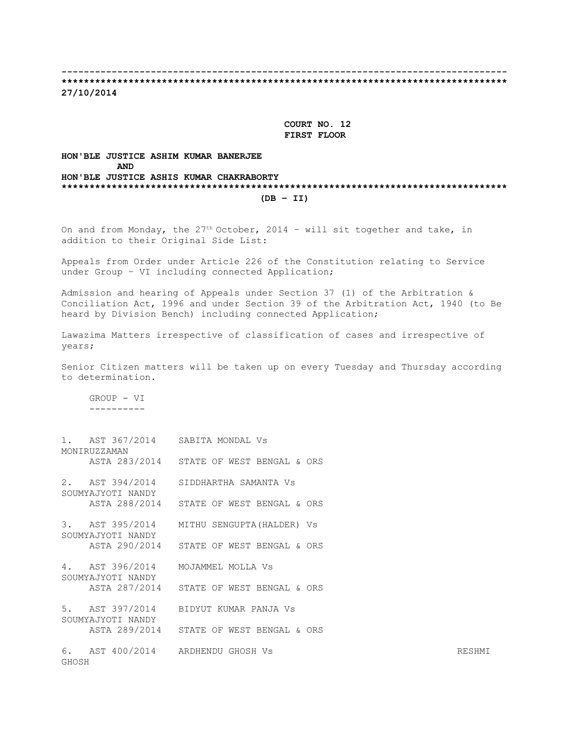--------------------------------------------------------------------------------
********************************************************************************

**27/10/2014**

**COURT NO. 12**
**FIRST FLOOR**

**HON'BLE JUSTICE ASHIM KUMAR BANERJEE**
**AND**
**HON'BLE JUSTICE ASHIS KUMAR CHAKRABORTY**

********************************************************************************

**(DB – II)**

On and from Monday, the 27th October, 2014 – will sit together and take, in addition to their Original Side List:

Appeals from Order under Article 226 of the Constitution relating to Service under Group – VI including connected Application;

Admission and hearing of Appeals under Section 37 (1) of the Arbitration & Conciliation Act, 1996 and under Section 39 of the Arbitration Act, 1940 (to Be heard by Division Bench) including connected Application;

Lawazima Matters irrespective of classification of cases and irrespective of years;

Senior Citizen matters will be taken up on every Tuesday and Thursday according to determination.

GROUP - VI
----------

1. AST 367/2014 SABITA MONDAL Vs MONIRUZZAMAN
   ASTA 283/2014 STATE OF WEST BENGAL & ORS

2. AST 394/2014 SIDDHARTHA SAMANTA Vs SOUMYAJYOTI NANDY
   ASTA 288/2014 STATE OF WEST BENGAL & ORS

3. AST 395/2014 MITHU SENGUPTA(HALDER) Vs SOUMYAJYOTI NANDY
   ASTA 290/2014 STATE OF WEST BENGAL & ORS

4. AST 396/2014 MOJAMMEL MOLLA Vs SOUMYAJYOTI NANDY
   ASTA 287/2014 STATE OF WEST BENGAL & ORS

5. AST 397/2014 BIDYUT KUMAR PANJA Vs SOUMYAJYOTI NANDY
   ASTA 289/2014 STATE OF WEST BENGAL & ORS

6. AST 400/2014 ARDHENDU GHOSH Vs RESHMI GHOSH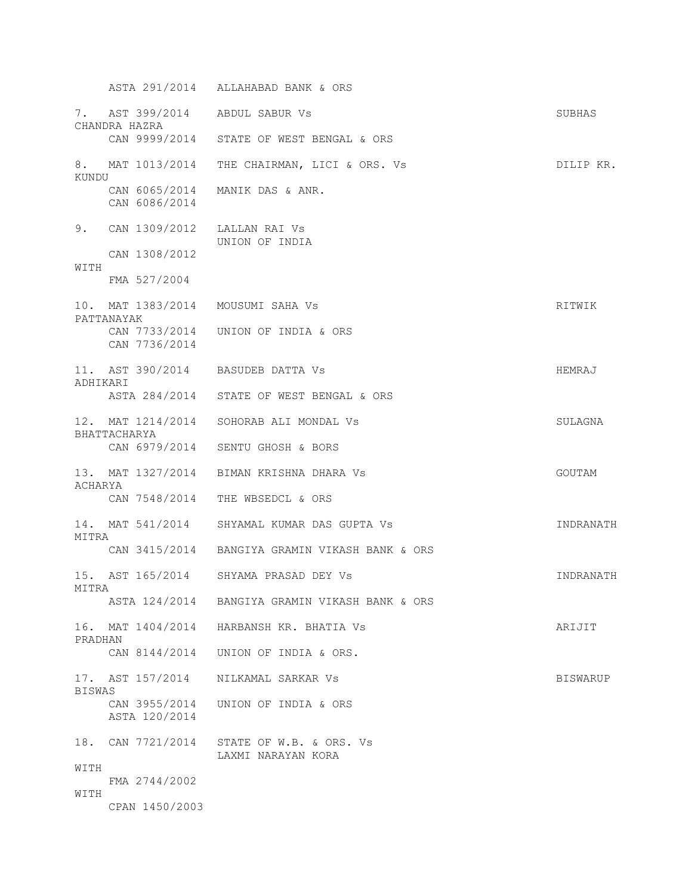```
     ASTA 291/2014   ALLAHABAD BANK & ORS

7.   AST 399/2014    ABDUL SABUR Vs                                   SUBHAS
CHANDRA HAZRA
     CAN 9999/2014   STATE OF WEST BENGAL & ORS

8.   MAT 1013/2014   THE CHAIRMAN, LICI & ORS. Vs                     DILIP KR.
KUNDU
     CAN 6065/2014   MANIK DAS & ANR.
     CAN 6086/2014

9.   CAN 1309/2012   LALLAN RAI Vs
                     UNION OF INDIA
     CAN 1308/2012
WITH
     FMA 527/2004

10.  MAT 1383/2014   MOUSUMI SAHA Vs                                  RITWIK
PATTANAYAK
     CAN 7733/2014   UNION OF INDIA & ORS
     CAN 7736/2014

11.  AST 390/2014    BASUDEB DATTA Vs                                 HEMRAJ
ADHIKARI
     ASTA 284/2014   STATE OF WEST BENGAL & ORS

12.  MAT 1214/2014   SOHORAB ALI MONDAL Vs                            SULAGNA
BHATTACHARYA
     CAN 6979/2014   SENTU GHOSH & BORS

13.  MAT 1327/2014   BIMAN KRISHNA DHARA Vs                           GOUTAM
ACHARYA
     CAN 7548/2014   THE WBSEDCL & ORS

14.  MAT 541/2014    SHYAMAL KUMAR DAS GUPTA Vs                       INDRANATH
MITRA
     CAN 3415/2014   BANGIYA GRAMIN VIKASH BANK & ORS

15.  AST 165/2014    SHYAMA PRASAD DEY Vs                             INDRANATH
MITRA
     ASTA 124/2014   BANGIYA GRAMIN VIKASH BANK & ORS

16.  MAT 1404/2014   HARBANSH KR. BHATIA Vs                           ARIJIT
PRADHAN
     CAN 8144/2014   UNION OF INDIA & ORS.

17.  AST 157/2014    NILKAMAL SARKAR Vs                               BISWARUP
BISWAS
     CAN 3955/2014   UNION OF INDIA & ORS
     ASTA 120/2014

18.  CAN 7721/2014   STATE OF W.B. & ORS. Vs
                     LAXMI NARAYAN KORA
WITH
     FMA 2744/2002
WITH
     CPAN 1450/2003
```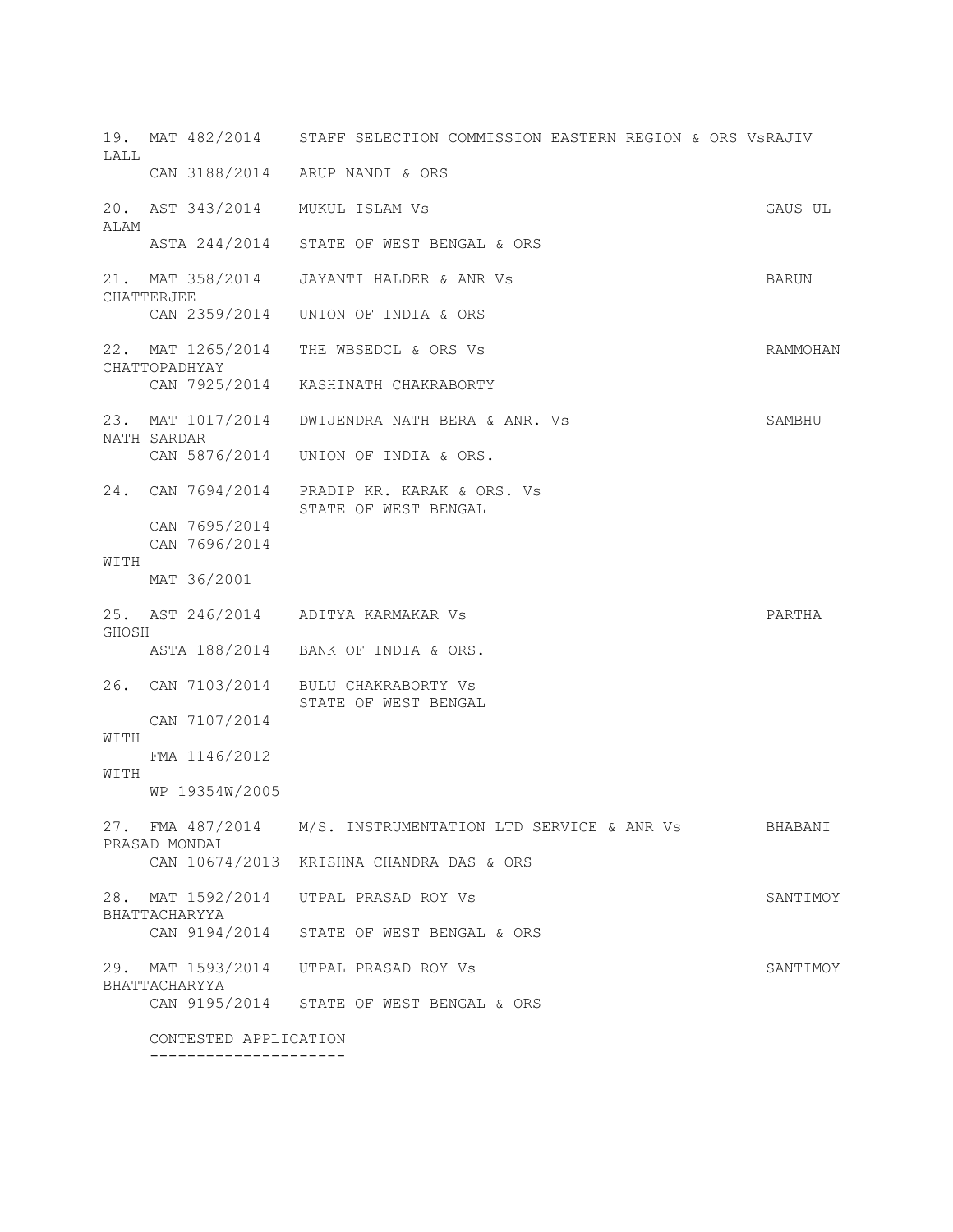19. MAT 482/2014 STAFF SELECTION COMMISSION EASTERN REGION & ORS VsRAJIV LALL
    CAN 3188/2014 ARUP NANDI & ORS

20. AST 343/2014 MUKUL ISLAM Vs GAUS UL ALAM
    ASTA 244/2014 STATE OF WEST BENGAL & ORS

21. MAT 358/2014 JAYANTI HALDER & ANR Vs BARUN CHATTERJEE
    CAN 2359/2014 UNION OF INDIA & ORS

22. MAT 1265/2014 THE WBSEDCL & ORS Vs RAMMOHAN CHATTOPADHYAY
    CAN 7925/2014 KASHINATH CHAKRABORTY

23. MAT 1017/2014 DWIJENDRA NATH BERA & ANR. Vs SAMBHU NATH SARDAR
    CAN 5876/2014 UNION OF INDIA & ORS.

24. CAN 7694/2014 PRADIP KR. KARAK & ORS. Vs
    STATE OF WEST BENGAL
    CAN 7695/2014
    CAN 7696/2014
WITH
    MAT 36/2001

25. AST 246/2014 ADITYA KARMAKAR Vs PARTHA GHOSH
    ASTA 188/2014 BANK OF INDIA & ORS.

26. CAN 7103/2014 BULU CHAKRABORTY Vs
    STATE OF WEST BENGAL
    CAN 7107/2014
WITH
    FMA 1146/2012
WITH
    WP 19354W/2005

27. FMA 487/2014 M/S. INSTRUMENTATION LTD SERVICE & ANR Vs BHABANI PRASAD MONDAL
    CAN 10674/2013 KRISHNA CHANDRA DAS & ORS

28. MAT 1592/2014 UTPAL PRASAD ROY Vs SANTIMOY BHATTACHARYYA
    CAN 9194/2014 STATE OF WEST BENGAL & ORS

29. MAT 1593/2014 UTPAL PRASAD ROY Vs SANTIMOY BHATTACHARYYA
    CAN 9195/2014 STATE OF WEST BENGAL & ORS

CONTESTED APPLICATION
---------------------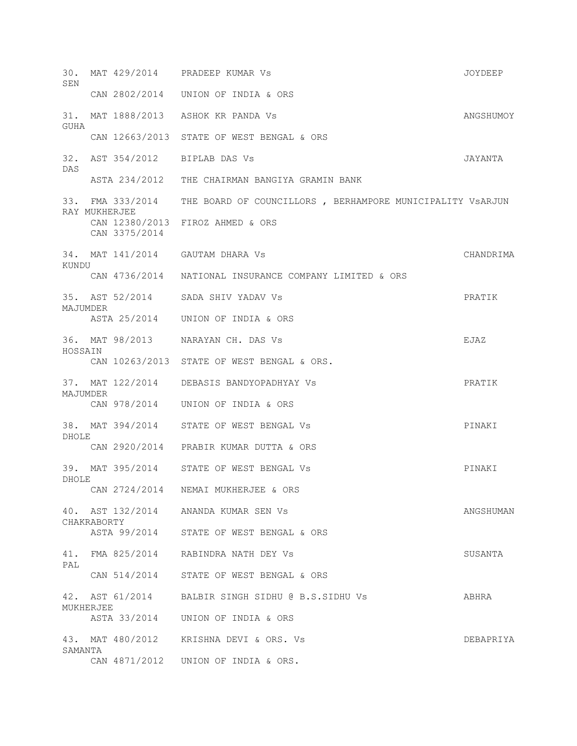30. MAT 429/2014 PRADEEP KUMAR Vs JOYDEEP SEN
    CAN 2802/2014 UNION OF INDIA & ORS

31. MAT 1888/2013 ASHOK KR PANDA Vs ANGSHUMOY GUHA
    CAN 12663/2013 STATE OF WEST BENGAL & ORS

32. AST 354/2012 BIPLAB DAS Vs JAYANTA DAS
    ASTA 234/2012 THE CHAIRMAN BANGIYA GRAMIN BANK

33. FMA 333/2014 THE BOARD OF COUNCILLORS , BERHAMPORE MUNICIPALITY VsARJUN RAY MUKHERJEE
    CAN 12380/2013 FIROZ AHMED & ORS
    CAN 3375/2014

34. MAT 141/2014 GAUTAM DHARA Vs CHANDRIMA KUNDU
    CAN 4736/2014 NATIONAL INSURANCE COMPANY LIMITED & ORS

35. AST 52/2014 SADA SHIV YADAV Vs PRATIK MAJUMDER
    ASTA 25/2014 UNION OF INDIA & ORS

36. MAT 98/2013 NARAYAN CH. DAS Vs EJAZ HOSSAIN
    CAN 10263/2013 STATE OF WEST BENGAL & ORS.

37. MAT 122/2014 DEBASIS BANDYOPADHYAY Vs PRATIK MAJUMDER
    CAN 978/2014 UNION OF INDIA & ORS

38. MAT 394/2014 STATE OF WEST BENGAL Vs PINAKI DHOLE
    CAN 2920/2014 PRABIR KUMAR DUTTA & ORS

39. MAT 395/2014 STATE OF WEST BENGAL Vs PINAKI DHOLE
    CAN 2724/2014 NEMAI MUKHERJEE & ORS

40. AST 132/2014 ANANDA KUMAR SEN Vs ANGSHUMAN CHAKRABORTY
    ASTA 99/2014 STATE OF WEST BENGAL & ORS

41. FMA 825/2014 RABINDRA NATH DEY Vs SUSANTA PAL
    CAN 514/2014 STATE OF WEST BENGAL & ORS

42. AST 61/2014 BALBIR SINGH SIDHU @ B.S.SIDHU Vs ABHRA MUKHERJEE
    ASTA 33/2014 UNION OF INDIA & ORS

43. MAT 480/2012 KRISHNA DEVI & ORS. Vs DEBAPRIYA SAMANTA
    CAN 4871/2012 UNION OF INDIA & ORS.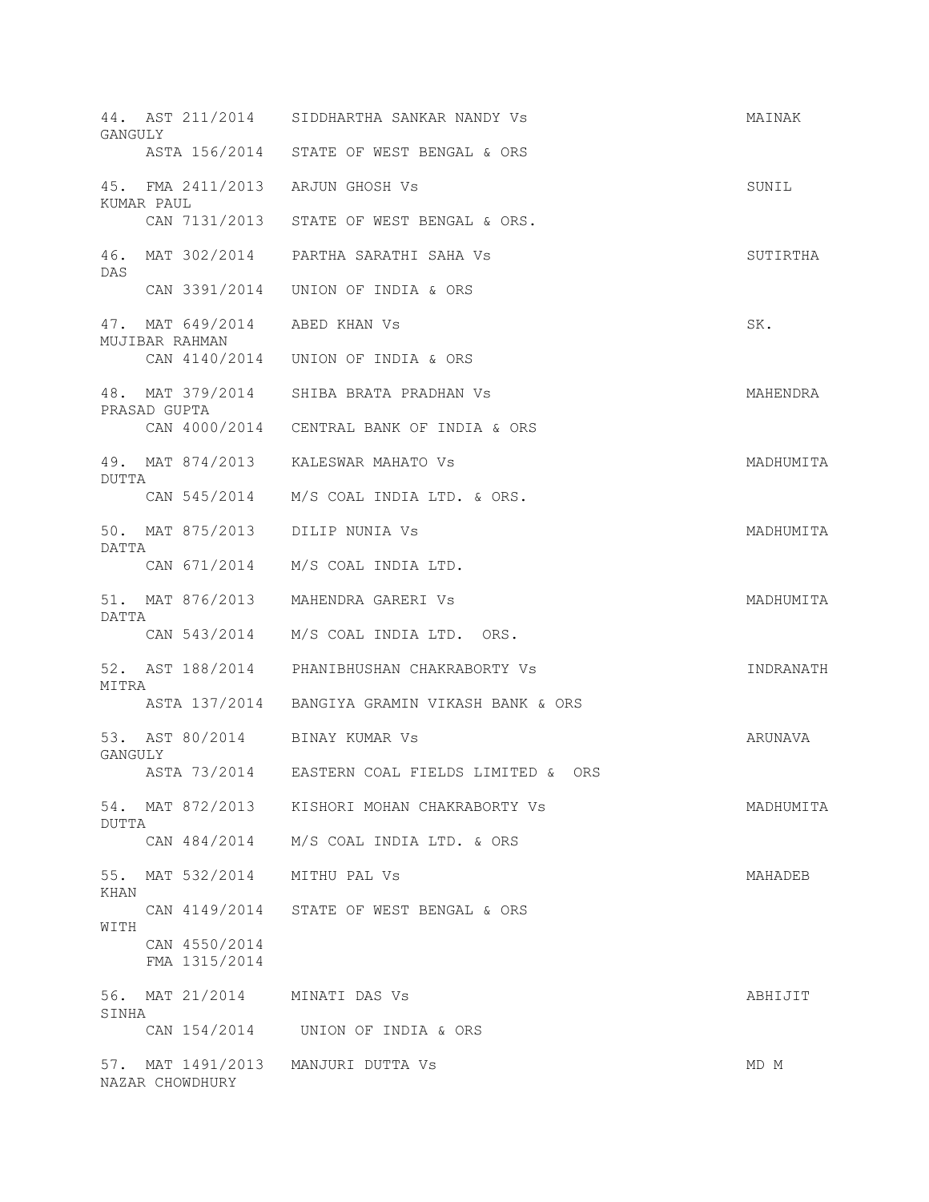44. AST 211/2014 SIDDHARTHA SANKAR NANDY Vs MAINAK GANGULY
ASTA 156/2014 STATE OF WEST BENGAL & ORS

45. FMA 2411/2013 ARJUN GHOSH Vs SUNIL KUMAR PAUL
CAN 7131/2013 STATE OF WEST BENGAL & ORS.

46. MAT 302/2014 PARTHA SARATHI SAHA Vs SUTIRTHA DAS
CAN 3391/2014 UNION OF INDIA & ORS

47. MAT 649/2014 ABED KHAN Vs SK. MUJIBAR RAHMAN
CAN 4140/2014 UNION OF INDIA & ORS

48. MAT 379/2014 SHIBA BRATA PRADHAN Vs MAHENDRA PRASAD GUPTA
CAN 4000/2014 CENTRAL BANK OF INDIA & ORS

49. MAT 874/2013 KALESWAR MAHATO Vs MADHUMITA DUTTA
CAN 545/2014 M/S COAL INDIA LTD. & ORS.

50. MAT 875/2013 DILIP NUNIA Vs MADHUMITA DATTA
CAN 671/2014 M/S COAL INDIA LTD.

51. MAT 876/2013 MAHENDRA GARERI Vs MADHUMITA DATTA
CAN 543/2014 M/S COAL INDIA LTD. ORS.

52. AST 188/2014 PHANIBHUSHAN CHAKRABORTY Vs INDRANATH MITRA
ASTA 137/2014 BANGIYA GRAMIN VIKASH BANK & ORS

53. AST 80/2014 BINAY KUMAR Vs ARUNAVA GANGULY
ASTA 73/2014 EASTERN COAL FIELDS LIMITED & ORS

54. MAT 872/2013 KISHORI MOHAN CHAKRABORTY Vs MADHUMITA DUTTA
CAN 484/2014 M/S COAL INDIA LTD. & ORS

55. MAT 532/2014 MITHU PAL Vs MAHADEB KHAN
CAN 4149/2014 STATE OF WEST BENGAL & ORS
WITH
CAN 4550/2014
FMA 1315/2014

56. MAT 21/2014 MINATI DAS Vs ABHIJIT SINHA
CAN 154/2014 UNION OF INDIA & ORS

57. MAT 1491/2013 MANJURI DUTTA Vs MD M NAZAR CHOWDHURY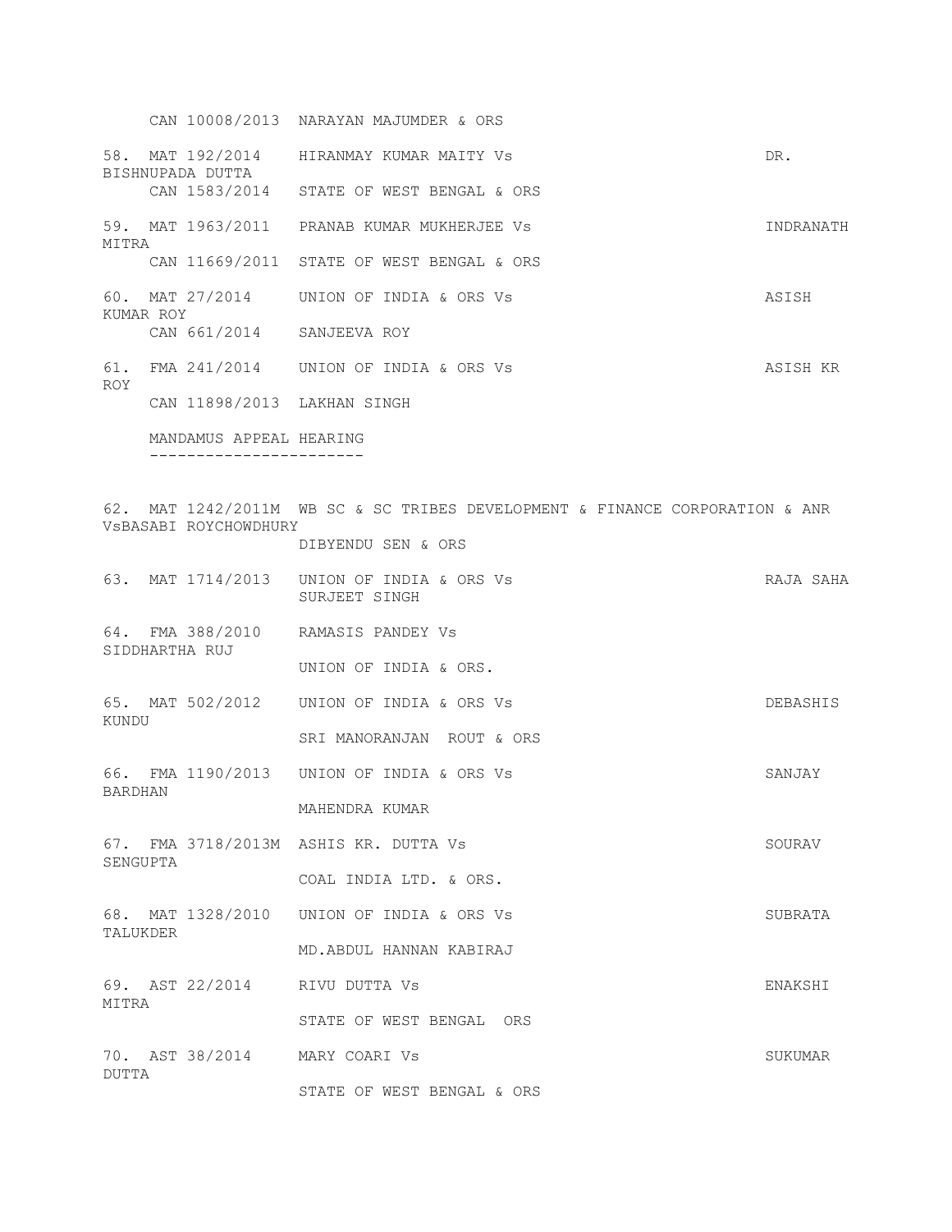CAN 10008/2013 NARAYAN MAJUMDER & ORS

58. MAT 192/2014 HIRANMAY KUMAR MAITY Vs DR. BISHNUPADA DUTTA
    CAN 1583/2014 STATE OF WEST BENGAL & ORS

59. MAT 1963/2011 PRANAB KUMAR MUKHERJEE Vs INDRANATH MITRA
    CAN 11669/2011 STATE OF WEST BENGAL & ORS

60. MAT 27/2014 UNION OF INDIA & ORS Vs ASISH KUMAR ROY
    CAN 661/2014 SANJEEVA ROY

61. FMA 241/2014 UNION OF INDIA & ORS Vs ASISH KR ROY
    CAN 11898/2013 LAKHAN SINGH

MANDAMUS APPEAL HEARING
-----------------------

62. MAT 1242/2011M WB SC & SC TRIBES DEVELOPMENT & FINANCE CORPORATION & ANR VsBASABI ROYCHOWDHURY
    DIBYENDU SEN & ORS

63. MAT 1714/2013 UNION OF INDIA & ORS Vs RAJA SAHA
    SURJEET SINGH

64. FMA 388/2010 RAMASIS PANDEY Vs SIDDHARTHA RUJ
    UNION OF INDIA & ORS.

65. MAT 502/2012 UNION OF INDIA & ORS Vs DEBASHIS KUNDU
    SRI MANORANJAN ROUT & ORS

66. FMA 1190/2013 UNION OF INDIA & ORS Vs SANJAY BARDHAN
    MAHENDRA KUMAR

67. FMA 3718/2013M ASHIS KR. DUTTA Vs SOURAV SENGUPTA
    COAL INDIA LTD. & ORS.

68. MAT 1328/2010 UNION OF INDIA & ORS Vs SUBRATA TALUKDER
    MD.ABDUL HANNAN KABIRAJ

69. AST 22/2014 RIVU DUTTA Vs ENAKSHI MITRA
    STATE OF WEST BENGAL ORS

70. AST 38/2014 MARY COARI Vs SUKUMAR DUTTA
    STATE OF WEST BENGAL & ORS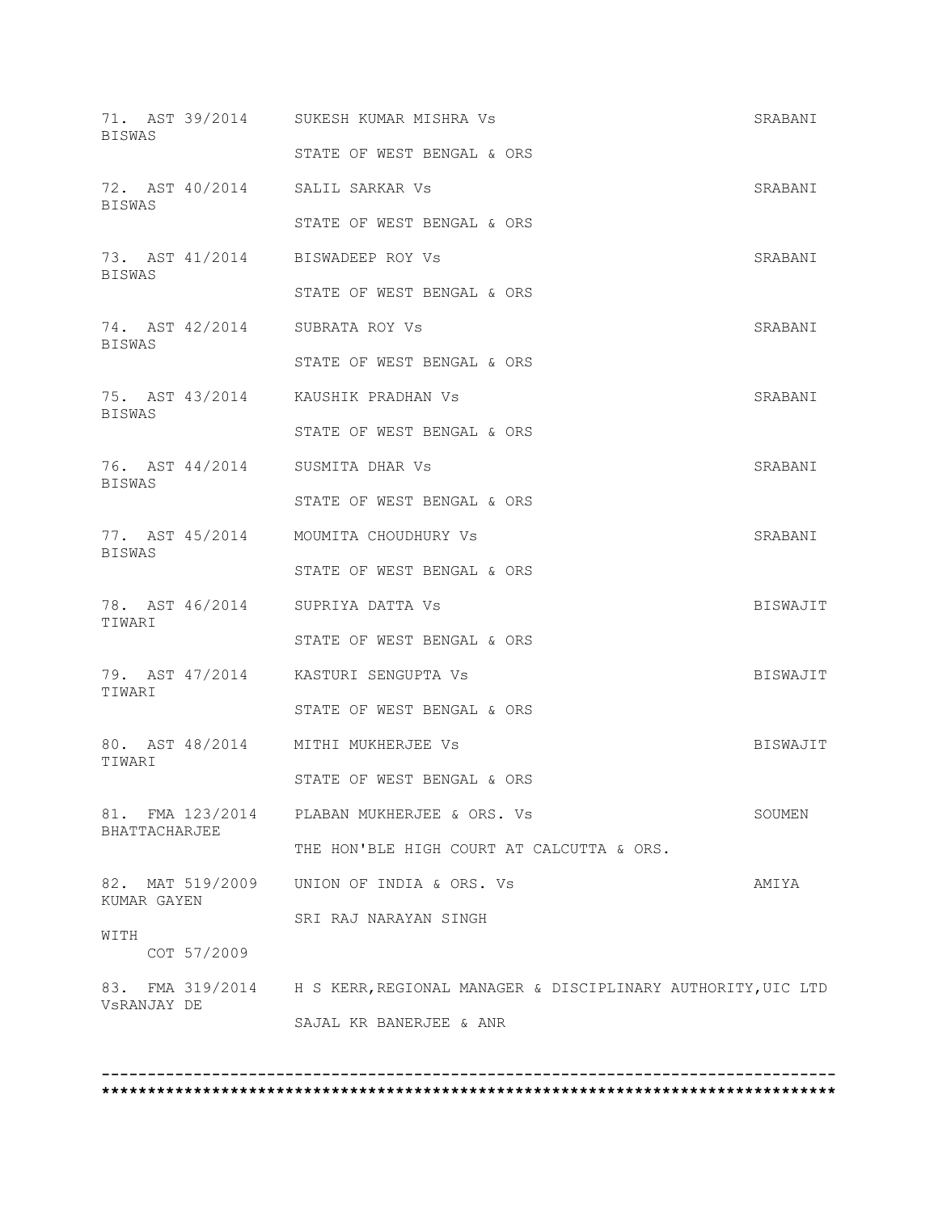71. AST 39/2014 SUKESH KUMAR MISHRA Vs SRABANI BISWAS

STATE OF WEST BENGAL & ORS

72. AST 40/2014 SALIL SARKAR Vs SRABANI BISWAS

STATE OF WEST BENGAL & ORS

73. AST 41/2014 BISWADEEP ROY Vs SRABANI BISWAS

STATE OF WEST BENGAL & ORS

74. AST 42/2014 SUBRATA ROY Vs SRABANI BISWAS

STATE OF WEST BENGAL & ORS

75. AST 43/2014 KAUSHIK PRADHAN Vs SRABANI BISWAS

STATE OF WEST BENGAL & ORS

76. AST 44/2014 SUSMITA DHAR Vs SRABANI BISWAS

STATE OF WEST BENGAL & ORS

77. AST 45/2014 MOUMITA CHOUDHURY Vs SRABANI BISWAS

STATE OF WEST BENGAL & ORS

78. AST 46/2014 SUPRIYA DATTA Vs BISWAJIT TIWARI

STATE OF WEST BENGAL & ORS

79. AST 47/2014 KASTURI SENGUPTA Vs BISWAJIT TIWARI

STATE OF WEST BENGAL & ORS

80. AST 48/2014 MITHI MUKHERJEE Vs BISWAJIT TIWARI

STATE OF WEST BENGAL & ORS

81. FMA 123/2014 PLABAN MUKHERJEE & ORS. Vs SOUMEN BHATTACHARJEE

THE HON'BLE HIGH COURT AT CALCUTTA & ORS.

82. MAT 519/2009 UNION OF INDIA & ORS. Vs AMIYA KUMAR GAYEN

SRI RAJ NARAYAN SINGH

WITH
COT 57/2009

83. FMA 319/2014 H S KERR,REGIONAL MANAGER & DISCIPLINARY AUTHORITY,UIC LTD VsRANJAY DE

SAJAL KR BANERJEE & ANR

------------------------------------------------------------------------------

******************************************************************************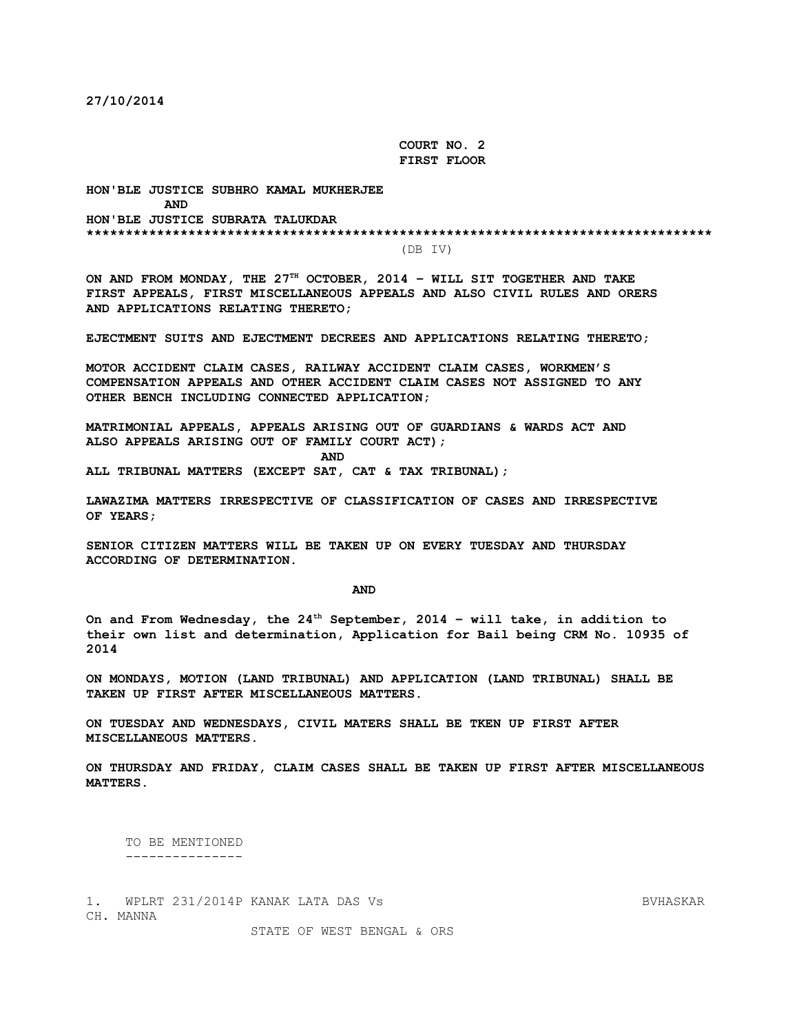**27/10/2014**

**COURT NO. 2**
**FIRST FLOOR**

**HON'BLE JUSTICE SUBHRO KAMAL MUKHERJEE**
**AND**
**HON'BLE JUSTICE SUBRATA TALUKDAR**
**********************************************************************************

(DB IV)

**ON AND FROM MONDAY, THE 27TH OCTOBER, 2014 – WILL SIT TOGETHER AND TAKE FIRST APPEALS, FIRST MISCELLANEOUS APPEALS AND ALSO CIVIL RULES AND ORERS AND APPLICATIONS RELATING THERETO;**

**EJECTMENT SUITS AND EJECTMENT DECREES AND APPLICATIONS RELATING THERETO;**

**MOTOR ACCIDENT CLAIM CASES, RAILWAY ACCIDENT CLAIM CASES, WORKMEN'S COMPENSATION APPEALS AND OTHER ACCIDENT CLAIM CASES NOT ASSIGNED TO ANY OTHER BENCH INCLUDING CONNECTED APPLICATION;**

**MATRIMONIAL APPEALS, APPEALS ARISING OUT OF GUARDIANS & WARDS ACT AND ALSO APPEALS ARISING OUT OF FAMILY COURT ACT);**

**AND**

**ALL TRIBUNAL MATTERS (EXCEPT SAT, CAT & TAX TRIBUNAL);**

**LAWAZIMA MATTERS IRRESPECTIVE OF CLASSIFICATION OF CASES AND IRRESPECTIVE OF YEARS;**

**SENIOR CITIZEN MATTERS WILL BE TAKEN UP ON EVERY TUESDAY AND THURSDAY ACCORDING OF DETERMINATION.**

**AND**

**On and From Wednesday, the 24th September, 2014 – will take, in addition to their own list and determination, Application for Bail being CRM No. 10935 of 2014**

**ON MONDAYS, MOTION (LAND TRIBUNAL) AND APPLICATION (LAND TRIBUNAL) SHALL BE TAKEN UP FIRST AFTER MISCELLANEOUS MATTERS.**

**ON TUESDAY AND WEDNESDAYS, CIVIL MATERS SHALL BE TKEN UP FIRST AFTER MISCELLANEOUS MATTERS.**

**ON THURSDAY AND FRIDAY, CLAIM CASES SHALL BE TAKEN UP FIRST AFTER MISCELLANEOUS MATTERS.**

TO BE MENTIONED
---------------

1. WPLRT 231/2014P KANAK LATA DAS Vs BVHASKAR CH. MANNA
   STATE OF WEST BENGAL & ORS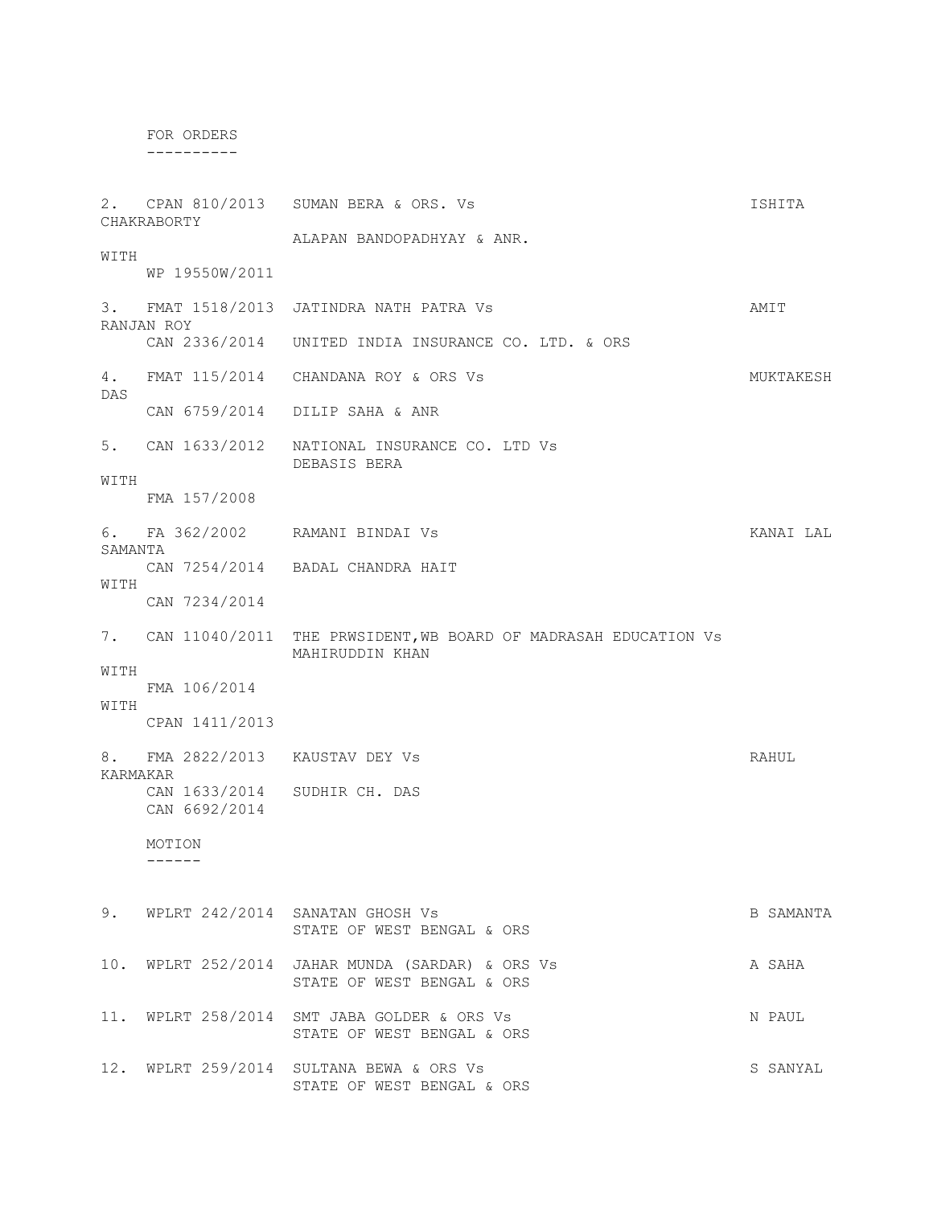FOR ORDERS
----------

2. CPAN 810/2013 SUMAN BERA & ORS. Vs ISHITA CHAKRABORTY
ALAPAN BANDOPADHYAY & ANR.
WITH
WP 19550W/2011

3. FMAT 1518/2013 JATINDRA NATH PATRA Vs AMIT RANJAN ROY
CAN 2336/2014 UNITED INDIA INSURANCE CO. LTD. & ORS

4. FMAT 115/2014 CHANDANA ROY & ORS Vs MUKTAKESH DAS
CAN 6759/2014 DILIP SAHA & ANR

5. CAN 1633/2012 NATIONAL INSURANCE CO. LTD Vs
DEBASIS BERA
WITH
FMA 157/2008

6. FA 362/2002 RAMANI BINDAI Vs KANAI LAL SAMANTA
CAN 7254/2014 BADAL CHANDRA HAIT
WITH
CAN 7234/2014

7. CAN 11040/2011 THE PRWSIDENT,WB BOARD OF MADRASAH EDUCATION Vs
MAHIRUDDIN KHAN
WITH
FMA 106/2014
WITH
CPAN 1411/2013

8. FMA 2822/2013 KAUSTAV DEY Vs RAHUL KARMAKAR
CAN 1633/2014 SUDHIR CH. DAS
CAN 6692/2014

MOTION
------

9. WPLRT 242/2014 SANATAN GHOSH Vs B SAMANTA
STATE OF WEST BENGAL & ORS

10. WPLRT 252/2014 JAHAR MUNDA (SARDAR) & ORS Vs A SAHA
STATE OF WEST BENGAL & ORS

11. WPLRT 258/2014 SMT JABA GOLDER & ORS Vs N PAUL
STATE OF WEST BENGAL & ORS

12. WPLRT 259/2014 SULTANA BEWA & ORS Vs S SANYAL
STATE OF WEST BENGAL & ORS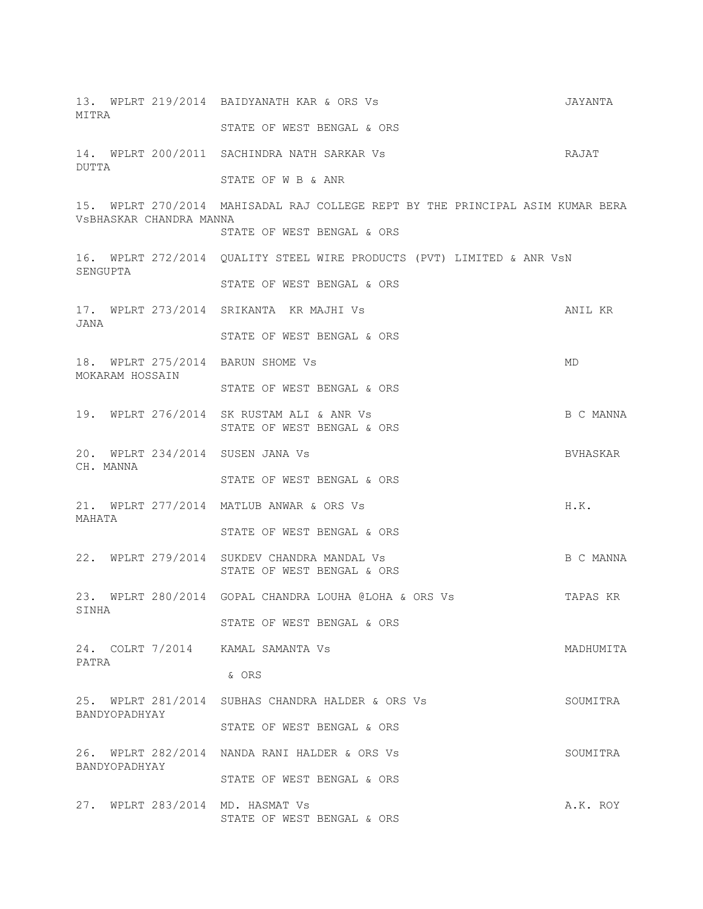13. WPLRT 219/2014 BAIDYANATH KAR & ORS Vs JAYANTA MITRA
STATE OF WEST BENGAL & ORS

14. WPLRT 200/2011 SACHINDRA NATH SARKAR Vs RAJAT DUTTA
STATE OF W B & ANR

15. WPLRT 270/2014 MAHISADAL RAJ COLLEGE REPT BY THE PRINCIPAL ASIM KUMAR BERA VsBHASKAR CHANDRA MANNA
STATE OF WEST BENGAL & ORS

16. WPLRT 272/2014 QUALITY STEEL WIRE PRODUCTS (PVT) LIMITED & ANR VsN SENGUPTA
STATE OF WEST BENGAL & ORS

17. WPLRT 273/2014 SRIKANTA KR MAJHI Vs ANIL KR JANA
STATE OF WEST BENGAL & ORS

18. WPLRT 275/2014 BARUN SHOME Vs MD MOKARAM HOSSAIN
STATE OF WEST BENGAL & ORS

19. WPLRT 276/2014 SK RUSTAM ALI & ANR Vs B C MANNA
STATE OF WEST BENGAL & ORS

20. WPLRT 234/2014 SUSEN JANA Vs BVHASKAR CH. MANNA
STATE OF WEST BENGAL & ORS

21. WPLRT 277/2014 MATLUB ANWAR & ORS Vs H.K. MAHATA
STATE OF WEST BENGAL & ORS

22. WPLRT 279/2014 SUKDEV CHANDRA MANDAL Vs B C MANNA
STATE OF WEST BENGAL & ORS

23. WPLRT 280/2014 GOPAL CHANDRA LOUHA @LOHA & ORS Vs TAPAS KR SINHA
STATE OF WEST BENGAL & ORS

24. COLRT 7/2014 KAMAL SAMANTA Vs MADHUMITA PATRA
& ORS

25. WPLRT 281/2014 SUBHAS CHANDRA HALDER & ORS Vs SOUMITRA BANDYOPADHYAY
STATE OF WEST BENGAL & ORS

26. WPLRT 282/2014 NANDA RANI HALDER & ORS Vs SOUMITRA BANDYOPADHYAY
STATE OF WEST BENGAL & ORS

27. WPLRT 283/2014 MD. HASMAT Vs A.K. ROY
STATE OF WEST BENGAL & ORS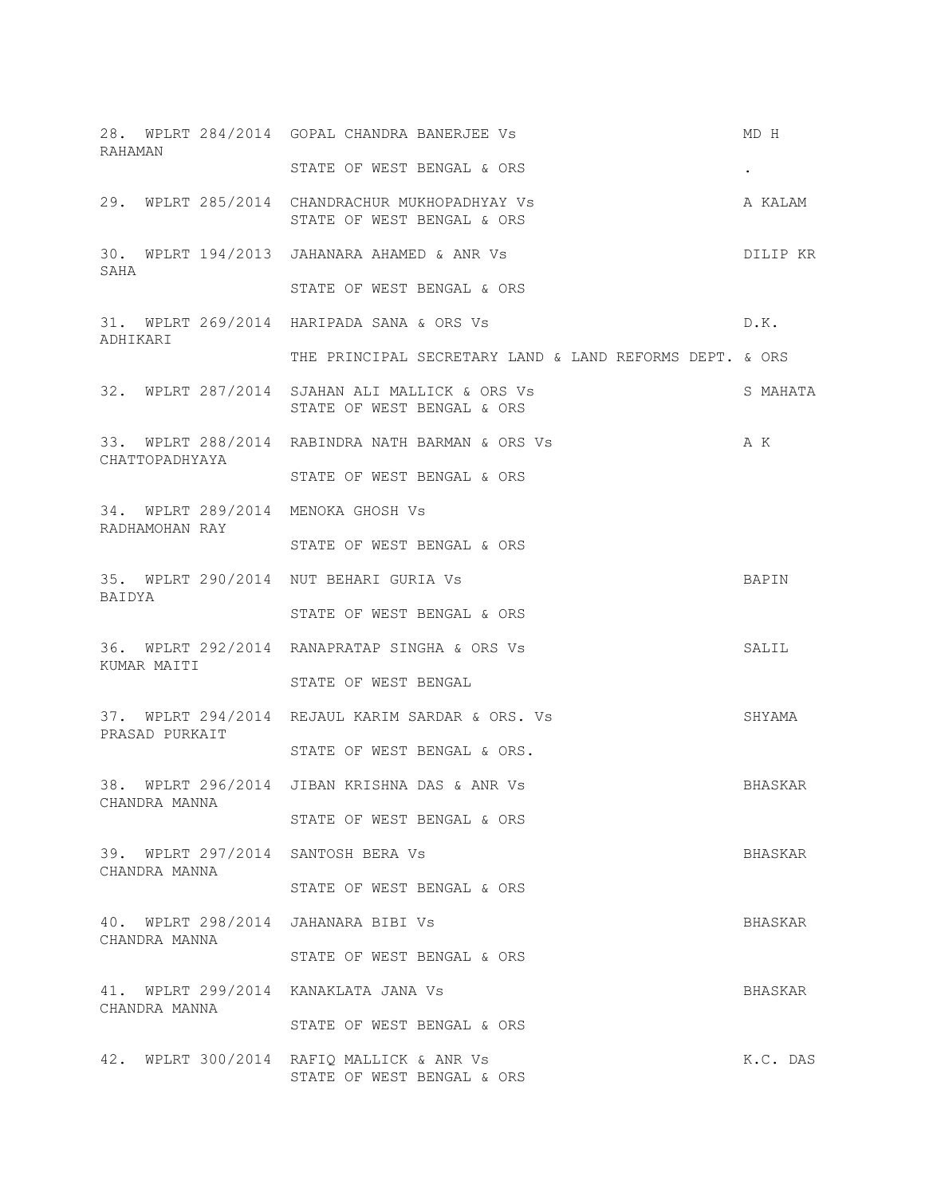28. WPLRT 284/2014 GOPAL CHANDRA BANERJEE Vs MD H RAHAMAN

STATE OF WEST BENGAL & ORS .

29. WPLRT 285/2014 CHANDRACHUR MUKHOPADHYAY Vs A KALAM
STATE OF WEST BENGAL & ORS

30. WPLRT 194/2013 JAHANARA AHAMED & ANR Vs DILIP KR SAHA

STATE OF WEST BENGAL & ORS

31. WPLRT 269/2014 HARIPADA SANA & ORS Vs D.K. ADHIKARI

THE PRINCIPAL SECRETARY LAND & LAND REFORMS DEPT. & ORS

32. WPLRT 287/2014 SJAHAN ALI MALLICK & ORS Vs S MAHATA
STATE OF WEST BENGAL & ORS

33. WPLRT 288/2014 RABINDRA NATH BARMAN & ORS Vs A K CHATTOPADHYAYA

STATE OF WEST BENGAL & ORS

34. WPLRT 289/2014 MENOKA GHOSH Vs RADHAMOHAN RAY

STATE OF WEST BENGAL & ORS

35. WPLRT 290/2014 NUT BEHARI GURIA Vs BAPIN BAIDYA

STATE OF WEST BENGAL & ORS

36. WPLRT 292/2014 RANAPRATAP SINGHA & ORS Vs SALIL KUMAR MAITI

STATE OF WEST BENGAL

37. WPLRT 294/2014 REJAUL KARIM SARDAR & ORS. Vs SHYAMA PRASAD PURKAIT

STATE OF WEST BENGAL & ORS.

38. WPLRT 296/2014 JIBAN KRISHNA DAS & ANR Vs BHASKAR CHANDRA MANNA

STATE OF WEST BENGAL & ORS

39. WPLRT 297/2014 SANTOSH BERA Vs BHASKAR CHANDRA MANNA

STATE OF WEST BENGAL & ORS

40. WPLRT 298/2014 JAHANARA BIBI Vs BHASKAR CHANDRA MANNA

STATE OF WEST BENGAL & ORS

41. WPLRT 299/2014 KANAKLATA JANA Vs BHASKAR CHANDRA MANNA

STATE OF WEST BENGAL & ORS

42. WPLRT 300/2014 RAFIQ MALLICK & ANR Vs K.C. DAS
STATE OF WEST BENGAL & ORS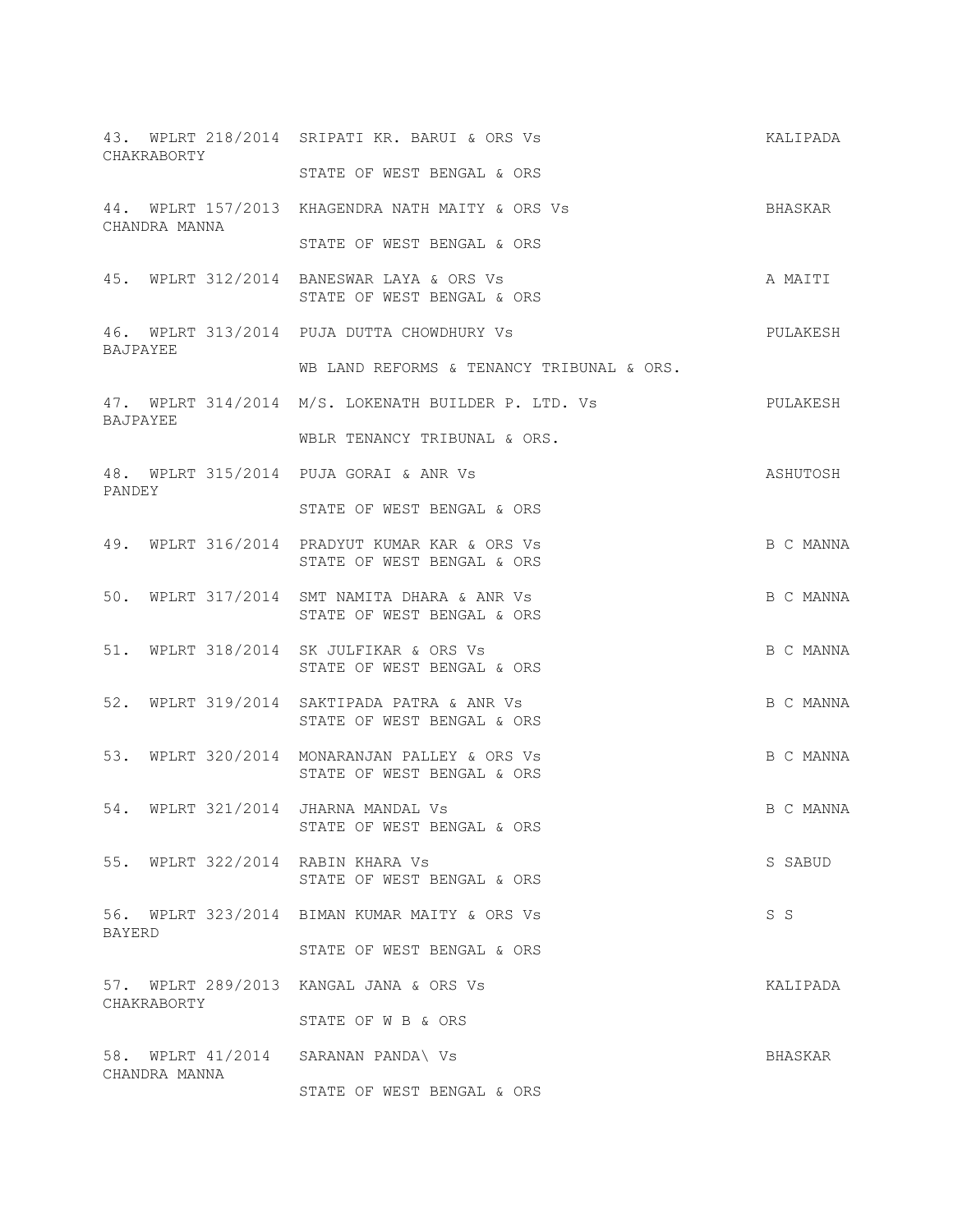43. WPLRT 218/2014 SRIPATI KR. BARUI & ORS Vs KALIPADA CHAKRABORTY

STATE OF WEST BENGAL & ORS

44. WPLRT 157/2013 KHAGENDRA NATH MAITY & ORS Vs BHASKAR CHANDRA MANNA

STATE OF WEST BENGAL & ORS

45. WPLRT 312/2014 BANESWAR LAYA & ORS Vs A MAITI

STATE OF WEST BENGAL & ORS

46. WPLRT 313/2014 PUJA DUTTA CHOWDHURY Vs PULAKESH BAJPAYEE

WB LAND REFORMS & TENANCY TRIBUNAL & ORS.

47. WPLRT 314/2014 M/S. LOKENATH BUILDER P. LTD. Vs PULAKESH BAJPAYEE

WBLR TENANCY TRIBUNAL & ORS.

48. WPLRT 315/2014 PUJA GORAI & ANR Vs ASHUTOSH PANDEY

STATE OF WEST BENGAL & ORS

49. WPLRT 316/2014 PRADYUT KUMAR KAR & ORS Vs B C MANNA

STATE OF WEST BENGAL & ORS

50. WPLRT 317/2014 SMT NAMITA DHARA & ANR Vs B C MANNA

STATE OF WEST BENGAL & ORS

51. WPLRT 318/2014 SK JULFIKAR & ORS Vs B C MANNA

STATE OF WEST BENGAL & ORS

52. WPLRT 319/2014 SAKTIPADA PATRA & ANR Vs B C MANNA

STATE OF WEST BENGAL & ORS

53. WPLRT 320/2014 MONARANJAN PALLEY & ORS Vs B C MANNA

STATE OF WEST BENGAL & ORS

54. WPLRT 321/2014 JHARNA MANDAL Vs B C MANNA

STATE OF WEST BENGAL & ORS

55. WPLRT 322/2014 RABIN KHARA Vs S SABUD

STATE OF WEST BENGAL & ORS

56. WPLRT 323/2014 BIMAN KUMAR MAITY & ORS Vs S S BAYERD

STATE OF WEST BENGAL & ORS

57. WPLRT 289/2013 KANGAL JANA & ORS Vs KALIPADA CHAKRABORTY

STATE OF W B & ORS

58. WPLRT 41/2014 SARANAN PANDA\ Vs BHASKAR CHANDRA MANNA

STATE OF WEST BENGAL & ORS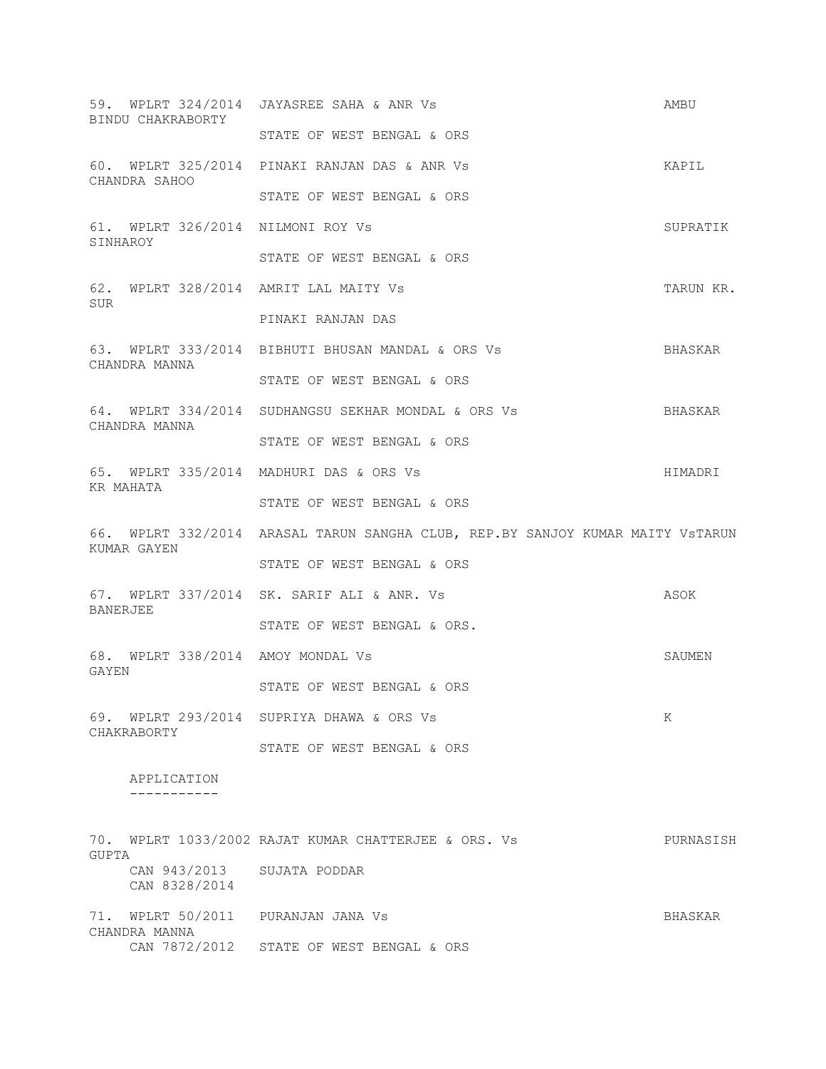59. WPLRT 324/2014 JAYASREE SAHA & ANR Vs AMBU BINDU CHAKRABORTY

STATE OF WEST BENGAL & ORS

60. WPLRT 325/2014 PINAKI RANJAN DAS & ANR Vs KAPIL CHANDRA SAHOO

STATE OF WEST BENGAL & ORS

61. WPLRT 326/2014 NILMONI ROY Vs SUPRATIK SINHAROY

STATE OF WEST BENGAL & ORS

62. WPLRT 328/2014 AMRIT LAL MAITY Vs TARUN KR. SUR

PINAKI RANJAN DAS

63. WPLRT 333/2014 BIBHUTI BHUSAN MANDAL & ORS Vs BHASKAR CHANDRA MANNA

STATE OF WEST BENGAL & ORS

64. WPLRT 334/2014 SUDHANGSU SEKHAR MONDAL & ORS Vs BHASKAR CHANDRA MANNA

STATE OF WEST BENGAL & ORS

65. WPLRT 335/2014 MADHURI DAS & ORS Vs HIMADRI KR MAHATA

STATE OF WEST BENGAL & ORS

66. WPLRT 332/2014 ARASAL TARUN SANGHA CLUB, REP.BY SANJOY KUMAR MAITY VsTARUN KUMAR GAYEN

STATE OF WEST BENGAL & ORS

67. WPLRT 337/2014 SK. SARIF ALI & ANR. Vs ASOK BANERJEE

STATE OF WEST BENGAL & ORS.

68. WPLRT 338/2014 AMOY MONDAL Vs SAUMEN GAYEN

STATE OF WEST BENGAL & ORS

69. WPLRT 293/2014 SUPRIYA DHAWA & ORS Vs K CHAKRABORTY

STATE OF WEST BENGAL & ORS

APPLICATION
-----------

70. WPLRT 1033/2002 RAJAT KUMAR CHATTERJEE & ORS. Vs PURNASISH GUPTA

CAN 943/2013 SUJATA PODDAR
CAN 8328/2014

71. WPLRT 50/2011 PURANJAN JANA Vs BHASKAR CHANDRA MANNA

CAN 7872/2012 STATE OF WEST BENGAL & ORS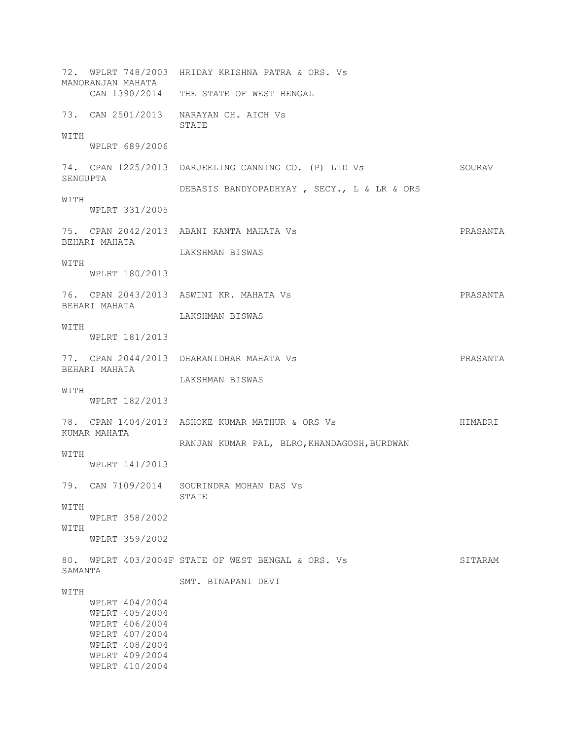72. WPLRT 748/2003 HRIDAY KRISHNA PATRA & ORS. Vs MANORANJAN MAHATA
    CAN 1390/2014 THE STATE OF WEST BENGAL

73. CAN 2501/2013 NARAYAN CH. AICH Vs
    STATE
WITH
    WPLRT 689/2006

74. CPAN 1225/2013 DARJEELING CANNING CO. (P) LTD Vs SOURAV SENGUPTA
    DEBASIS BANDYOPADHYAY , SECY., L & LR & ORS
WITH
    WPLRT 331/2005

75. CPAN 2042/2013 ABANI KANTA MAHATA Vs PRASANTA BEHARI MAHATA
    LAKSHMAN BISWAS
WITH
    WPLRT 180/2013

76. CPAN 2043/2013 ASWINI KR. MAHATA Vs PRASANTA BEHARI MAHATA
    LAKSHMAN BISWAS
WITH
    WPLRT 181/2013

77. CPAN 2044/2013 DHARANIDHAR MAHATA Vs PRASANTA BEHARI MAHATA
    LAKSHMAN BISWAS
WITH
    WPLRT 182/2013

78. CPAN 1404/2013 ASHOKE KUMAR MATHUR & ORS Vs HIMADRI KUMAR MAHATA
    RANJAN KUMAR PAL, BLRO,KHANDAGOSH,BURDWAN
WITH
    WPLRT 141/2013

79. CAN 7109/2014 SOURINDRA MOHAN DAS Vs
    STATE
WITH
    WPLRT 358/2002
WITH
    WPLRT 359/2002

80. WPLRT 403/2004F STATE OF WEST BENGAL & ORS. Vs SITARAM SAMANTA
    SMT. BINAPANI DEVI
WITH
    WPLRT 404/2004
    WPLRT 405/2004
    WPLRT 406/2004
    WPLRT 407/2004
    WPLRT 408/2004
    WPLRT 409/2004
    WPLRT 410/2004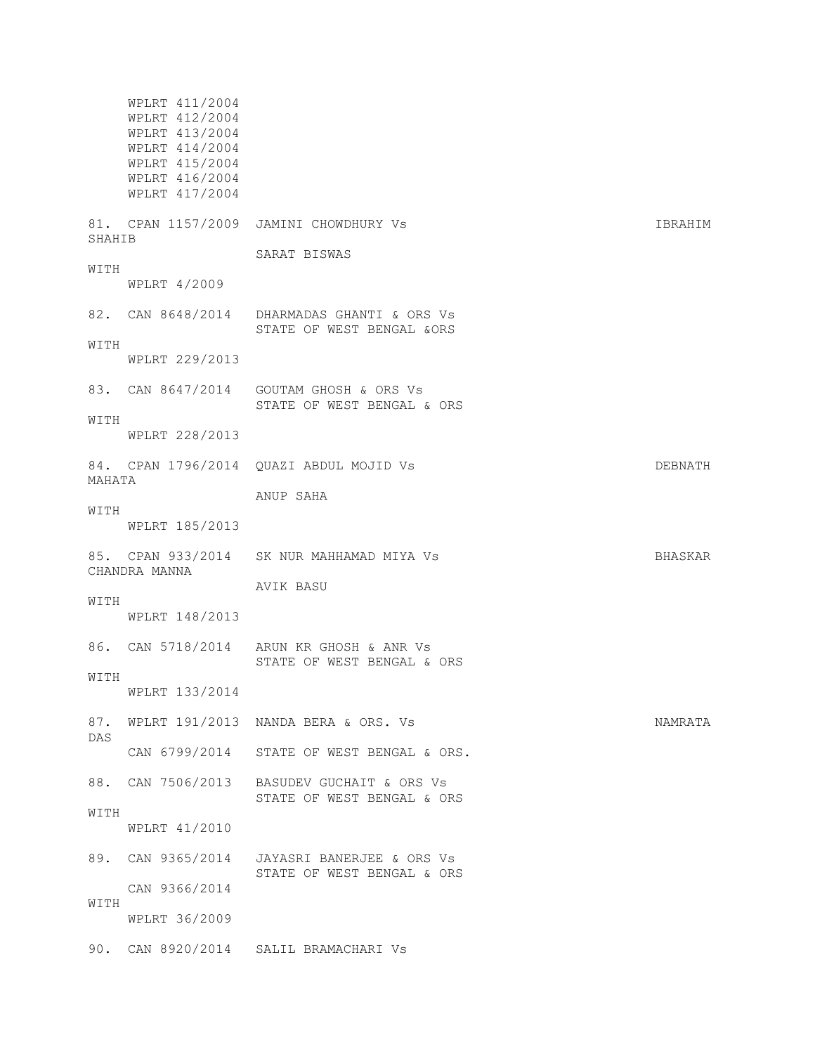```
     WPLRT 411/2004
     WPLRT 412/2004
     WPLRT 413/2004
     WPLRT 414/2004
     WPLRT 415/2004
     WPLRT 416/2004
     WPLRT 417/2004

81.  CPAN 1157/2009  JAMINI CHOWDHURY Vs                              IBRAHIM
SHAHIB
                     SARAT BISWAS
WITH
     WPLRT 4/2009

82.  CAN 8648/2014   DHARMADAS GHANTI & ORS Vs
                     STATE OF WEST BENGAL &ORS
WITH
     WPLRT 229/2013

83.  CAN 8647/2014   GOUTAM GHOSH & ORS Vs
                     STATE OF WEST BENGAL & ORS
WITH
     WPLRT 228/2013

84.  CPAN 1796/2014  QUAZI ABDUL MOJID Vs                             DEBNATH
MAHATA
                     ANUP SAHA
WITH
     WPLRT 185/2013

85.  CPAN 933/2014   SK NUR MAHHAMAD MIYA Vs                          BHASKAR
CHANDRA MANNA
                     AVIK BASU
WITH
     WPLRT 148/2013

86.  CAN 5718/2014   ARUN KR GHOSH & ANR Vs
                     STATE OF WEST BENGAL & ORS
WITH
     WPLRT 133/2014

87.  WPLRT 191/2013  NANDA BERA & ORS. Vs                             NAMRATA
DAS
     CAN 6799/2014   STATE OF WEST BENGAL & ORS.

88.  CAN 7506/2013   BASUDEV GUCHAIT & ORS Vs
                     STATE OF WEST BENGAL & ORS
WITH
     WPLRT 41/2010

89.  CAN 9365/2014   JAYASRI BANERJEE & ORS Vs
                     STATE OF WEST BENGAL & ORS
     CAN 9366/2014
WITH
     WPLRT 36/2009

90.  CAN 8920/2014   SALIL BRAMACHARI Vs
```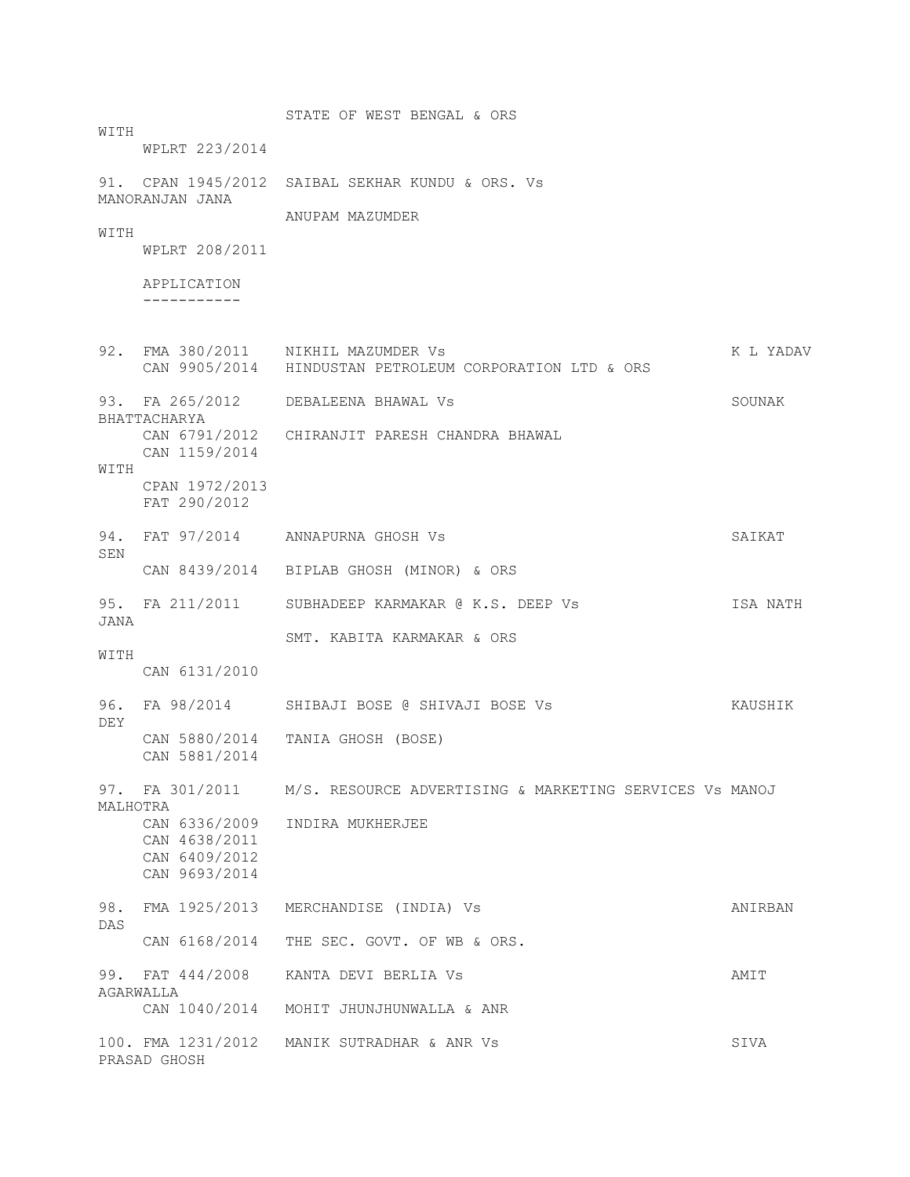STATE OF WEST BENGAL & ORS

WITH

WPLRT 223/2014

91. CPAN 1945/2012 SAIBAL SEKHAR KUNDU & ORS. Vs MANORANJAN JANA

ANUPAM MAZUMDER

WITH

WPLRT 208/2011

APPLICATION

-----------

92. FMA 380/2011 NIKHIL MAZUMDER Vs K L YADAV

CAN 9905/2014 HINDUSTAN PETROLEUM CORPORATION LTD & ORS

93. FA 265/2012 DEBALEENA BHAWAL Vs SOUNAK BHATTACHARYA

CAN 6791/2012 CHIRANJIT PARESH CHANDRA BHAWAL

CAN 1159/2014

WITH

CPAN 1972/2013

FAT 290/2012

94. FAT 97/2014 ANNAPURNA GHOSH Vs SAIKAT SEN

CAN 8439/2014 BIPLAB GHOSH (MINOR) & ORS

95. FA 211/2011 SUBHADEEP KARMAKAR @ K.S. DEEP Vs ISA NATH JANA

SMT. KABITA KARMAKAR & ORS

WITH

CAN 6131/2010

96. FA 98/2014 SHIBAJI BOSE @ SHIVAJI BOSE Vs KAUSHIK DEY

CAN 5880/2014 TANIA GHOSH (BOSE)

CAN 5881/2014

97. FA 301/2011 M/S. RESOURCE ADVERTISING & MARKETING SERVICES Vs MANOJ MALHOTRA

CAN 6336/2009 INDIRA MUKHERJEE

CAN 4638/2011

CAN 6409/2012

CAN 9693/2014

98. FMA 1925/2013 MERCHANDISE (INDIA) Vs ANIRBAN DAS

CAN 6168/2014 THE SEC. GOVT. OF WB & ORS.

99. FAT 444/2008 KANTA DEVI BERLIA Vs AMIT AGARWALLA

CAN 1040/2014 MOHIT JHUNJHUNWALLA & ANR

100. FMA 1231/2012 MANIK SUTRADHAR & ANR Vs SIVA PRASAD GHOSH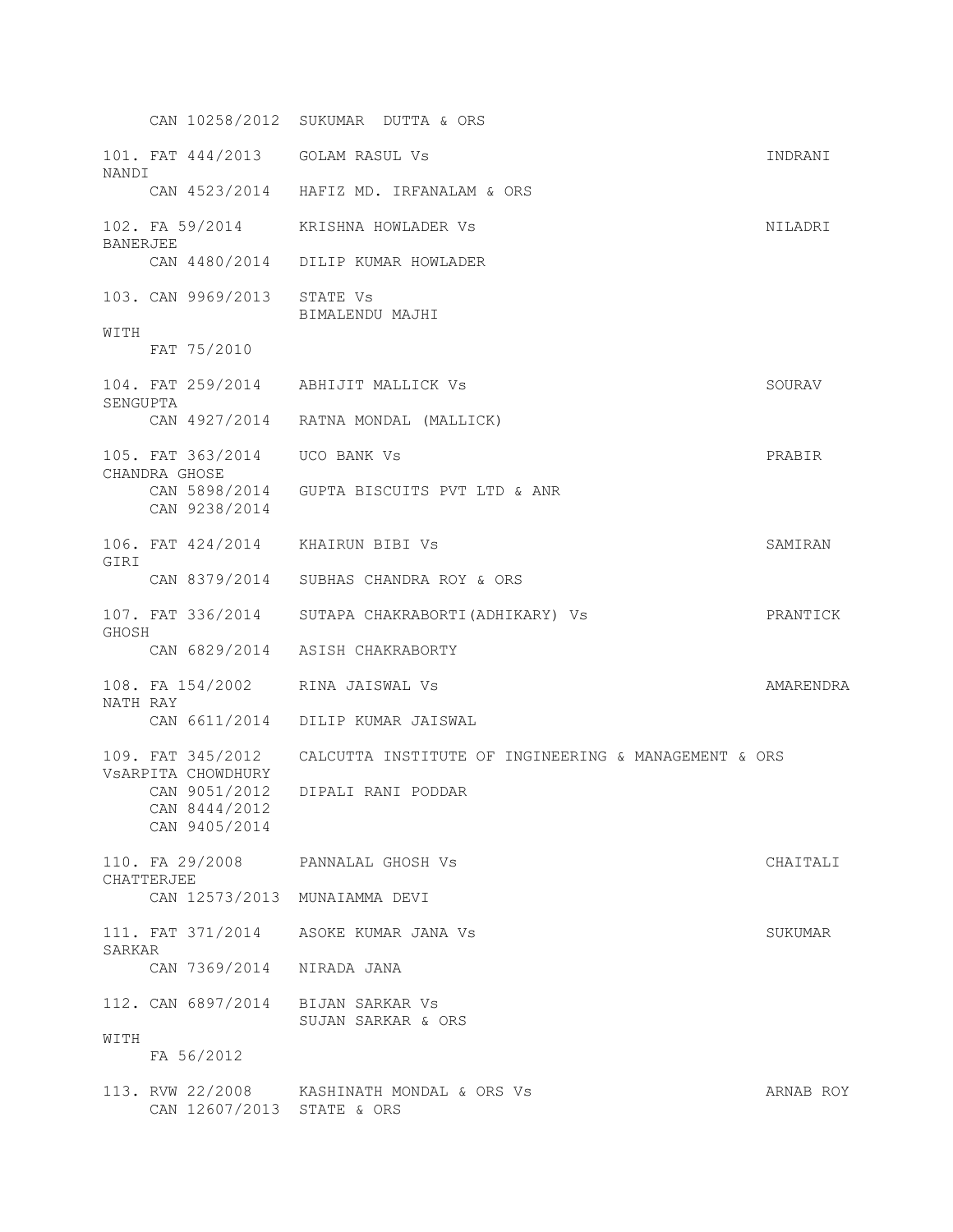CAN 10258/2012 SUKUMAR DUTTA & ORS

101. FAT 444/2013 GOLAM RASUL Vs INDRANI NANDI
CAN 4523/2014 HAFIZ MD. IRFANALAM & ORS

102. FA 59/2014 KRISHNA HOWLADER Vs NILADRI BANERJEE
CAN 4480/2014 DILIP KUMAR HOWLADER

103. CAN 9969/2013 STATE Vs
BIMALENDU MAJHI
WITH
FAT 75/2010

104. FAT 259/2014 ABHIJIT MALLICK Vs SOURAV SENGUPTA
CAN 4927/2014 RATNA MONDAL (MALLICK)

105. FAT 363/2014 UCO BANK Vs PRABIR CHANDRA GHOSE
CAN 5898/2014 GUPTA BISCUITS PVT LTD & ANR
CAN 9238/2014

106. FAT 424/2014 KHAIRUN BIBI Vs SAMIRAN GIRI
CAN 8379/2014 SUBHAS CHANDRA ROY & ORS

107. FAT 336/2014 SUTAPA CHAKRABORTI(ADHIKARY) Vs PRANTICK GHOSH
CAN 6829/2014 ASISH CHAKRABORTY

108. FA 154/2002 RINA JAISWAL Vs AMARENDRA NATH RAY
CAN 6611/2014 DILIP KUMAR JAISWAL

109. FAT 345/2012 CALCUTTA INSTITUTE OF INGINEERING & MANAGEMENT & ORS VsARPITA CHOWDHURY
CAN 9051/2012 DIPALI RANI PODDAR
CAN 8444/2012
CAN 9405/2014

110. FA 29/2008 PANNALAL GHOSH Vs CHAITALI CHATTERJEE
CAN 12573/2013 MUNAIAMMA DEVI

111. FAT 371/2014 ASOKE KUMAR JANA Vs SUKUMAR SARKAR
CAN 7369/2014 NIRADA JANA

112. CAN 6897/2014 BIJAN SARKAR Vs
SUJAN SARKAR & ORS
WITH
FA 56/2012

113. RVW 22/2008 KASHINATH MONDAL & ORS Vs ARNAB ROY
CAN 12607/2013 STATE & ORS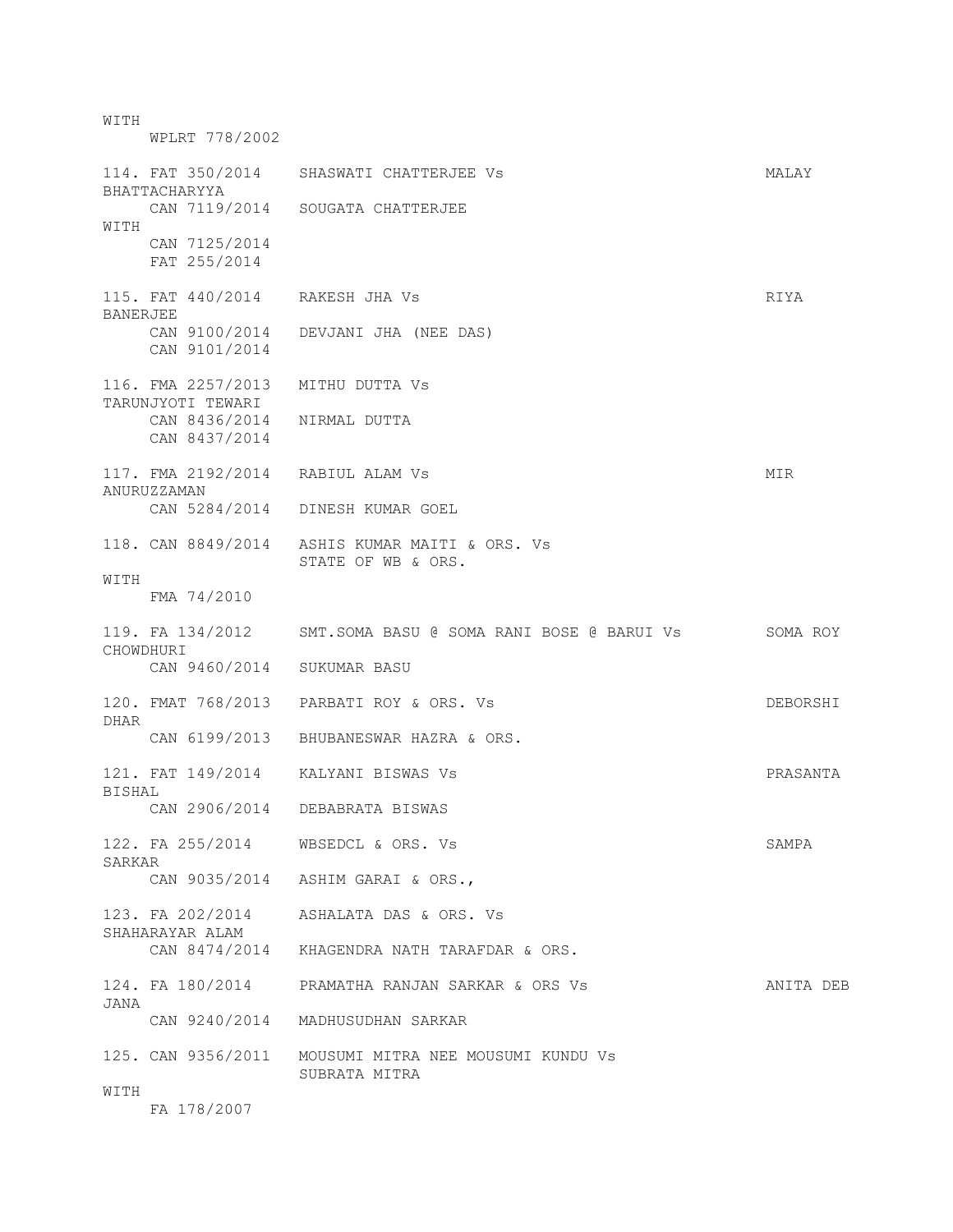WITH
WPLRT 778/2002

114. FAT 350/2014 SHASWATI CHATTERJEE Vs MALAY BHATTACHARYYA
CAN 7119/2014 SOUGATA CHATTERJEE
WITH
CAN 7125/2014
FAT 255/2014

115. FAT 440/2014 RAKESH JHA Vs RIYA BANERJEE
CAN 9100/2014 DEVJANI JHA (NEE DAS)
CAN 9101/2014

116. FMA 2257/2013 MITHU DUTTA Vs TARUNJYOTI TEWARI
CAN 8436/2014 NIRMAL DUTTA
CAN 8437/2014

117. FMA 2192/2014 RABIUL ALAM Vs MIR ANURUZZAMAN
CAN 5284/2014 DINESH KUMAR GOEL

118. CAN 8849/2014 ASHIS KUMAR MAITI & ORS. Vs
STATE OF WB & ORS.
WITH
FMA 74/2010

119. FA 134/2012 SMT.SOMA BASU @ SOMA RANI BOSE @ BARUI Vs SOMA ROY CHOWDHURI
CAN 9460/2014 SUKUMAR BASU

120. FMAT 768/2013 PARBATI ROY & ORS. Vs DEBORSHI DHAR
CAN 6199/2013 BHUBANESWAR HAZRA & ORS.

121. FAT 149/2014 KALYANI BISWAS Vs PRASANTA BISHAL
CAN 2906/2014 DEBABRATA BISWAS

122. FA 255/2014 WBSEDCL & ORS. Vs SAMPA SARKAR
CAN 9035/2014 ASHIM GARAI & ORS.,

123. FA 202/2014 ASHALATA DAS & ORS. Vs SHAHARAYAR ALAM
CAN 8474/2014 KHAGENDRA NATH TARAFDAR & ORS.

124. FA 180/2014 PRAMATHA RANJAN SARKAR & ORS Vs ANITA DEB JANA
CAN 9240/2014 MADHUSUDHAN SARKAR

125. CAN 9356/2011 MOUSUMI MITRA NEE MOUSUMI KUNDU Vs
SUBRATA MITRA
WITH
FA 178/2007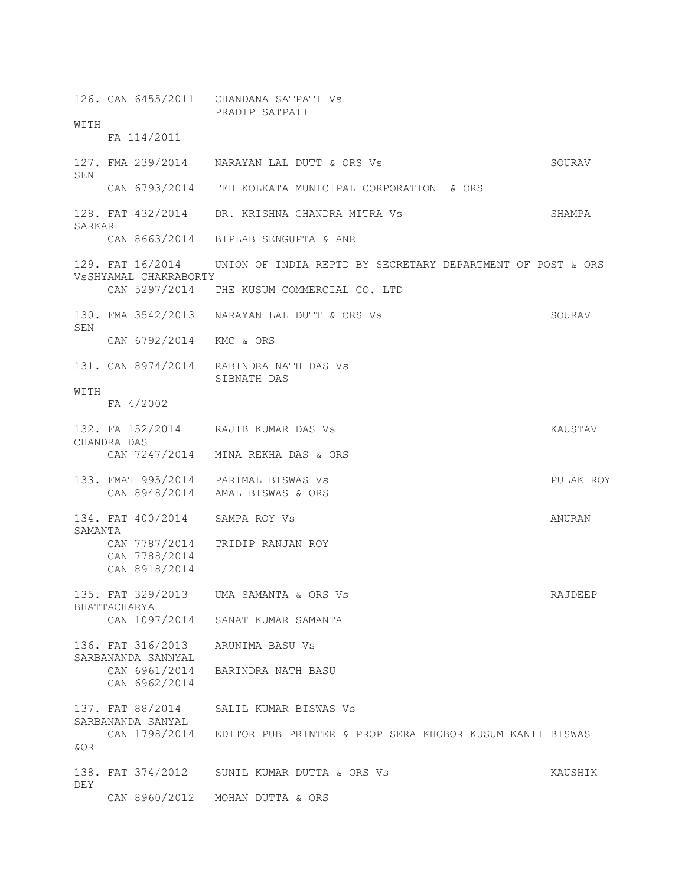126. CAN 6455/2011 CHANDANA SATPATI Vs
PRADIP SATPATI
WITH
FA 114/2011

127. FMA 239/2014 NARAYAN LAL DUTT & ORS Vs SOURAV SEN
CAN 6793/2014 TEH KOLKATA MUNICIPAL CORPORATION & ORS

128. FAT 432/2014 DR. KRISHNA CHANDRA MITRA Vs SHAMPA SARKAR
CAN 8663/2014 BIPLAB SENGUPTA & ANR

129. FAT 16/2014 UNION OF INDIA REPTD BY SECRETARY DEPARTMENT OF POST & ORS VsSHYAMAL CHAKRABORTY
CAN 5297/2014 THE KUSUM COMMERCIAL CO. LTD

130. FMA 3542/2013 NARAYAN LAL DUTT & ORS Vs SOURAV SEN
CAN 6792/2014 KMC & ORS

131. CAN 8974/2014 RABINDRA NATH DAS Vs
SIBNATH DAS
WITH
FA 4/2002

132. FA 152/2014 RAJIB KUMAR DAS Vs KAUSTAV CHANDRA DAS
CAN 7247/2014 MINA REKHA DAS & ORS

133. FMAT 995/2014 PARIMAL BISWAS Vs PULAK ROY
CAN 8948/2014 AMAL BISWAS & ORS

134. FAT 400/2014 SAMPA ROY Vs ANURAN SAMANTA
CAN 7787/2014 TRIDIP RANJAN ROY
CAN 7788/2014
CAN 8918/2014

135. FAT 329/2013 UMA SAMANTA & ORS Vs RAJDEEP BHATTACHARYA
CAN 1097/2014 SANAT KUMAR SAMANTA

136. FAT 316/2013 ARUNIMA BASU Vs
SARBANANDA SANNYAL
CAN 6961/2014 BARINDRA NATH BASU
CAN 6962/2014

137. FAT 88/2014 SALIL KUMAR BISWAS Vs
SARBANANDA SANYAL
CAN 1798/2014 EDITOR PUB PRINTER & PROP SERA KHOBOR KUSUM KANTI BISWAS &OR

138. FAT 374/2012 SUNIL KUMAR DUTTA & ORS Vs KAUSHIK DEY
CAN 8960/2012 MOHAN DUTTA & ORS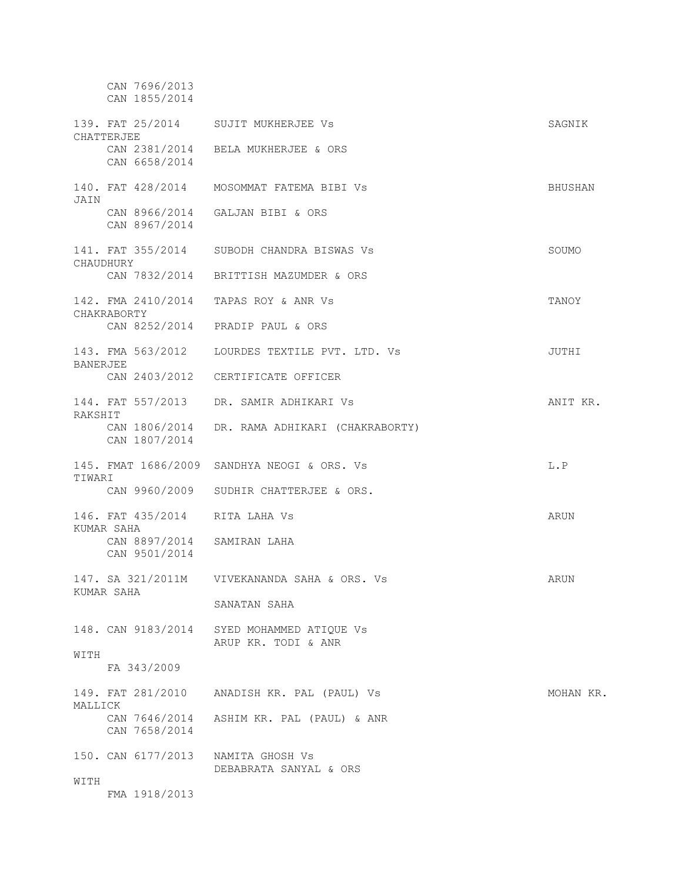```
     CAN 7696/2013
     CAN 1855/2014

139. FAT 25/2014     SUJIT MUKHERJEE Vs                                   SAGNIK
CHATTERJEE
     CAN 2381/2014   BELA MUKHERJEE & ORS
     CAN 6658/2014

140. FAT 428/2014    MOSOMMAT FATEMA BIBI Vs                              BHUSHAN
JAIN
     CAN 8966/2014   GALJAN BIBI & ORS
     CAN 8967/2014

141. FAT 355/2014    SUBODH CHANDRA BISWAS Vs                             SOUMO
CHAUDHURY
     CAN 7832/2014   BRITTISH MAZUMDER & ORS

142. FMA 2410/2014   TAPAS ROY & ANR Vs                                   TANOY
CHAKRABORTY
     CAN 8252/2014   PRADIP PAUL & ORS

143. FMA 563/2012    LOURDES TEXTILE PVT. LTD. Vs                         JUTHI
BANERJEE
     CAN 2403/2012   CERTIFICATE OFFICER

144. FAT 557/2013    DR. SAMIR ADHIKARI Vs                                ANIT KR.
RAKSHIT
     CAN 1806/2014   DR. RAMA ADHIKARI (CHAKRABORTY)
     CAN 1807/2014

145. FMAT 1686/2009  SANDHYA NEOGI & ORS. Vs                              L.P
TIWARI
     CAN 9960/2009   SUDHIR CHATTERJEE & ORS.

146. FAT 435/2014    RITA LAHA Vs                                         ARUN
KUMAR SAHA
     CAN 8897/2014   SAMIRAN LAHA
     CAN 9501/2014

147. SA 321/2011M    VIVEKANANDA SAHA & ORS. Vs                           ARUN
KUMAR SAHA
                     SANATAN SAHA

148. CAN 9183/2014   SYED MOHAMMED ATIQUE Vs
                     ARUP KR. TODI & ANR
WITH
     FA 343/2009

149. FAT 281/2010    ANADISH KR. PAL (PAUL) Vs                            MOHAN KR.
MALLICK
     CAN 7646/2014   ASHIM KR. PAL (PAUL) & ANR
     CAN 7658/2014

150. CAN 6177/2013   NAMITA GHOSH Vs
                     DEBABRATA SANYAL & ORS
WITH
     FMA 1918/2013
```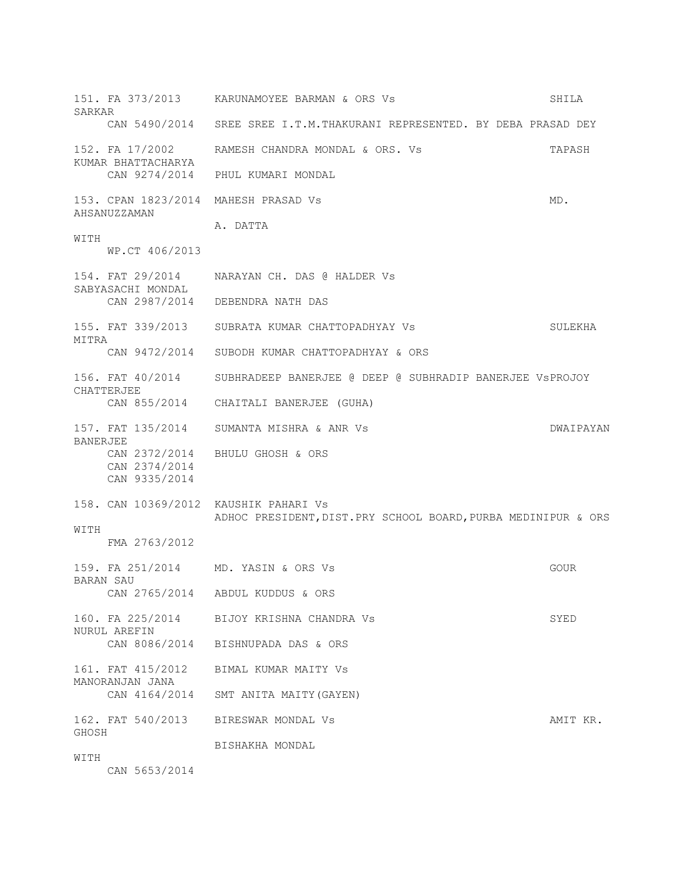151. FA 373/2013 KARUNAMOYEE BARMAN & ORS Vs SHILA SARKAR
CAN 5490/2014 SREE SREE I.T.M.THAKURANI REPRESENTED. BY DEBA PRASAD DEY

152. FA 17/2002 RAMESH CHANDRA MONDAL & ORS. Vs TAPASH KUMAR BHATTACHARYA
CAN 9274/2014 PHUL KUMARI MONDAL

153. CPAN 1823/2014 MAHESH PRASAD Vs MD. AHSANUZZAMAN
A. DATTA
WITH
WP.CT 406/2013

154. FAT 29/2014 NARAYAN CH. DAS @ HALDER Vs SABYASACHI MONDAL
CAN 2987/2014 DEBENDRA NATH DAS

155. FAT 339/2013 SUBRATA KUMAR CHATTOPADHYAY Vs SULEKHA MITRA
CAN 9472/2014 SUBODH KUMAR CHATTOPADHYAY & ORS

156. FAT 40/2014 SUBHRADEEP BANERJEE @ DEEP @ SUBHRADIP BANERJEE VsPROJOY CHATTERJEE
CAN 855/2014 CHAITALI BANERJEE (GUHA)

157. FAT 135/2014 SUMANTA MISHRA & ANR Vs DWAIPAYAN BANERJEE
CAN 2372/2014 BHULU GHOSH & ORS
CAN 2374/2014
CAN 9335/2014

158. CAN 10369/2012 KAUSHIK PAHARI Vs
ADHOC PRESIDENT,DIST.PRY SCHOOL BOARD,PURBA MEDINIPUR & ORS
WITH
FMA 2763/2012

159. FA 251/2014 MD. YASIN & ORS Vs GOUR BARAN SAU
CAN 2765/2014 ABDUL KUDDUS & ORS

160. FA 225/2014 BIJOY KRISHNA CHANDRA Vs SYED NURUL AREFIN
CAN 8086/2014 BISHNUPADA DAS & ORS

161. FAT 415/2012 BIMAL KUMAR MAITY Vs MANORANJAN JANA
CAN 4164/2014 SMT ANITA MAITY(GAYEN)

162. FAT 540/2013 BIRESWAR MONDAL Vs AMIT KR. GHOSH
BISHAKHA MONDAL
WITH
CAN 5653/2014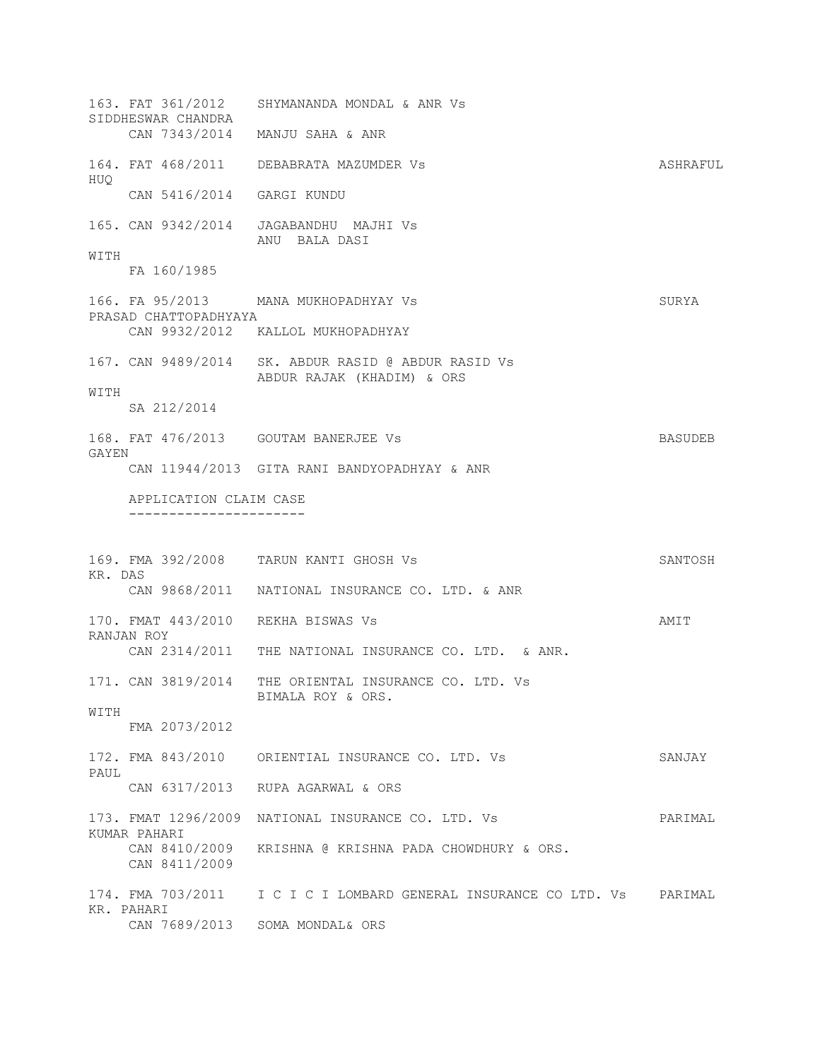163. FAT 361/2012 SHYMANANDA MONDAL & ANR Vs SIDDHESWAR CHANDRA
CAN 7343/2014 MANJU SAHA & ANR

164. FAT 468/2011 DEBABRATA MAZUMDER Vs ASHRAFUL HUQ
CAN 5416/2014 GARGI KUNDU

165. CAN 9342/2014 JAGABANDHU MAJHI Vs ANU BALA DASI
WITH
FA 160/1985

166. FA 95/2013 MANA MUKHOPADHYAY Vs SURYA PRASAD CHATTOPADHYAYA
CAN 9932/2012 KALLOL MUKHOPADHYAY

167. CAN 9489/2014 SK. ABDUR RASID @ ABDUR RASID Vs ABDUR RAJAK (KHADIM) & ORS
WITH
SA 212/2014

168. FAT 476/2013 GOUTAM BANERJEE Vs BASUDEB GAYEN
CAN 11944/2013 GITA RANI BANDYOPADHYAY & ANR

APPLICATION CLAIM CASE

169. FMA 392/2008 TARUN KANTI GHOSH Vs SANTOSH KR. DAS
CAN 9868/2011 NATIONAL INSURANCE CO. LTD. & ANR

170. FMAT 443/2010 REKHA BISWAS Vs AMIT RANJAN ROY
CAN 2314/2011 THE NATIONAL INSURANCE CO. LTD. & ANR.

171. CAN 3819/2014 THE ORIENTAL INSURANCE CO. LTD. Vs BIMALA ROY & ORS.
WITH
FMA 2073/2012

172. FMA 843/2010 ORIENTIAL INSURANCE CO. LTD. Vs SANJAY PAUL
CAN 6317/2013 RUPA AGARWAL & ORS

173. FMAT 1296/2009 NATIONAL INSURANCE CO. LTD. Vs PARIMAL KUMAR PAHARI
CAN 8410/2009 KRISHNA @ KRISHNA PADA CHOWDHURY & ORS.
CAN 8411/2009

174. FMA 703/2011 I C I C I LOMBARD GENERAL INSURANCE CO LTD. Vs PARIMAL KR. PAHARI
CAN 7689/2013 SOMA MONDAL& ORS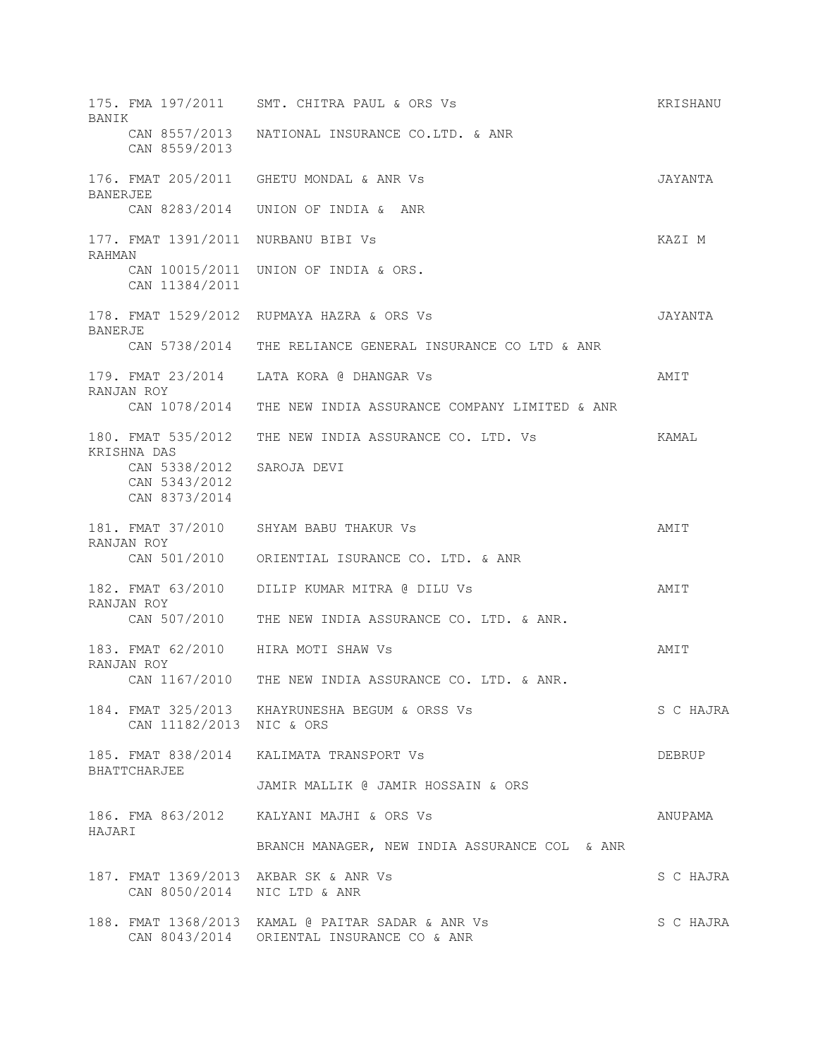175. FMA 197/2011 SMT. CHITRA PAUL & ORS Vs KRISHANU BANIK
CAN 8557/2013 NATIONAL INSURANCE CO.LTD. & ANR
CAN 8559/2013

176. FMAT 205/2011 GHETU MONDAL & ANR Vs JAYANTA BANERJEE
CAN 8283/2014 UNION OF INDIA & ANR

177. FMAT 1391/2011 NURBANU BIBI Vs KAZI M RAHMAN
CAN 10015/2011 UNION OF INDIA & ORS.
CAN 11384/2011

178. FMAT 1529/2012 RUPMAYA HAZRA & ORS Vs JAYANTA BANERJE
CAN 5738/2014 THE RELIANCE GENERAL INSURANCE CO LTD & ANR

179. FMAT 23/2014 LATA KORA @ DHANGAR Vs AMIT RANJAN ROY
CAN 1078/2014 THE NEW INDIA ASSURANCE COMPANY LIMITED & ANR

180. FMAT 535/2012 THE NEW INDIA ASSURANCE CO. LTD. Vs KAMAL KRISHNA DAS
CAN 5338/2012 SAROJA DEVI
CAN 5343/2012
CAN 8373/2014

181. FMAT 37/2010 SHYAM BABU THAKUR Vs AMIT RANJAN ROY
CAN 501/2010 ORIENTIAL ISURANCE CO. LTD. & ANR

182. FMAT 63/2010 DILIP KUMAR MITRA @ DILU Vs AMIT RANJAN ROY
CAN 507/2010 THE NEW INDIA ASSURANCE CO. LTD. & ANR.

183. FMAT 62/2010 HIRA MOTI SHAW Vs AMIT RANJAN ROY
CAN 1167/2010 THE NEW INDIA ASSURANCE CO. LTD. & ANR.

184. FMAT 325/2013 KHAYRUNESHA BEGUM & ORSS Vs S C HAJRA
CAN 11182/2013 NIC & ORS

185. FMAT 838/2014 KALIMATA TRANSPORT Vs DEBRUP BHATTCHARJEE
JAMIR MALLIK @ JAMIR HOSSAIN & ORS

186. FMA 863/2012 KALYANI MAJHI & ORS Vs ANUPAMA HAJARI
BRANCH MANAGER, NEW INDIA ASSURANCE COL & ANR

187. FMAT 1369/2013 AKBAR SK & ANR Vs S C HAJRA
CAN 8050/2014 NIC LTD & ANR

188. FMAT 1368/2013 KAMAL @ PAITAR SADAR & ANR Vs S C HAJRA
CAN 8043/2014 ORIENTAL INSURANCE CO & ANR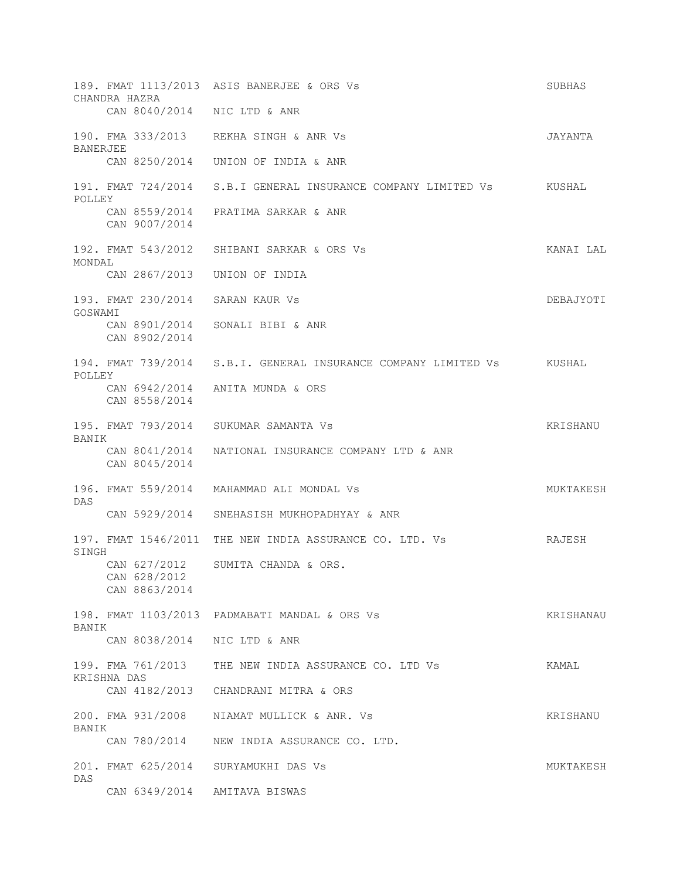189. FMAT 1113/2013 ASIS BANERJEE & ORS Vs SUBHAS CHANDRA HAZRA
CAN 8040/2014 NIC LTD & ANR

190. FMA 333/2013 REKHA SINGH & ANR Vs JAYANTA BANERJEE
CAN 8250/2014 UNION OF INDIA & ANR

191. FMAT 724/2014 S.B.I GENERAL INSURANCE COMPANY LIMITED Vs KUSHAL POLLEY
CAN 8559/2014 PRATIMA SARKAR & ANR
CAN 9007/2014

192. FMAT 543/2012 SHIBANI SARKAR & ORS Vs KANAI LAL MONDAL
CAN 2867/2013 UNION OF INDIA

193. FMAT 230/2014 SARAN KAUR Vs DEBAJYOTI GOSWAMI
CAN 8901/2014 SONALI BIBI & ANR
CAN 8902/2014

194. FMAT 739/2014 S.B.I. GENERAL INSURANCE COMPANY LIMITED Vs KUSHAL POLLEY
CAN 6942/2014 ANITA MUNDA & ORS
CAN 8558/2014

195. FMAT 793/2014 SUKUMAR SAMANTA Vs KRISHANU BANIK
CAN 8041/2014 NATIONAL INSURANCE COMPANY LTD & ANR
CAN 8045/2014

196. FMAT 559/2014 MAHAMMAD ALI MONDAL Vs MUKTAKESH DAS
CAN 5929/2014 SNEHASISH MUKHOPADHYAY & ANR

197. FMAT 1546/2011 THE NEW INDIA ASSURANCE CO. LTD. Vs RAJESH SINGH
CAN 627/2012 SUMITA CHANDA & ORS.
CAN 628/2012
CAN 8863/2014

198. FMAT 1103/2013 PADMABATI MANDAL & ORS Vs KRISHANAU BANIK
CAN 8038/2014 NIC LTD & ANR

199. FMA 761/2013 THE NEW INDIA ASSURANCE CO. LTD Vs KAMAL KRISHNA DAS
CAN 4182/2013 CHANDRANI MITRA & ORS

200. FMA 931/2008 NIAMAT MULLICK & ANR. Vs KRISHANU BANIK
CAN 780/2014 NEW INDIA ASSURANCE CO. LTD.

201. FMAT 625/2014 SURYAMUKHI DAS Vs MUKTAKESH DAS
CAN 6349/2014 AMITAVA BISWAS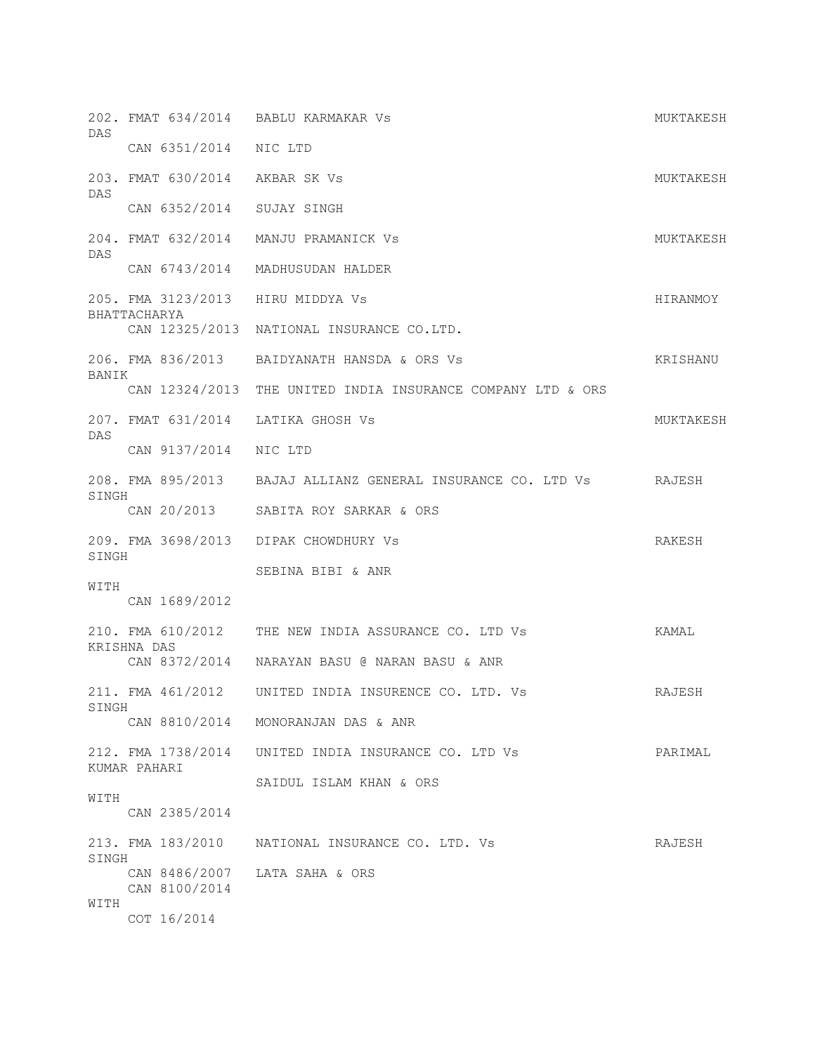```
202. FMAT 634/2014   BABLU KARMAKAR Vs                                    MUKTAKESH
DAS
     CAN 6351/2014   NIC LTD

203. FMAT 630/2014   AKBAR SK Vs                                          MUKTAKESH
DAS
     CAN 6352/2014   SUJAY SINGH

204. FMAT 632/2014   MANJU PRAMANICK Vs                                   MUKTAKESH
DAS
     CAN 6743/2014   MADHUSUDAN HALDER

205. FMA 3123/2013   HIRU MIDDYA Vs                                       HIRANMOY
BHATTACHARYA
     CAN 12325/2013  NATIONAL INSURANCE CO.LTD.

206. FMA 836/2013    BAIDYANATH HANSDA & ORS Vs                           KRISHANU
BANIK
     CAN 12324/2013  THE UNITED INDIA INSURANCE COMPANY LTD & ORS

207. FMAT 631/2014   LATIKA GHOSH Vs                                      MUKTAKESH
DAS
     CAN 9137/2014   NIC LTD

208. FMA 895/2013    BAJAJ ALLIANZ GENERAL INSURANCE CO. LTD Vs           RAJESH
SINGH
     CAN 20/2013     SABITA ROY SARKAR & ORS

209. FMA 3698/2013   DIPAK CHOWDHURY Vs                                   RAKESH
SINGH
                     SEBINA BIBI & ANR
WITH
     CAN 1689/2012

210. FMA 610/2012    THE NEW INDIA ASSURANCE CO. LTD Vs                   KAMAL
KRISHNA DAS
     CAN 8372/2014   NARAYAN BASU @ NARAN BASU & ANR

211. FMA 461/2012    UNITED INDIA INSURENCE CO. LTD. Vs                   RAJESH
SINGH
     CAN 8810/2014   MONORANJAN DAS & ANR

212. FMA 1738/2014   UNITED INDIA INSURANCE CO. LTD Vs                    PARIMAL
KUMAR PAHARI
                     SAIDUL ISLAM KHAN & ORS
WITH
     CAN 2385/2014

213. FMA 183/2010    NATIONAL INSURANCE CO. LTD. Vs                       RAJESH
SINGH
     CAN 8486/2007   LATA SAHA & ORS
     CAN 8100/2014
WITH
     COT 16/2014
```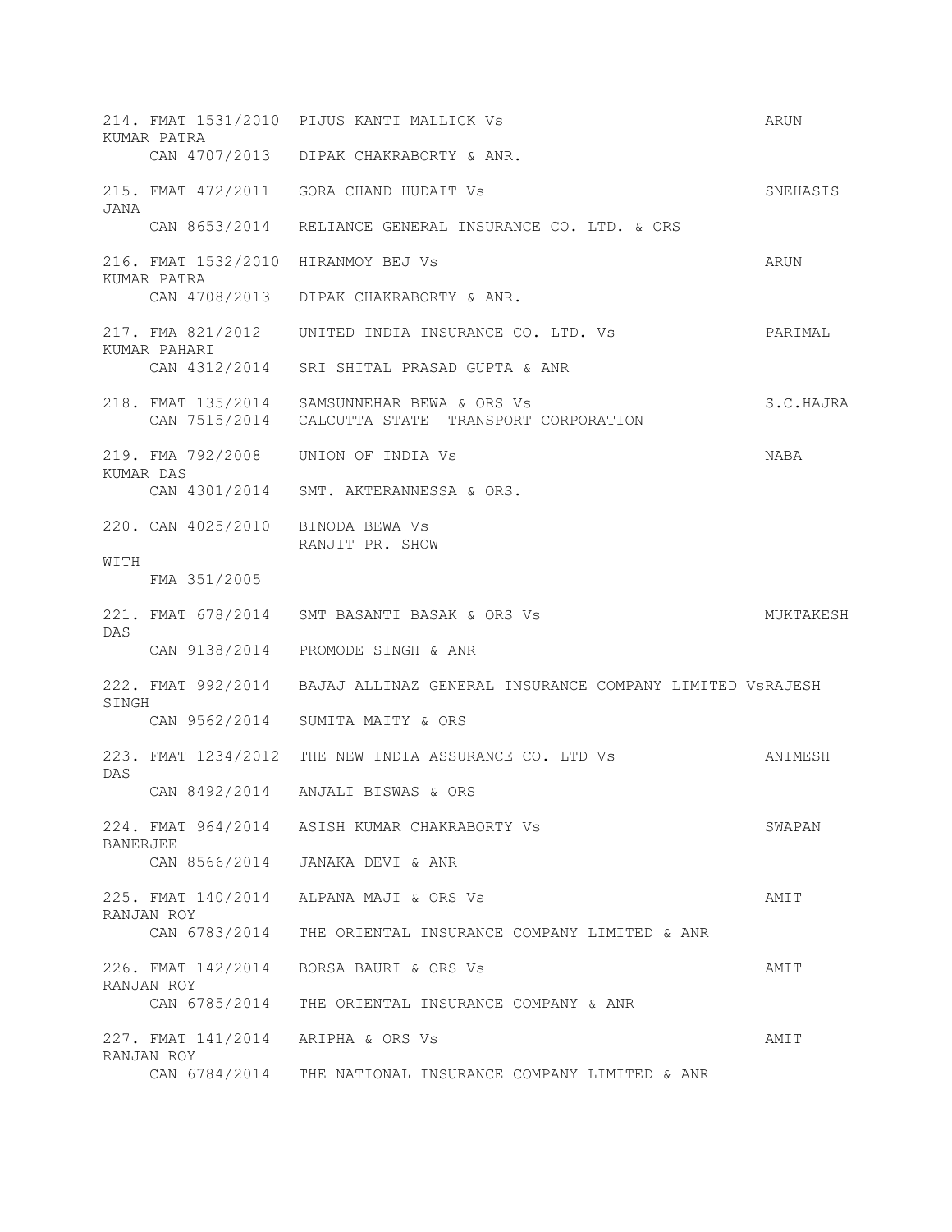214. FMAT 1531/2010 PIJUS KANTI MALLICK Vs ARUN KUMAR PATRA
CAN 4707/2013 DIPAK CHAKRABORTY & ANR.

215. FMAT 472/2011 GORA CHAND HUDAIT Vs SNEHASIS JANA
CAN 8653/2014 RELIANCE GENERAL INSURANCE CO. LTD. & ORS

216. FMAT 1532/2010 HIRANMOY BEJ Vs ARUN KUMAR PATRA
CAN 4708/2013 DIPAK CHAKRABORTY & ANR.

217. FMA 821/2012 UNITED INDIA INSURANCE CO. LTD. Vs PARIMAL KUMAR PAHARI
CAN 4312/2014 SRI SHITAL PRASAD GUPTA & ANR

218. FMAT 135/2014 SAMSUNNEHAR BEWA & ORS Vs S.C.HAJRA
CAN 7515/2014 CALCUTTA STATE TRANSPORT CORPORATION

219. FMA 792/2008 UNION OF INDIA Vs NABA KUMAR DAS
CAN 4301/2014 SMT. AKTERANNESSA & ORS.

220. CAN 4025/2010 BINODA BEWA Vs
RANJIT PR. SHOW
WITH
FMA 351/2005

221. FMAT 678/2014 SMT BASANTI BASAK & ORS Vs MUKTAKESH DAS
CAN 9138/2014 PROMODE SINGH & ANR

222. FMAT 992/2014 BAJAJ ALLINAZ GENERAL INSURANCE COMPANY LIMITED VsRAJESH SINGH
CAN 9562/2014 SUMITA MAITY & ORS

223. FMAT 1234/2012 THE NEW INDIA ASSURANCE CO. LTD Vs ANIMESH DAS
CAN 8492/2014 ANJALI BISWAS & ORS

224. FMAT 964/2014 ASISH KUMAR CHAKRABORTY Vs SWAPAN BANERJEE
CAN 8566/2014 JANAKA DEVI & ANR

225. FMAT 140/2014 ALPANA MAJI & ORS Vs AMIT RANJAN ROY
CAN 6783/2014 THE ORIENTAL INSURANCE COMPANY LIMITED & ANR

226. FMAT 142/2014 BORSA BAURI & ORS Vs AMIT RANJAN ROY
CAN 6785/2014 THE ORIENTAL INSURANCE COMPANY & ANR

227. FMAT 141/2014 ARIPHA & ORS Vs AMIT RANJAN ROY
CAN 6784/2014 THE NATIONAL INSURANCE COMPANY LIMITED & ANR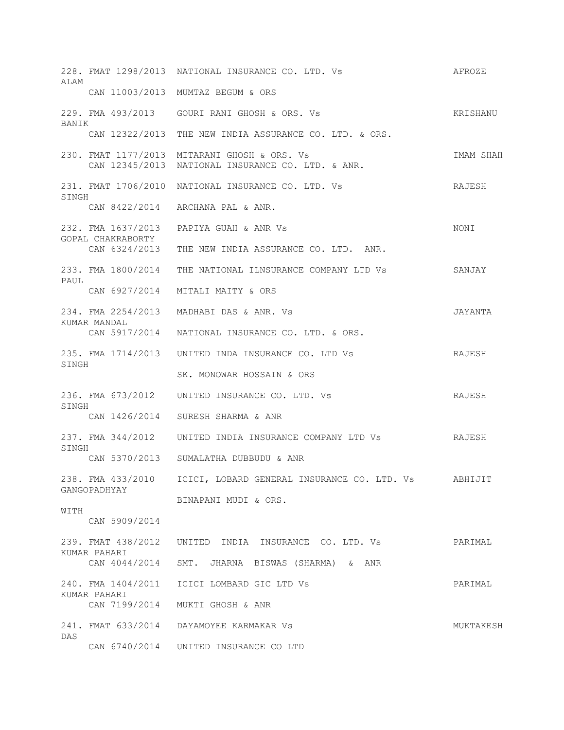228. FMAT 1298/2013 NATIONAL INSURANCE CO. LTD. Vs AFROZE ALAM

CAN 11003/2013 MUMTAZ BEGUM & ORS

229. FMA 493/2013 GOURI RANI GHOSH & ORS. Vs KRISHANU BANIK

CAN 12322/2013 THE NEW INDIA ASSURANCE CO. LTD. & ORS.

230. FMAT 1177/2013 MITARANI GHOSH & ORS. Vs IMAM SHAH

CAN 12345/2013 NATIONAL INSURANCE CO. LTD. & ANR.

231. FMAT 1706/2010 NATIONAL INSURANCE CO. LTD. Vs RAJESH SINGH

CAN 8422/2014 ARCHANA PAL & ANR.

232. FMA 1637/2013 PAPIYA GUAH & ANR Vs NONI GOPAL CHAKRABORTY

CAN 6324/2013 THE NEW INDIA ASSURANCE CO. LTD. ANR.

233. FMA 1800/2014 THE NATIONAL ILNSURANCE COMPANY LTD Vs SANJAY PAUL

CAN 6927/2014 MITALI MAITY & ORS

234. FMA 2254/2013 MADHABI DAS & ANR. Vs JAYANTA KUMAR MANDAL

CAN 5917/2014 NATIONAL INSURANCE CO. LTD. & ORS.

235. FMA 1714/2013 UNITED INDA INSURANCE CO. LTD Vs RAJESH SINGH

SK. MONOWAR HOSSAIN & ORS

236. FMA 673/2012 UNITED INSURANCE CO. LTD. Vs RAJESH SINGH

CAN 1426/2014 SURESH SHARMA & ANR

237. FMA 344/2012 UNITED INDIA INSURANCE COMPANY LTD Vs RAJESH SINGH

CAN 5370/2013 SUMALATHA DUBBUDU & ANR

238. FMA 433/2010 ICICI, LOBARD GENERAL INSURANCE CO. LTD. Vs ABHIJIT GANGOPADHYAY

BINAPANI MUDI & ORS.

WITH

CAN 5909/2014

239. FMAT 438/2012 UNITED INDIA INSURANCE CO. LTD. Vs PARIMAL KUMAR PAHARI

CAN 4044/2014 SMT. JHARNA BISWAS (SHARMA) & ANR

240. FMA 1404/2011 ICICI LOMBARD GIC LTD Vs PARIMAL KUMAR PAHARI

CAN 7199/2014 MUKTI GHOSH & ANR

241. FMAT 633/2014 DAYAMOYEE KARMAKAR Vs MUKTAKESH DAS

CAN 6740/2014 UNITED INSURANCE CO LTD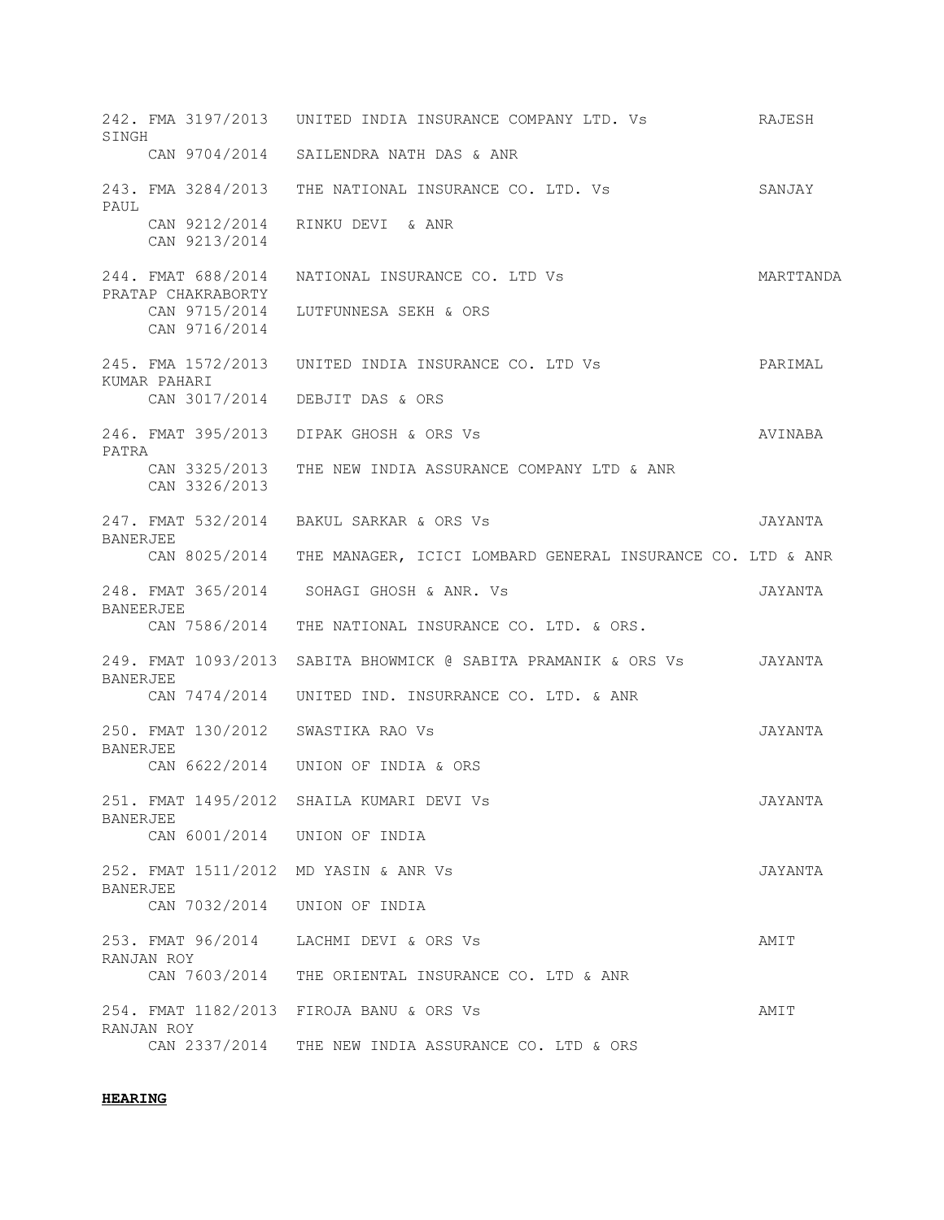242. FMA 3197/2013 UNITED INDIA INSURANCE COMPANY LTD. Vs RAJESH SINGH
CAN 9704/2014 SAILENDRA NATH DAS & ANR

243. FMA 3284/2013 THE NATIONAL INSURANCE CO. LTD. Vs SANJAY PAUL
CAN 9212/2014 RINKU DEVI & ANR
CAN 9213/2014

244. FMAT 688/2014 NATIONAL INSURANCE CO. LTD Vs MARTTANDA PRATAP CHAKRABORTY
CAN 9715/2014 LUTFUNNESA SEKH & ORS
CAN 9716/2014

245. FMA 1572/2013 UNITED INDIA INSURANCE CO. LTD Vs PARIMAL KUMAR PAHARI
CAN 3017/2014 DEBJIT DAS & ORS

246. FMAT 395/2013 DIPAK GHOSH & ORS Vs AVINABA PATRA
CAN 3325/2013 THE NEW INDIA ASSURANCE COMPANY LTD & ANR
CAN 3326/2013

247. FMAT 532/2014 BAKUL SARKAR & ORS Vs JAYANTA BANERJEE
CAN 8025/2014 THE MANAGER, ICICI LOMBARD GENERAL INSURANCE CO. LTD & ANR

248. FMAT 365/2014 SOHAGI GHOSH & ANR. Vs JAYANTA BANEERJEE
CAN 7586/2014 THE NATIONAL INSURANCE CO. LTD. & ORS.

249. FMAT 1093/2013 SABITA BHOWMICK @ SABITA PRAMANIK & ORS Vs JAYANTA BANERJEE
CAN 7474/2014 UNITED IND. INSURRANCE CO. LTD. & ANR

250. FMAT 130/2012 SWASTIKA RAO Vs JAYANTA BANERJEE
CAN 6622/2014 UNION OF INDIA & ORS

251. FMAT 1495/2012 SHAILA KUMARI DEVI Vs JAYANTA BANERJEE
CAN 6001/2014 UNION OF INDIA

252. FMAT 1511/2012 MD YASIN & ANR Vs JAYANTA BANERJEE
CAN 7032/2014 UNION OF INDIA

253. FMAT 96/2014 LACHMI DEVI & ORS Vs AMIT RANJAN ROY
CAN 7603/2014 THE ORIENTAL INSURANCE CO. LTD & ANR

254. FMAT 1182/2013 FIROJA BANU & ORS Vs AMIT RANJAN ROY
CAN 2337/2014 THE NEW INDIA ASSURANCE CO. LTD & ORS

**HEARING**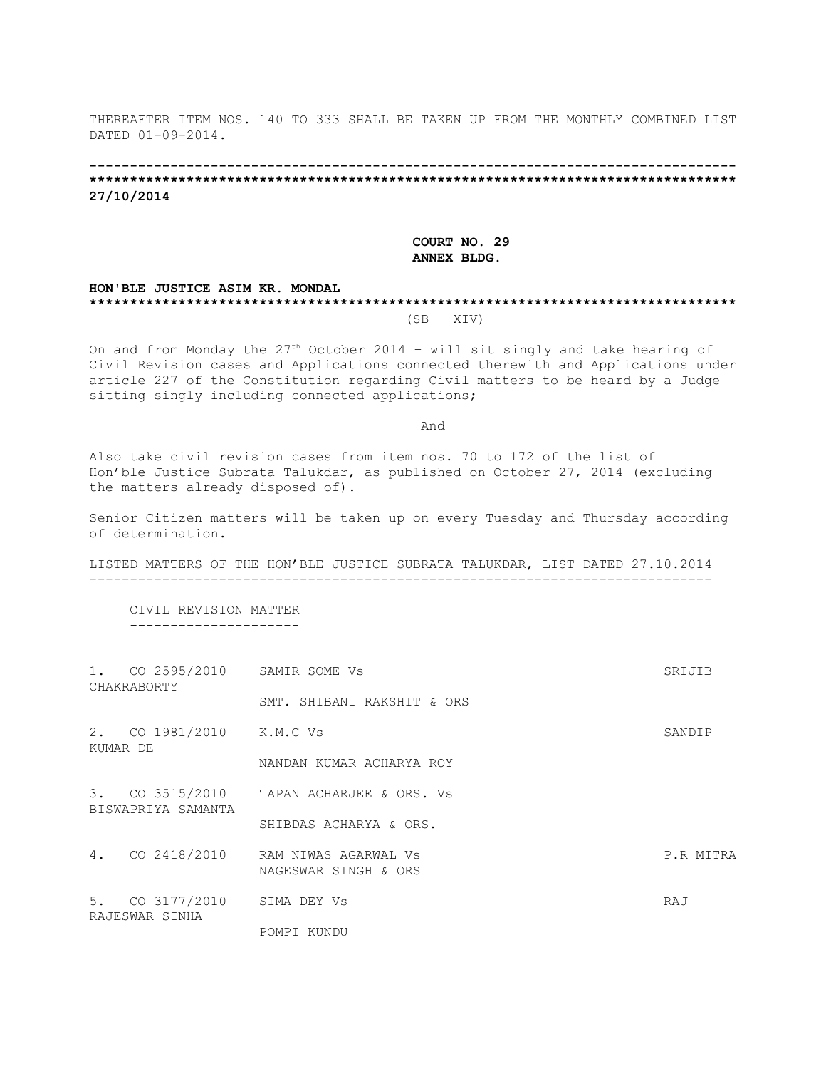THEREAFTER ITEM NOS. 140 TO 333 SHALL BE TAKEN UP FROM THE MONTHLY COMBINED LIST DATED 01-09-2014.

------------------------------------------------------------------------------

******************************************************************************

**27/10/2014**

**COURT NO. 29**
**ANNEX BLDG.**

**HON'BLE JUSTICE ASIM KR. MONDAL**

******************************************************************************

(SB – XIV)

On and from Monday the 27th October 2014 – will sit singly and take hearing of Civil Revision cases and Applications connected therewith and Applications under article 227 of the Constitution regarding Civil matters to be heard by a Judge sitting singly including connected applications;

And

Also take civil revision cases from item nos. 70 to 172 of the list of Hon'ble Justice Subrata Talukdar, as published on October 27, 2014 (excluding the matters already disposed of).

Senior Citizen matters will be taken up on every Tuesday and Thursday according of determination.

LISTED MATTERS OF THE HON'BLE JUSTICE SUBRATA TALUKDAR, LIST DATED 27.10.2014

CIVIL REVISION MATTER

| No. | Case No. | Parties | Advocate |
|---|---|---|---|
| 1. | CO 2595/2010 | SAMIR SOME Vs SMT. SHIBANI RAKSHIT & ORS | SRIJIB CHAKRABORTY |
| 2. | CO 1981/2010 | K.M.C Vs NANDAN KUMAR ACHARYA ROY | SANDIP KUMAR DE |
| 3. | CO 3515/2010 | TAPAN ACHARJEE & ORS. Vs SHIBDAS ACHARYA & ORS. | BISWAPRIYA SAMANTA |
| 4. | CO 2418/2010 | RAM NIWAS AGARWAL Vs NAGESWAR SINGH & ORS | P.R MITRA |
| 5. | CO 3177/2010 | SIMA DEY Vs POMPI KUNDU | RAJ RAJESWAR SINHA |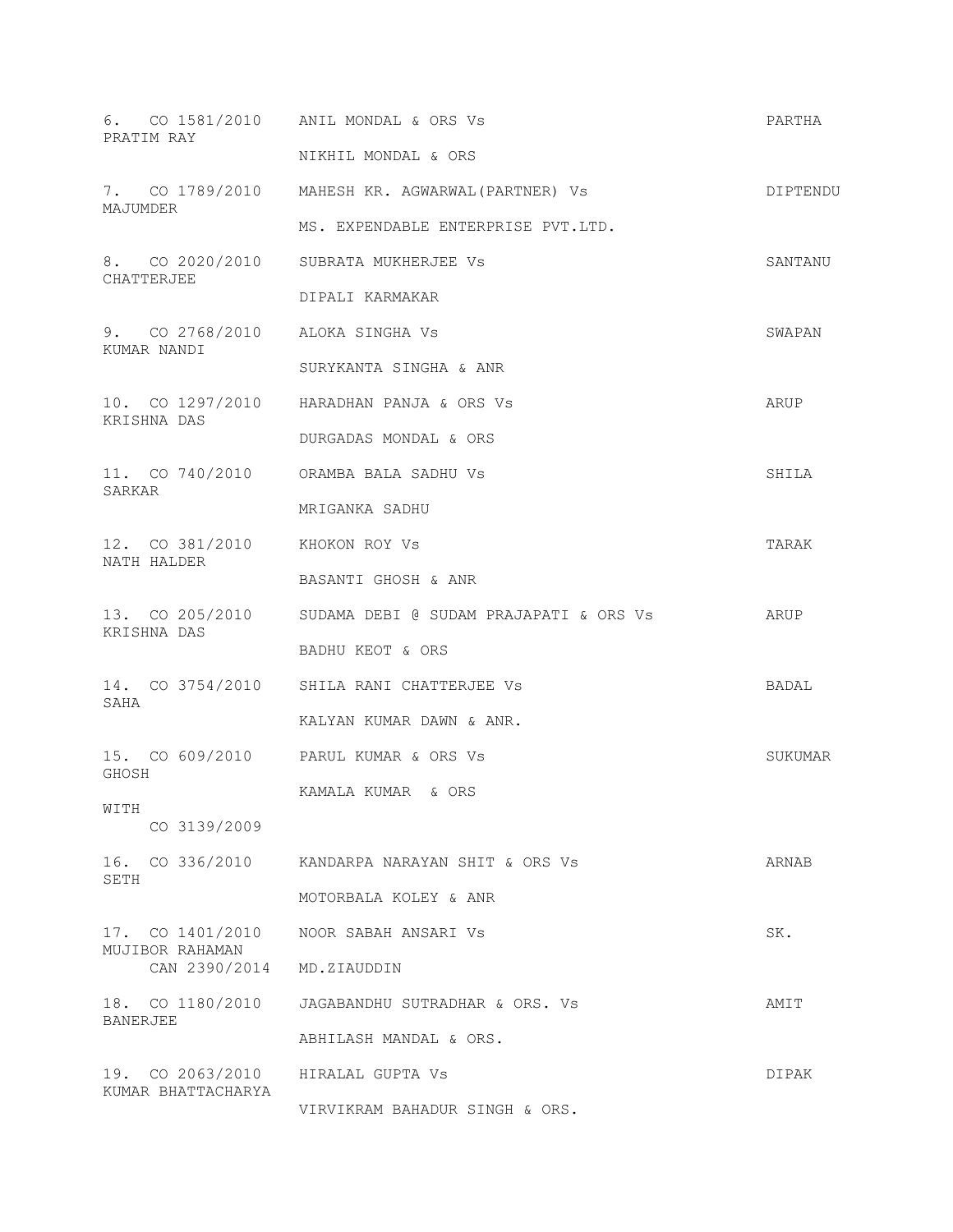6. CO 1581/2010 ANIL MONDAL & ORS Vs PARTHA PRATIM RAY

NIKHIL MONDAL & ORS

7. CO 1789/2010 MAHESH KR. AGWARWAL(PARTNER) Vs DIPTENDU MAJUMDER

MS. EXPENDABLE ENTERPRISE PVT.LTD.

8. CO 2020/2010 SUBRATA MUKHERJEE Vs SANTANU CHATTERJEE

DIPALI KARMAKAR

9. CO 2768/2010 ALOKA SINGHA Vs SWAPAN KUMAR NANDI

SURYKANTA SINGHA & ANR

10. CO 1297/2010 HARADHAN PANJA & ORS Vs ARUP KRISHNA DAS

DURGADAS MONDAL & ORS

11. CO 740/2010 ORAMBA BALA SADHU Vs SHILA SARKAR

MRIGANKA SADHU

12. CO 381/2010 KHOKON ROY Vs TARAK NATH HALDER

BASANTI GHOSH & ANR

13. CO 205/2010 SUDAMA DEBI @ SUDAM PRAJAPATI & ORS Vs ARUP KRISHNA DAS

BADHU KEOT & ORS

14. CO 3754/2010 SHILA RANI CHATTERJEE Vs BADAL SAHA

KALYAN KUMAR DAWN & ANR.

15. CO 609/2010 PARUL KUMAR & ORS Vs SUKUMAR GHOSH

KAMALA KUMAR & ORS

WITH
CO 3139/2009

16. CO 336/2010 KANDARPA NARAYAN SHIT & ORS Vs ARNAB SETH

MOTORBALA KOLEY & ANR

17. CO 1401/2010 NOOR SABAH ANSARI Vs SK. MUJIBOR RAHAMAN
CAN 2390/2014 MD.ZIAUDDIN

18. CO 1180/2010 JAGABANDHU SUTRADHAR & ORS. Vs AMIT BANERJEE

ABHILASH MANDAL & ORS.

19. CO 2063/2010 HIRALAL GUPTA Vs DIPAK KUMAR BHATTACHARYA

VIRVIKRAM BAHADUR SINGH & ORS.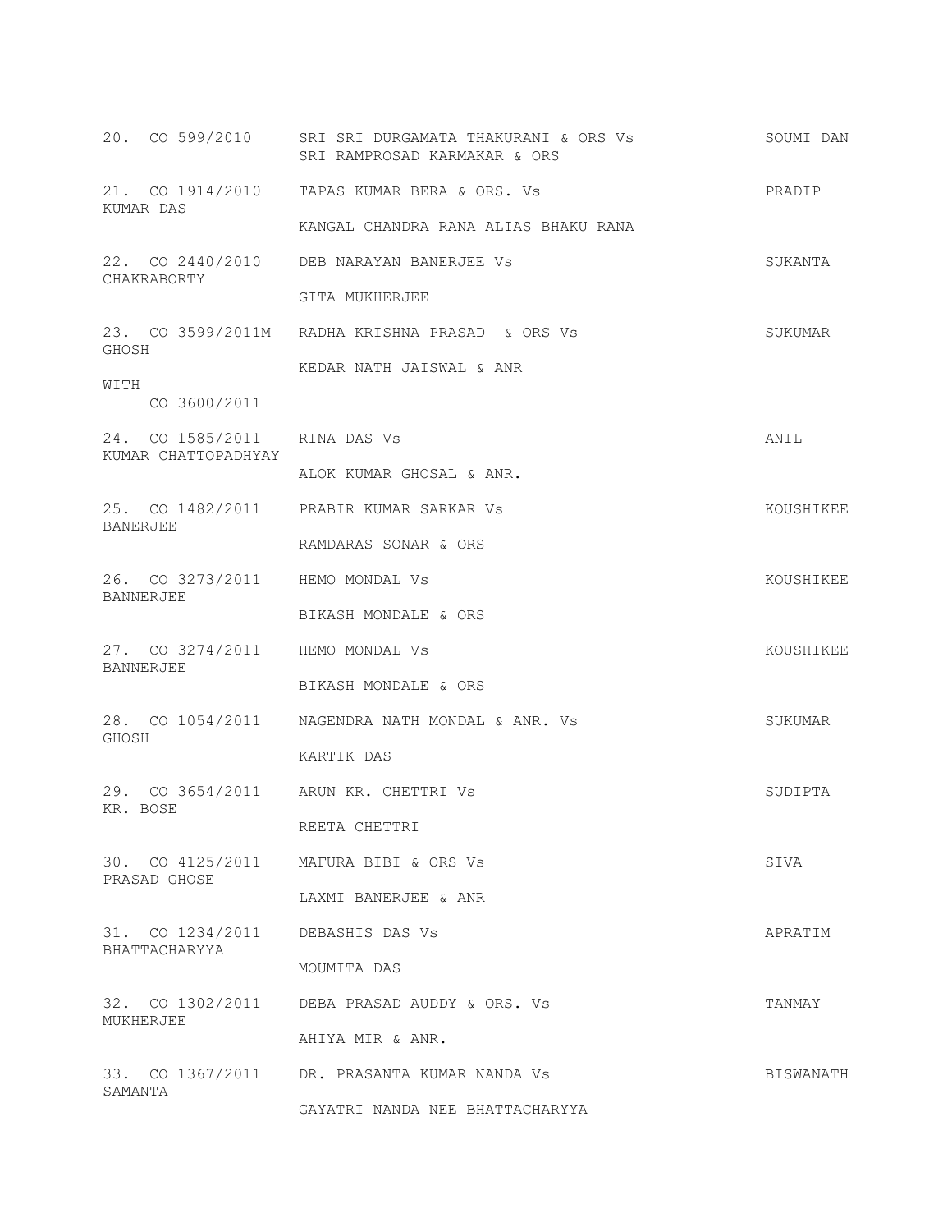20. CO 599/2010 SRI SRI DURGAMATA THAKURANI & ORS Vs SOUMI DAN
SRI RAMPROSAD KARMAKAR & ORS

21. CO 1914/2010 TAPAS KUMAR BERA & ORS. Vs PRADIP KUMAR DAS
KANGAL CHANDRA RANA ALIAS BHAKU RANA

22. CO 2440/2010 DEB NARAYAN BANERJEE Vs SUKANTA CHAKRABORTY
GITA MUKHERJEE

23. CO 3599/2011M RADHA KRISHNA PRASAD & ORS Vs SUKUMAR GHOSH
KEDAR NATH JAISWAL & ANR
WITH
CO 3600/2011

24. CO 1585/2011 RINA DAS Vs ANIL KUMAR CHATTOPADHYAY
ALOK KUMAR GHOSAL & ANR.

25. CO 1482/2011 PRABIR KUMAR SARKAR Vs KOUSHIKEE BANERJEE
RAMDARAS SONAR & ORS

26. CO 3273/2011 HEMO MONDAL Vs KOUSHIKEE BANNERJEE
BIKASH MONDALE & ORS

27. CO 3274/2011 HEMO MONDAL Vs KOUSHIKEE BANNERJEE
BIKASH MONDALE & ORS

28. CO 1054/2011 NAGENDRA NATH MONDAL & ANR. Vs SUKUMAR GHOSH
KARTIK DAS

29. CO 3654/2011 ARUN KR. CHETTRI Vs SUDIPTA KR. BOSE
REETA CHETTRI

30. CO 4125/2011 MAFURA BIBI & ORS Vs SIVA PRASAD GHOSE
LAXMI BANERJEE & ANR

31. CO 1234/2011 DEBASHIS DAS Vs APRATIM BHATTACHARYYA
MOUMITA DAS

32. CO 1302/2011 DEBA PRASAD AUDDY & ORS. Vs TANMAY MUKHERJEE
AHIYA MIR & ANR.

33. CO 1367/2011 DR. PRASANTA KUMAR NANDA Vs BISWANATH SAMANTA
GAYATRI NANDA NEE BHATTACHARYYA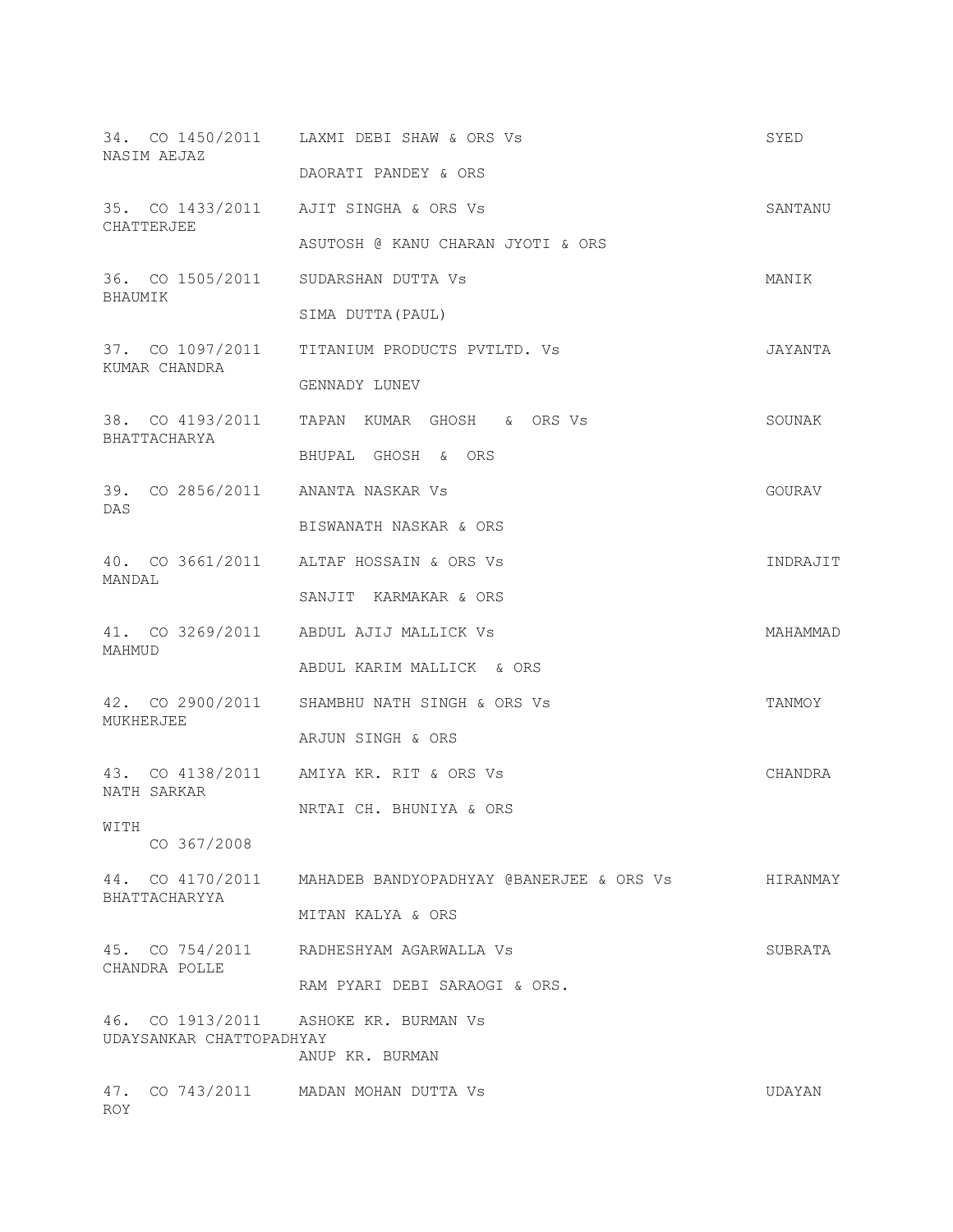34. CO 1450/2011 LAXMI DEBI SHAW & ORS Vs SYED NASIM AEJAZ

DAORATI PANDEY & ORS

35. CO 1433/2011 AJIT SINGHA & ORS Vs SANTANU CHATTERJEE

ASUTOSH @ KANU CHARAN JYOTI & ORS

36. CO 1505/2011 SUDARSHAN DUTTA Vs MANIK BHAUMIK

SIMA DUTTA(PAUL)

37. CO 1097/2011 TITANIUM PRODUCTS PVTLTD. Vs JAYANTA KUMAR CHANDRA

GENNADY LUNEV

38. CO 4193/2011 TAPAN KUMAR GHOSH & ORS Vs SOUNAK BHATTACHARYA

BHUPAL GHOSH & ORS

39. CO 2856/2011 ANANTA NASKAR Vs GOURAV DAS

BISWANATH NASKAR & ORS

40. CO 3661/2011 ALTAF HOSSAIN & ORS Vs INDRAJIT MANDAL

SANJIT KARMAKAR & ORS

41. CO 3269/2011 ABDUL AJIJ MALLICK Vs MAHAMMAD MAHMUD

ABDUL KARIM MALLICK & ORS

42. CO 2900/2011 SHAMBHU NATH SINGH & ORS Vs TANMOY MUKHERJEE

ARJUN SINGH & ORS

43. CO 4138/2011 AMIYA KR. RIT & ORS Vs CHANDRA NATH SARKAR

NRTAI CH. BHUNIYA & ORS

WITH
CO 367/2008

44. CO 4170/2011 MAHADEB BANDYOPADHYAY @BANERJEE & ORS Vs HIRANMAY BHATTACHARYYA

MITAN KALYA & ORS

45. CO 754/2011 RADHESHYAM AGARWALLA Vs SUBRATA CHANDRA POLLE

RAM PYARI DEBI SARAOGI & ORS.

46. CO 1913/2011 ASHOKE KR. BURMAN Vs UDAYSANKAR CHATTOPADHYAY

ANUP KR. BURMAN

47. CO 743/2011 MADAN MOHAN DUTTA Vs UDAYAN ROY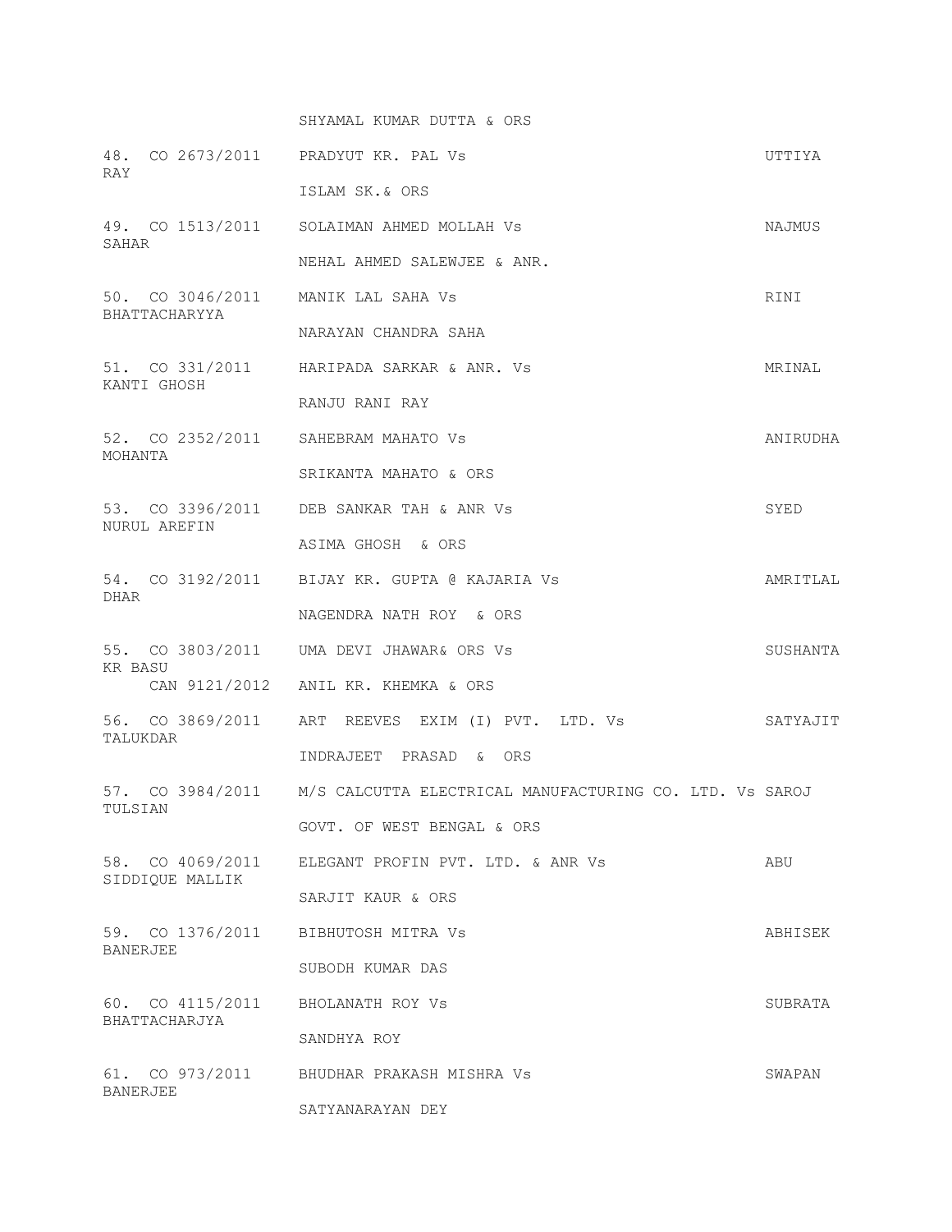SHYAMAL KUMAR DUTTA & ORS

48. CO 2673/2011 PRADYUT KR. PAL Vs UTTIYA RAY

ISLAM SK.& ORS

49. CO 1513/2011 SOLAIMAN AHMED MOLLAH Vs NAJMUS SAHAR

NEHAL AHMED SALEWJEE & ANR.

50. CO 3046/2011 MANIK LAL SAHA Vs RINI BHATTACHARYYA

NARAYAN CHANDRA SAHA

51. CO 331/2011 HARIPADA SARKAR & ANR. Vs MRINAL KANTI GHOSH

RANJU RANI RAY

52. CO 2352/2011 SAHEBRAM MAHATO Vs ANIRUDHA MOHANTA

SRIKANTA MAHATO & ORS

53. CO 3396/2011 DEB SANKAR TAH & ANR Vs SYED NURUL AREFIN

ASIMA GHOSH & ORS

54. CO 3192/2011 BIJAY KR. GUPTA @ KAJARIA Vs AMRITLAL DHAR

NAGENDRA NATH ROY & ORS

55. CO 3803/2011 UMA DEVI JHAWAR& ORS Vs SUSHANTA KR BASU

CAN 9121/2012 ANIL KR. KHEMKA & ORS

56. CO 3869/2011 ART REEVES EXIM (I) PVT. LTD. Vs SATYAJIT TALUKDAR

INDRAJEET PRASAD & ORS

57. CO 3984/2011 M/S CALCUTTA ELECTRICAL MANUFACTURING CO. LTD. Vs SAROJ TULSIAN

GOVT. OF WEST BENGAL & ORS

58. CO 4069/2011 ELEGANT PROFIN PVT. LTD. & ANR Vs ABU SIDDIQUE MALLIK

SARJIT KAUR & ORS

59. CO 1376/2011 BIBHUTOSH MITRA Vs ABHISEK BANERJEE

SUBODH KUMAR DAS

60. CO 4115/2011 BHOLANATH ROY Vs SUBRATA BHATTACHARJYA

SANDHYA ROY

61. CO 973/2011 BHUDHAR PRAKASH MISHRA Vs SWAPAN BANERJEE

SATYANARAYAN DEY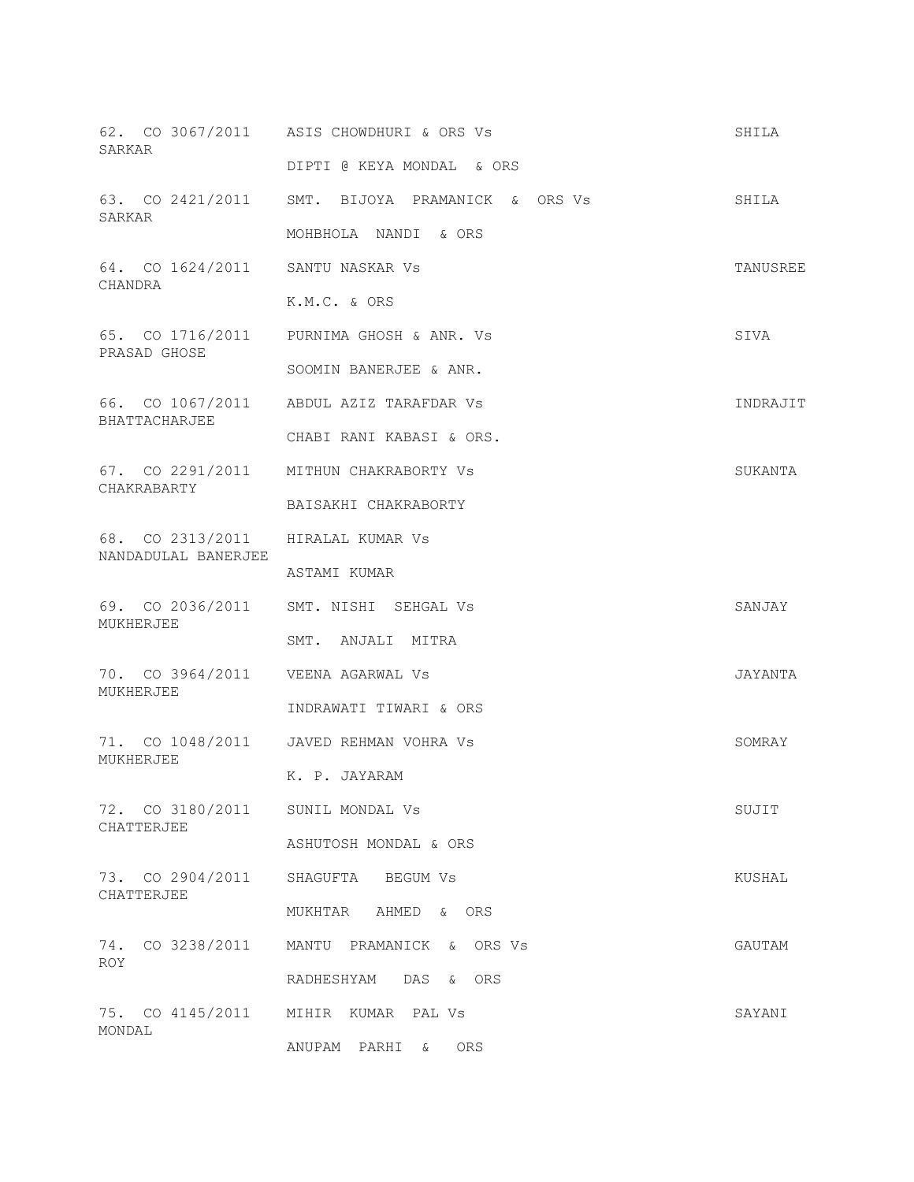| No. | Case No. | Parties | Advocate |
|---|---|---|---|
| 62. | CO 3067/2011 | ASIS CHOWDHURI & ORS Vs DIPTI @ KEYA MONDAL & ORS | SHILA SARKAR |
| 63. | CO 2421/2011 | SMT. BIJOYA PRAMANICK & ORS Vs MOHBHOLA NANDI & ORS | SHILA SARKAR |
| 64. | CO 1624/2011 | SANTU NASKAR Vs K.M.C. & ORS | TANUSREE CHANDRA |
| 65. | CO 1716/2011 | PURNIMA GHOSH & ANR. Vs SOOMIN BANERJEE & ANR. | SIVA PRASAD GHOSE |
| 66. | CO 1067/2011 | ABDUL AZIZ TARAFDAR Vs CHABI RANI KABASI & ORS. | INDRAJIT BHATTACHARJEE |
| 67. | CO 2291/2011 | MITHUN CHAKRABORTY Vs BAISAKHI CHAKRABORTY | SUKANTA CHAKRABARTY |
| 68. | CO 2313/2011 | HIRALAL KUMAR Vs ASTAMI KUMAR | NANDADULAL BANERJEE |
| 69. | CO 2036/2011 | SMT. NISHI SEHGAL Vs SMT. ANJALI MITRA | SANJAY MUKHERJEE |
| 70. | CO 3964/2011 | VEENA AGARWAL Vs INDRAWATI TIWARI & ORS | JAYANTA MUKHERJEE |
| 71. | CO 1048/2011 | JAVED REHMAN VOHRA Vs K. P. JAYARAM | SOMRAY MUKHERJEE |
| 72. | CO 3180/2011 | SUNIL MONDAL Vs ASHUTOSH MONDAL & ORS | SUJIT CHATTERJEE |
| 73. | CO 2904/2011 | SHAGUFTA BEGUM Vs MUKHTAR AHMED & ORS | KUSHAL CHATTERJEE |
| 74. | CO 3238/2011 | MANTU PRAMANICK & ORS Vs RADHESHYAM DAS & ORS | GAUTAM ROY |
| 75. | CO 4145/2011 | MIHIR KUMAR PAL Vs ANUPAM PARHI & ORS | SAYANI MONDAL |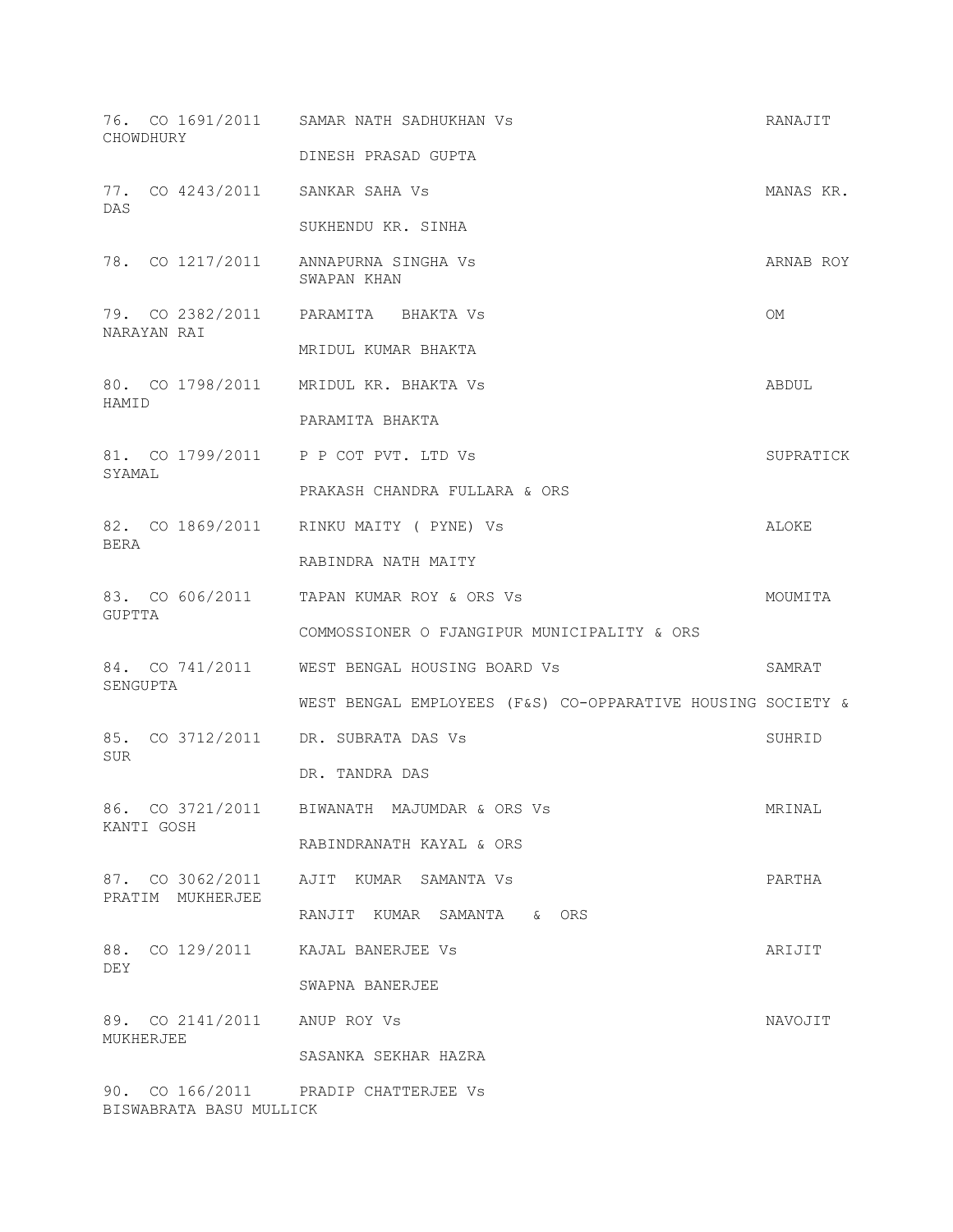76. CO 1691/2011 SAMAR NATH SADHUKHAN Vs RANAJIT CHOWDHURY

DINESH PRASAD GUPTA

77. CO 4243/2011 SANKAR SAHA Vs MANAS KR. DAS

SUKHENDU KR. SINHA

78. CO 1217/2011 ANNAPURNA SINGHA Vs ARNAB ROY

SWAPAN KHAN

79. CO 2382/2011 PARAMITA BHAKTA Vs OM NARAYAN RAI

MRIDUL KUMAR BHAKTA

80. CO 1798/2011 MRIDUL KR. BHAKTA Vs ABDUL HAMID

PARAMITA BHAKTA

81. CO 1799/2011 P P COT PVT. LTD Vs SUPRATICK SYAMAL

PRAKASH CHANDRA FULLARA & ORS

82. CO 1869/2011 RINKU MAITY ( PYNE) Vs ALOKE BERA

RABINDRA NATH MAITY

83. CO 606/2011 TAPAN KUMAR ROY & ORS Vs MOUMITA GUPTTA

COMMISSIONER O FJANGIPUR MUNICIPALITY & ORS

84. CO 741/2011 WEST BENGAL HOUSING BOARD Vs SAMRAT SENGUPTA

WEST BENGAL EMPLOYEES (F&S) CO-OPPARATIVE HOUSING SOCIETY &

85. CO 3712/2011 DR. SUBRATA DAS Vs SUHRID SUR

DR. TANDRA DAS

86. CO 3721/2011 BIWANATH MAJUMDAR & ORS Vs MRINAL KANTI GOSH

RABINDRANATH KAYAL & ORS

87. CO 3062/2011 AJIT KUMAR SAMANTA Vs PARTHA PRATIM MUKHERJEE

RANJIT KUMAR SAMANTA & ORS

88. CO 129/2011 KAJAL BANERJEE Vs ARIJIT DEY

SWAPNA BANERJEE

89. CO 2141/2011 ANUP ROY Vs NAVOJIT MUKHERJEE

SASANKA SEKHAR HAZRA

90. CO 166/2011 PRADIP CHATTERJEE Vs BISWABRATA BASU MULLICK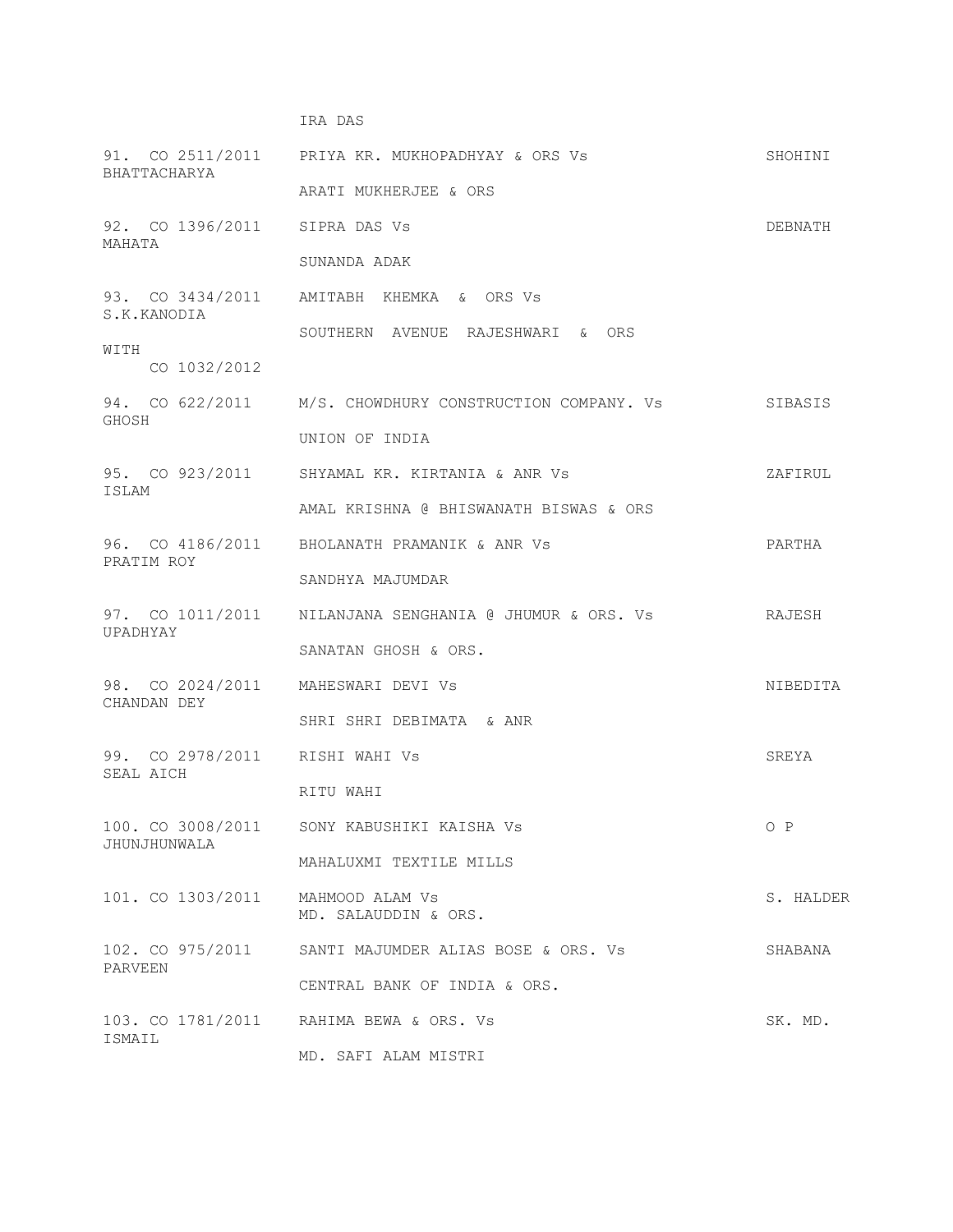IRA DAS

91. CO 2511/2011 PRIYA KR. MUKHOPADHYAY & ORS Vs SHOHINI BHATTACHARYA

ARATI MUKHERJEE & ORS

92. CO 1396/2011 SIPRA DAS Vs DEBNATH MAHATA

SUNANDA ADAK

93. CO 3434/2011 AMITABH KHEMKA & ORS Vs S.K.KANODIA

SOUTHERN AVENUE RAJESHWARI & ORS

WITH
CO 1032/2012

94. CO 622/2011 M/S. CHOWDHURY CONSTRUCTION COMPANY. Vs SIBASIS GHOSH

UNION OF INDIA

95. CO 923/2011 SHYAMAL KR. KIRTANIA & ANR Vs ZAFIRUL ISLAM

AMAL KRISHNA @ BHISWANATH BISWAS & ORS

96. CO 4186/2011 BHOLANATH PRAMANIK & ANR Vs PARTHA PRATIM ROY

SANDHYA MAJUMDAR

97. CO 1011/2011 NILANJANA SENGHANIA @ JHUMUR & ORS. Vs RAJESH UPADHYAY

SANATAN GHOSH & ORS.

98. CO 2024/2011 MAHESWARI DEVI Vs NIBEDITA CHANDAN DEY

SHRI SHRI DEBIMATA & ANR

99. CO 2978/2011 RISHI WAHI Vs SREYA SEAL AICH

RITU WAHI

100. CO 3008/2011 SONY KABUSHIKI KAISHA Vs O P JHUNJHUNWALA

MAHALUXMI TEXTILE MILLS

101. CO 1303/2011 MAHMOOD ALAM Vs S. HALDER
MD. SALAUDDIN & ORS.

102. CO 975/2011 SANTI MAJUMDER ALIAS BOSE & ORS. Vs SHABANA PARVEEN

CENTRAL BANK OF INDIA & ORS.

103. CO 1781/2011 RAHIMA BEWA & ORS. Vs SK. MD. ISMAIL

MD. SAFI ALAM MISTRI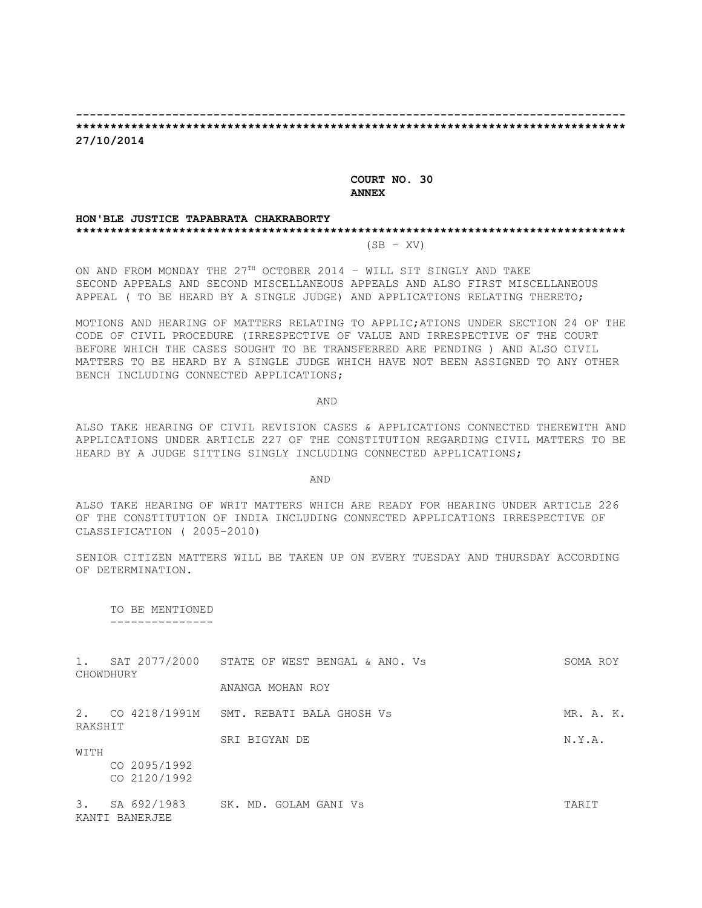--------------------------------------------------------------------------------

********************************************************************************

**27/10/2014**

**COURT NO. 30**
**ANNEX**

**HON'BLE JUSTICE TAPABRATA CHAKRABORTY**

********************************************************************************

(SB – XV)

ON AND FROM MONDAY THE 27TH OCTOBER 2014 – WILL SIT SINGLY AND TAKE SECOND APPEALS AND SECOND MISCELLANEOUS APPEALS AND ALSO FIRST MISCELLANEOUS APPEAL ( TO BE HEARD BY A SINGLE JUDGE) AND APPLICATIONS RELATING THERETO;

MOTIONS AND HEARING OF MATTERS RELATING TO APPLIC;ATIONS UNDER SECTION 24 OF THE CODE OF CIVIL PROCEDURE (IRRESPECTIVE OF VALUE AND IRRESPECTIVE OF THE COURT BEFORE WHICH THE CASES SOUGHT TO BE TRANSFERRED ARE PENDING ) AND ALSO CIVIL MATTERS TO BE HEARD BY A SINGLE JUDGE WHICH HAVE NOT BEEN ASSIGNED TO ANY OTHER BENCH INCLUDING CONNECTED APPLICATIONS;

AND

ALSO TAKE HEARING OF CIVIL REVISION CASES & APPLICATIONS CONNECTED THEREWITH AND APPLICATIONS UNDER ARTICLE 227 OF THE CONSTITUTION REGARDING CIVIL MATTERS TO BE HEARD BY A JUDGE SITTING SINGLY INCLUDING CONNECTED APPLICATIONS;

AND

ALSO TAKE HEARING OF WRIT MATTERS WHICH ARE READY FOR HEARING UNDER ARTICLE 226 OF THE CONSTITUTION OF INDIA INCLUDING CONNECTED APPLICATIONS IRRESPECTIVE OF CLASSIFICATION ( 2005-2010)

SENIOR CITIZEN MATTERS WILL BE TAKEN UP ON EVERY TUESDAY AND THURSDAY ACCORDING OF DETERMINATION.

TO BE MENTIONED
---------------

1. SAT 2077/2000 STATE OF WEST BENGAL & ANO. Vs SOMA ROY CHOWDHURY
   ANANGA MOHAN ROY

2. CO 4218/1991M SMT. REBATI BALA GHOSH Vs MR. A. K. RAKSHIT
   SRI BIGYAN DE N.Y.A.
   WITH
   CO 2095/1992
   CO 2120/1992

3. SA 692/1983 SK. MD. GOLAM GANI Vs TARIT KANTI BANERJEE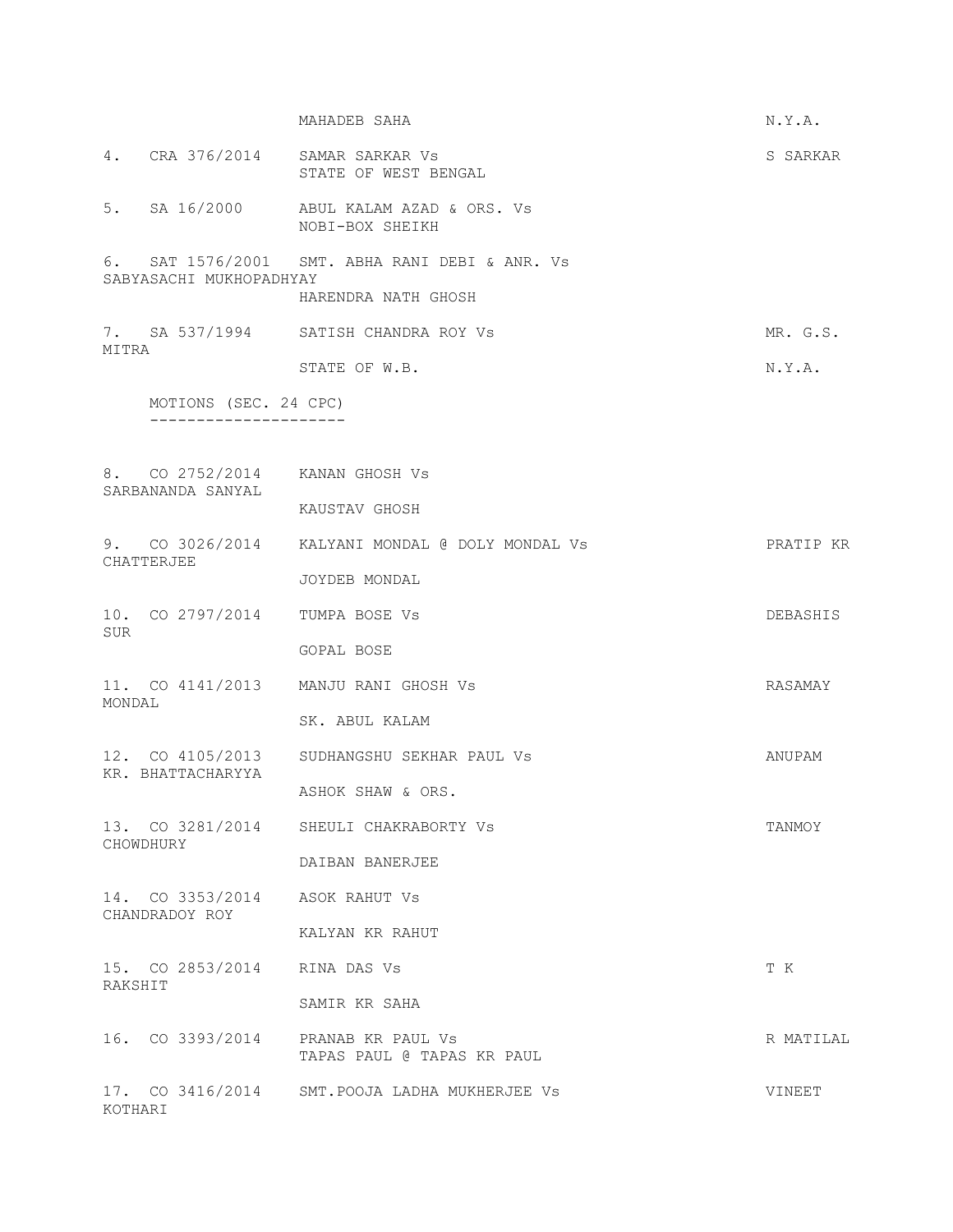MAHADEB SAHA N.Y.A.

4. CRA 376/2014 SAMAR SARKAR Vs STATE OF WEST BENGAL S SARKAR

5. SA 16/2000 ABUL KALAM AZAD & ORS. Vs NOBI-BOX SHEIKH

6. SAT 1576/2001 SMT. ABHA RANI DEBI & ANR. Vs SABYASACHI MUKHOPADHYAY
HARENDRA NATH GHOSH

7. SA 537/1994 SATISH CHANDRA ROY Vs MR. G.S. MITRA
STATE OF W.B. N.Y.A.

MOTIONS (SEC. 24 CPC)
---------------------

8. CO 2752/2014 KANAN GHOSH Vs SARBANANDA SANYAL
KAUSTAV GHOSH

9. CO 3026/2014 KALYANI MONDAL @ DOLY MONDAL Vs PRATIP KR CHATTERJEE
JOYDEB MONDAL

10. CO 2797/2014 TUMPA BOSE Vs DEBASHIS SUR
GOPAL BOSE

11. CO 4141/2013 MANJU RANI GHOSH Vs RASAMAY MONDAL
SK. ABUL KALAM

12. CO 4105/2013 SUDHANGSHU SEKHAR PAUL Vs ANUPAM KR. BHATTACHARYYA
ASHOK SHAW & ORS.

13. CO 3281/2014 SHEULI CHAKRABORTY Vs TANMOY CHOWDHURY
DAIBAN BANERJEE

14. CO 3353/2014 ASOK RAHUT Vs CHANDRADOY ROY
KALYAN KR RAHUT

15. CO 2853/2014 RINA DAS Vs T K RAKSHIT
SAMIR KR SAHA

16. CO 3393/2014 PRANAB KR PAUL Vs R MATILAL
TAPAS PAUL @ TAPAS KR PAUL

17. CO 3416/2014 SMT.POOJA LADHA MUKHERJEE Vs VINEET KOTHARI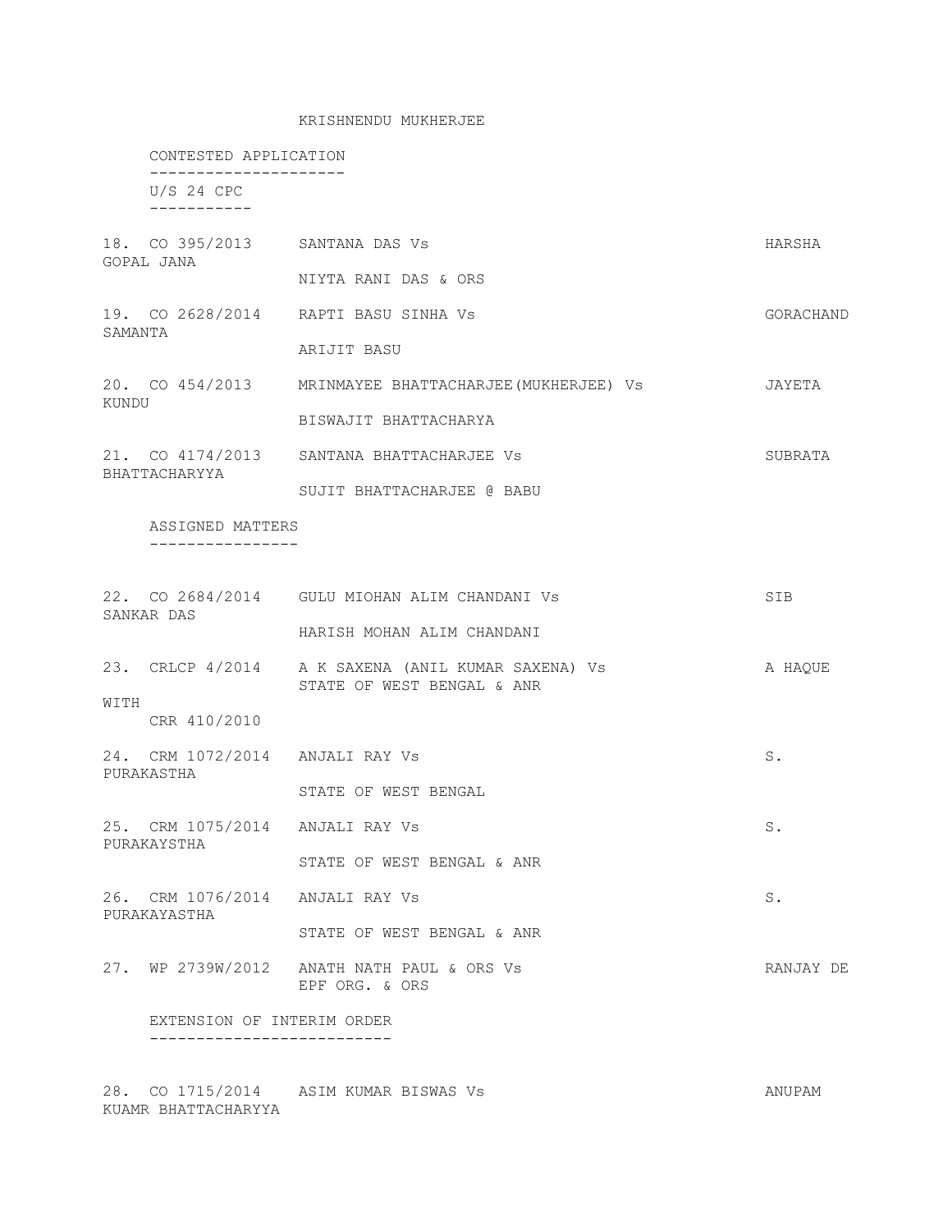KRISHNENDU MUKHERJEE

CONTESTED APPLICATION

U/S 24 CPC

| No. | Case No. | Parties | Advocate |
|---|---|---|---|
| 18. | CO 395/2013 | SANTANA DAS Vs<br>NIYTA RANI DAS & ORS | HARSHA GOPAL JANA |
| 19. | CO 2628/2014 | RAPTI BASU SINHA Vs<br>ARIJIT BASU | GORACHAND SAMANTA |
| 20. | CO 454/2013 | MRINMAYEE BHATTACHARJEE(MUKHERJEE) Vs<br>BISWAJIT BHATTACHARYA | JAYETA KUNDU |
| 21. | CO 4174/2013 | SANTANA BHATTACHARJEE Vs<br>SUJIT BHATTACHARJEE @ BABU | SUBRATA BHATTACHARYYA |

ASSIGNED MATTERS

| No. | Case No. | Parties | Advocate |
|---|---|---|---|
| 22. | CO 2684/2014 | GULU MIOHAN ALIM CHANDANI Vs<br>HARISH MOHAN ALIM CHANDANI | SIB SANKAR DAS |
| 23. | CRLCP 4/2014<br>WITH<br>CRR 410/2010 | A K SAXENA (ANIL KUMAR SAXENA) Vs<br>STATE OF WEST BENGAL & ANR | A HAQUE |
| 24. | CRM 1072/2014 | ANJALI RAY Vs<br>STATE OF WEST BENGAL | S. PURAKASTHA |
| 25. | CRM 1075/2014 | ANJALI RAY Vs<br>STATE OF WEST BENGAL & ANR | S. PURAKAYSTHA |
| 26. | CRM 1076/2014 | ANJALI RAY Vs<br>STATE OF WEST BENGAL & ANR | S. PURAKAYASTHA |
| 27. | WP 2739W/2012 | ANATH NATH PAUL & ORS Vs<br>EPF ORG. & ORS | RANJAY DE |

EXTENSION OF INTERIM ORDER

| No. | Case No. | Parties | Advocate |
|---|---|---|---|
| 28. | CO 1715/2014 | ASIM KUMAR BISWAS Vs | ANUPAM KUAMR BHATTACHARYYA |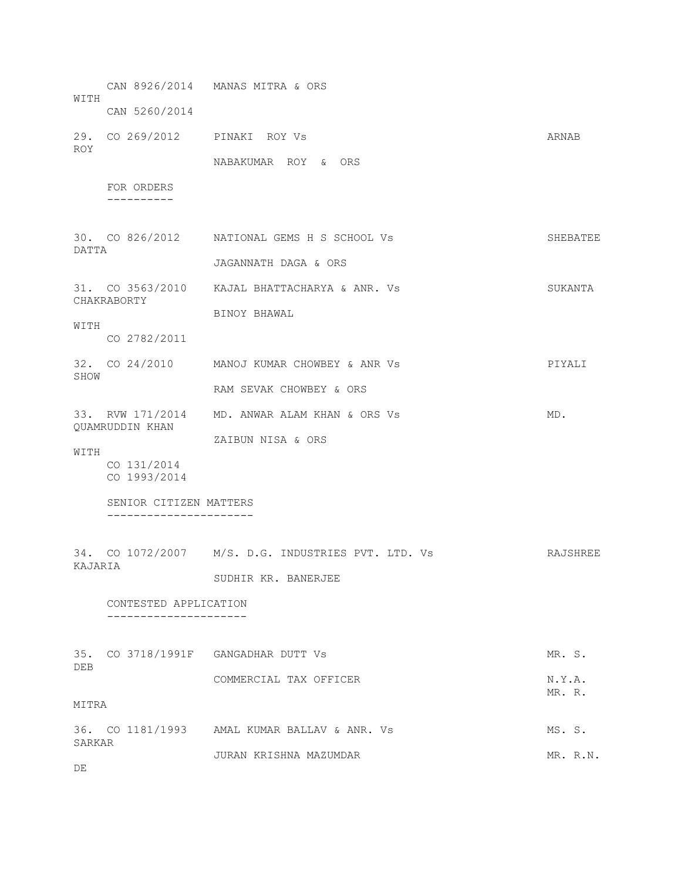CAN 8926/2014 MANAS MITRA & ORS
WITH
CAN 5260/2014

29. CO 269/2012 PINAKI ROY Vs ARNAB ROY
NABAKUMAR ROY & ORS

FOR ORDERS
----------

30. CO 826/2012 NATIONAL GEMS H S SCHOOL Vs SHEBATEE DATTA
JAGANNATH DAGA & ORS

31. CO 3563/2010 KAJAL BHATTACHARYA & ANR. Vs SUKANTA CHAKRABORTY
BINOY BHAWAL
WITH
CO 2782/2011

32. CO 24/2010 MANOJ KUMAR CHOWBEY & ANR Vs PIYALI SHOW
RAM SEVAK CHOWBEY & ORS

33. RVW 171/2014 MD. ANWAR ALAM KHAN & ORS Vs MD. QUAMRUDDIN KHAN
ZAIBUN NISA & ORS
WITH
CO 131/2014
CO 1993/2014

SENIOR CITIZEN MATTERS
----------------------

34. CO 1072/2007 M/S. D.G. INDUSTRIES PVT. LTD. Vs RAJSHREE KAJARIA
SUDHIR KR. BANERJEE

CONTESTED APPLICATION
---------------------

35. CO 3718/1991F GANGADHAR DUTT Vs MR. S. DEB
COMMERCIAL TAX OFFICER N.Y.A.
MR. R. MITRA

36. CO 1181/1993 AMAL KUMAR BALLAV & ANR. Vs MS. S. SARKAR
JURAN KRISHNA MAZUMDAR MR. R.N. DE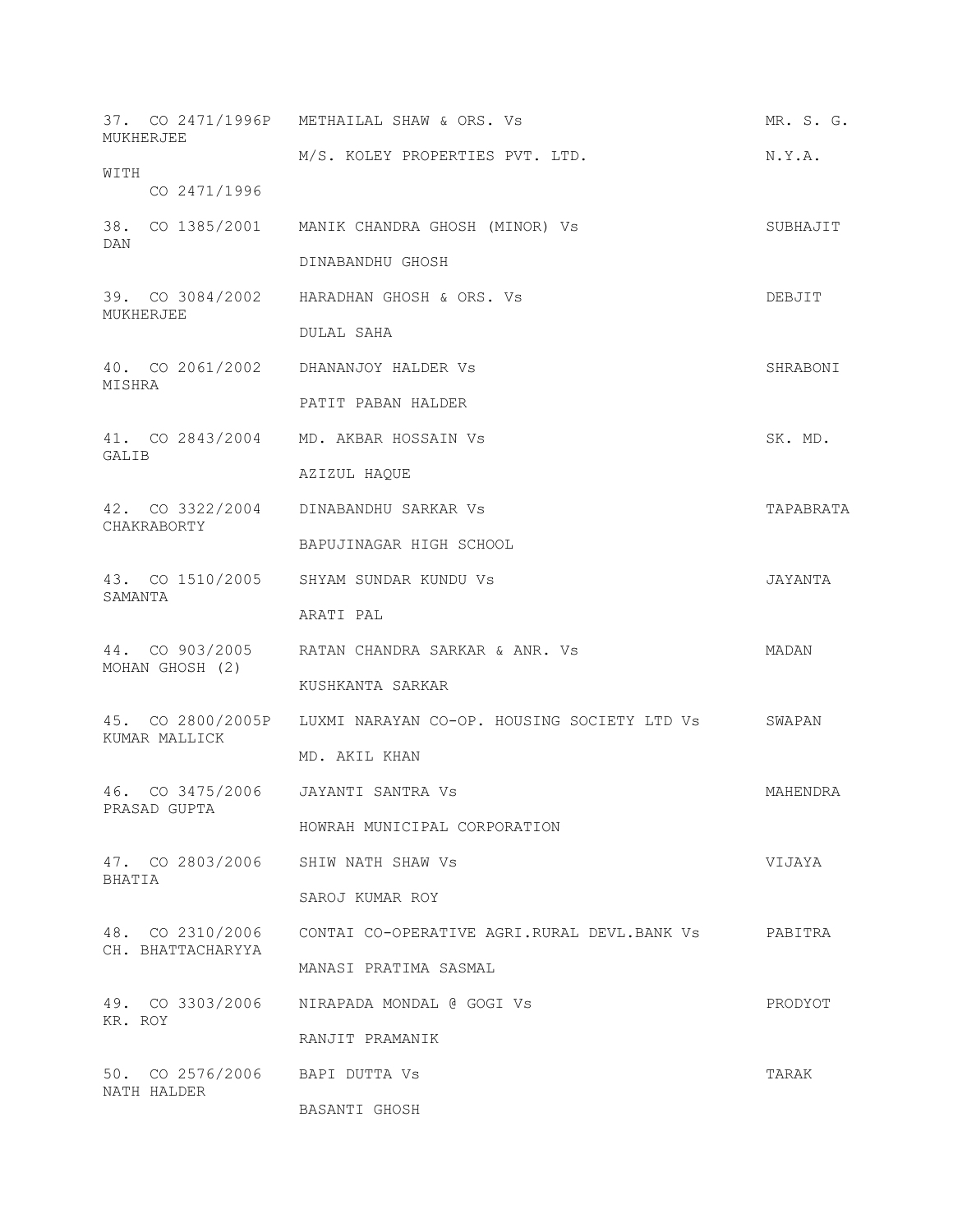37. CO 2471/1996P METHAILAL SHAW & ORS. Vs MR. S. G. MUKHERJEE

M/S. KOLEY PROPERTIES PVT. LTD. N.Y.A.

WITH
CO 2471/1996

38. CO 1385/2001 MANIK CHANDRA GHOSH (MINOR) Vs SUBHAJIT DAN

DINABANDHU GHOSH

39. CO 3084/2002 HARADHAN GHOSH & ORS. Vs DEBJIT MUKHERJEE

DULAL SAHA

40. CO 2061/2002 DHANANJOY HALDER Vs SHRABONI MISHRA

PATIT PABAN HALDER

41. CO 2843/2004 MD. AKBAR HOSSAIN Vs SK. MD. GALIB

AZIZUL HAQUE

42. CO 3322/2004 DINABANDHU SARKAR Vs TAPABRATA CHAKRABORTY

BAPUJINAGAR HIGH SCHOOL

43. CO 1510/2005 SHYAM SUNDAR KUNDU Vs JAYANTA SAMANTA

ARATI PAL

44. CO 903/2005 RATAN CHANDRA SARKAR & ANR. Vs MADAN MOHAN GHOSH (2)

KUSHKANTA SARKAR

45. CO 2800/2005P LUXMI NARAYAN CO-OP. HOUSING SOCIETY LTD Vs SWAPAN KUMAR MALLICK

MD. AKIL KHAN

46. CO 3475/2006 JAYANTI SANTRA Vs MAHENDRA PRASAD GUPTA

HOWRAH MUNICIPAL CORPORATION

47. CO 2803/2006 SHIW NATH SHAW Vs VIJAYA BHATIA

SAROJ KUMAR ROY

48. CO 2310/2006 CONTAI CO-OPERATIVE AGRI.RURAL DEVL.BANK Vs PABITRA CH. BHATTACHARYYA

MANASI PRATIMA SASMAL

49. CO 3303/2006 NIRAPADA MONDAL @ GOGI Vs PRODYOT KR. ROY

RANJIT PRAMANIK

50. CO 2576/2006 BAPI DUTTA Vs TARAK NATH HALDER

BASANTI GHOSH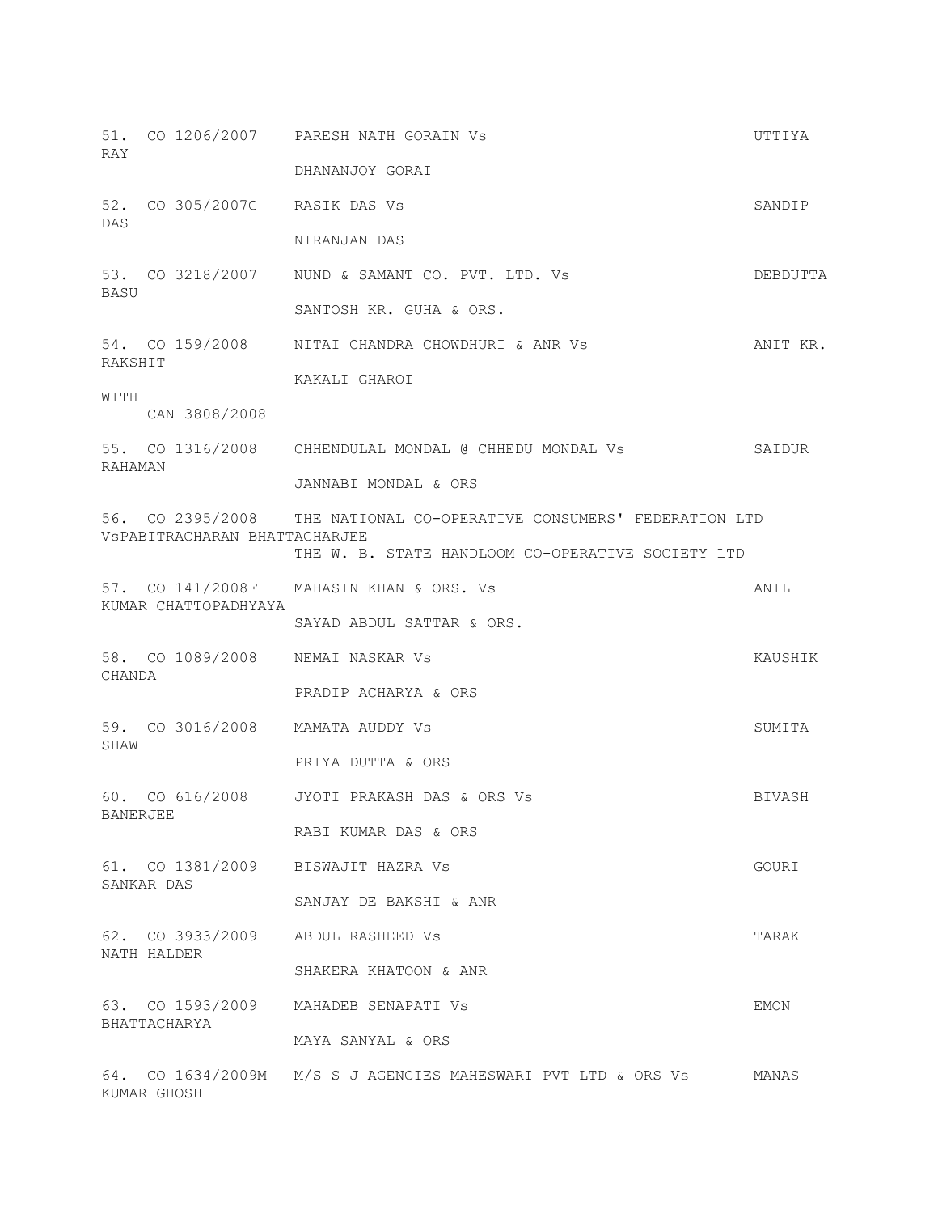51. CO 1206/2007 PARESH NATH GORAIN Vs UTTIYA RAY

DHANANJOY GORAI

52. CO 305/2007G RASIK DAS Vs SANDIP DAS

NIRANJAN DAS

53. CO 3218/2007 NUND & SAMANT CO. PVT. LTD. Vs DEBDUTTA BASU

SANTOSH KR. GUHA & ORS.

54. CO 159/2008 NITAI CHANDRA CHOWDHURI & ANR Vs ANIT KR. RAKSHIT

KAKALI GHAROI

WITH
CAN 3808/2008

55. CO 1316/2008 CHHENDULAL MONDAL @ CHHEDU MONDAL Vs SAIDUR RAHAMAN

JANNABI MONDAL & ORS

56. CO 2395/2008 THE NATIONAL CO-OPERATIVE CONSUMERS' FEDERATION LTD VsPABITRACHARAN BHATTACHARJEE

THE W. B. STATE HANDLOOM CO-OPERATIVE SOCIETY LTD

57. CO 141/2008F MAHASIN KHAN & ORS. Vs ANIL KUMAR CHATTOPADHYAYA

SAYAD ABDUL SATTAR & ORS.

58. CO 1089/2008 NEMAI NASKAR Vs KAUSHIK CHANDA

PRADIP ACHARYA & ORS

59. CO 3016/2008 MAMATA AUDDY Vs SUMITA SHAW

PRIYA DUTTA & ORS

60. CO 616/2008 JYOTI PRAKASH DAS & ORS Vs BIVASH BANERJEE

RABI KUMAR DAS & ORS

61. CO 1381/2009 BISWAJIT HAZRA Vs GOURI SANKAR DAS

SANJAY DE BAKSHI & ANR

62. CO 3933/2009 ABDUL RASHEED Vs TARAK NATH HALDER

SHAKERA KHATOON & ANR

63. CO 1593/2009 MAHADEB SENAPATI Vs EMON BHATTACHARYA

MAYA SANYAL & ORS

64. CO 1634/2009M M/S S J AGENCIES MAHESWARI PVT LTD & ORS Vs MANAS KUMAR GHOSH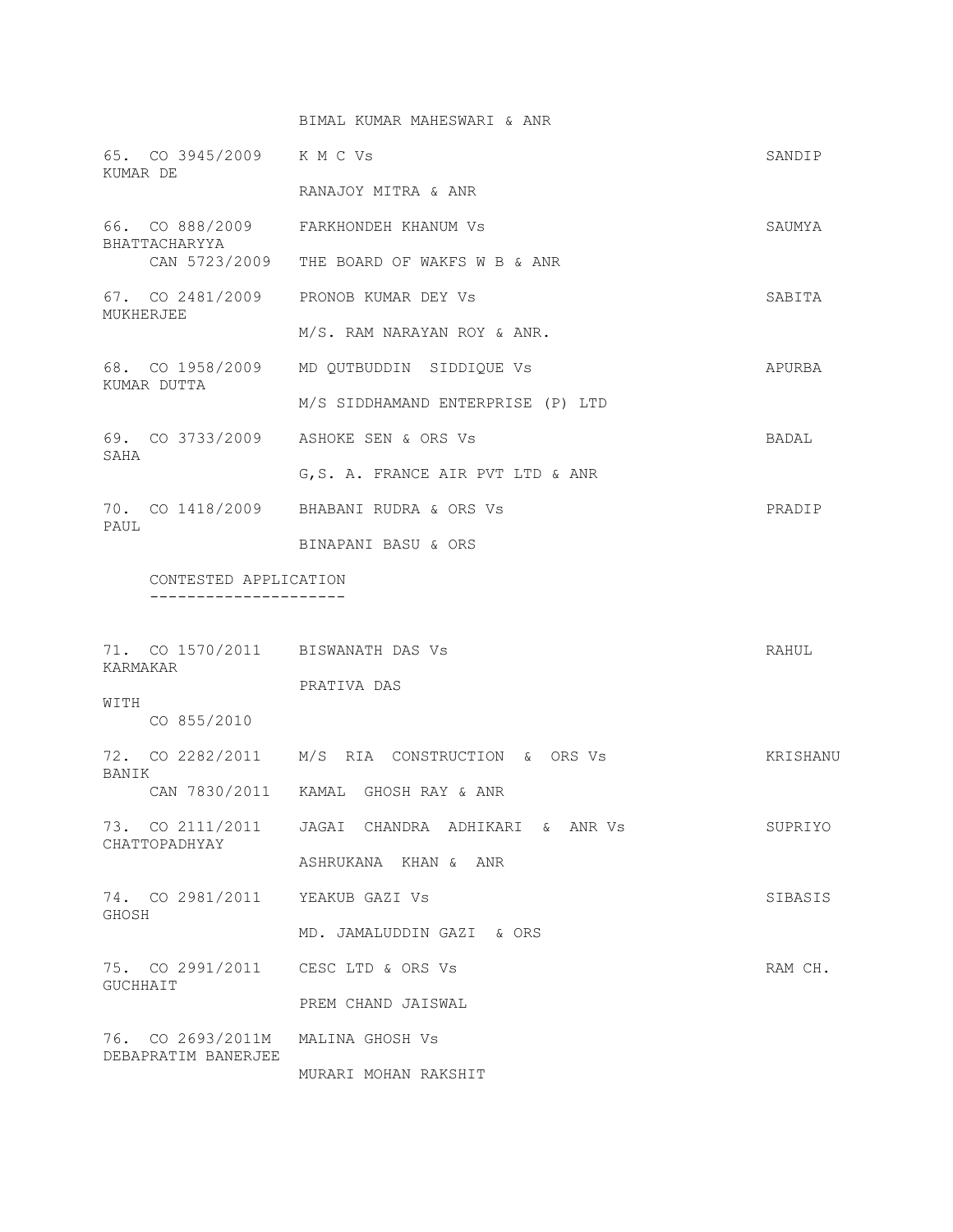BIMAL KUMAR MAHESWARI & ANR

65. CO 3945/2009 K M C Vs SANDIP KUMAR DE

RANAJOY MITRA & ANR

66. CO 888/2009 FARKHONDEH KHANUM Vs SAUMYA BHATTACHARYYA

CAN 5723/2009 THE BOARD OF WAKFS W B & ANR

67. CO 2481/2009 PRONOB KUMAR DEY Vs SABITA MUKHERJEE

M/S. RAM NARAYAN ROY & ANR.

68. CO 1958/2009 MD QUTBUDDIN SIDDIQUE Vs APURBA KUMAR DUTTA

M/S SIDDHAMAND ENTERPRISE (P) LTD

69. CO 3733/2009 ASHOKE SEN & ORS Vs BADAL SAHA

G,S. A. FRANCE AIR PVT LTD & ANR

70. CO 1418/2009 BHABANI RUDRA & ORS Vs PRADIP PAUL

BINAPANI BASU & ORS

CONTESTED APPLICATION
---------------------

71. CO 1570/2011 BISWANATH DAS Vs RAHUL KARMAKAR

PRATIVA DAS

WITH

CO 855/2010

72. CO 2282/2011 M/S RIA CONSTRUCTION & ORS Vs KRISHANU BANIK

CAN 7830/2011 KAMAL GHOSH RAY & ANR

73. CO 2111/2011 JAGAI CHANDRA ADHIKARI & ANR Vs SUPRIYO CHATTOPADHYAY

ASHRUKANA KHAN & ANR

74. CO 2981/2011 YEAKUB GAZI Vs SIBASIS GHOSH

MD. JAMALUDDIN GAZI & ORS

75. CO 2991/2011 CESC LTD & ORS Vs RAM CH. GUCHHAIT

PREM CHAND JAISWAL

76. CO 2693/2011M MALINA GHOSH Vs DEBAPRATIM BANERJEE

MURARI MOHAN RAKSHIT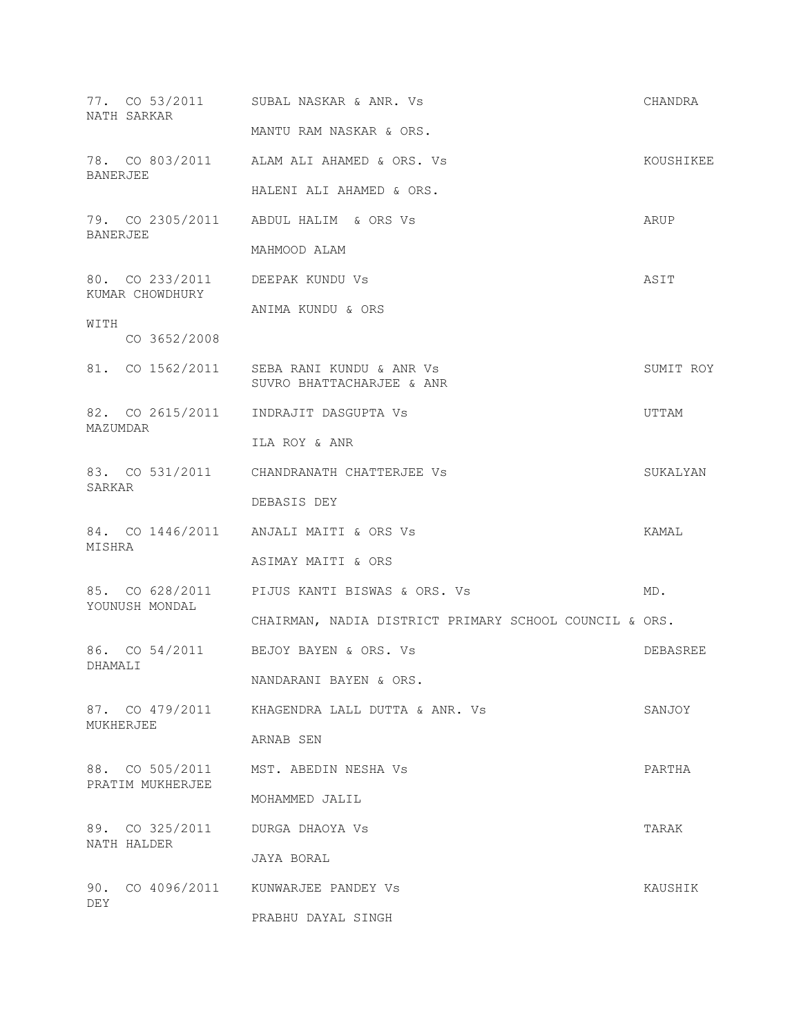77. CO 53/2011 SUBAL NASKAR & ANR. Vs CHANDRA NATH SARKAR

MANTU RAM NASKAR & ORS.

78. CO 803/2011 ALAM ALI AHAMED & ORS. Vs KOUSHIKEE BANERJEE

HALENI ALI AHAMED & ORS.

79. CO 2305/2011 ABDUL HALIM & ORS Vs ARUP BANERJEE

MAHMOOD ALAM

80. CO 233/2011 DEEPAK KUNDU Vs ASIT KUMAR CHOWDHURY

ANIMA KUNDU & ORS

WITH
CO 3652/2008

81. CO 1562/2011 SEBA RANI KUNDU & ANR Vs SUMIT ROY
SUVRO BHATTACHARJEE & ANR

82. CO 2615/2011 INDRAJIT DASGUPTA Vs UTTAM MAZUMDAR

ILA ROY & ANR

83. CO 531/2011 CHANDRANATH CHATTERJEE Vs SUKALYAN SARKAR

DEBASIS DEY

84. CO 1446/2011 ANJALI MAITI & ORS Vs KAMAL MISHRA

ASIMAY MAITI & ORS

85. CO 628/2011 PIJUS KANTI BISWAS & ORS. Vs MD. YOUNUSH MONDAL

CHAIRMAN, NADIA DISTRICT PRIMARY SCHOOL COUNCIL & ORS.

86. CO 54/2011 BEJOY BAYEN & ORS. Vs DEBASREE DHAMALI

NANDARANI BAYEN & ORS.

87. CO 479/2011 KHAGENDRA LALL DUTTA & ANR. Vs SANJOY MUKHERJEE

ARNAB SEN

88. CO 505/2011 MST. ABEDIN NESHA Vs PARTHA PRATIM MUKHERJEE

MOHAMMED JALIL

89. CO 325/2011 DURGA DHAOYA Vs TARAK NATH HALDER

JAYA BORAL

90. CO 4096/2011 KUNWARJEE PANDEY Vs KAUSHIK DEY

PRABHU DAYAL SINGH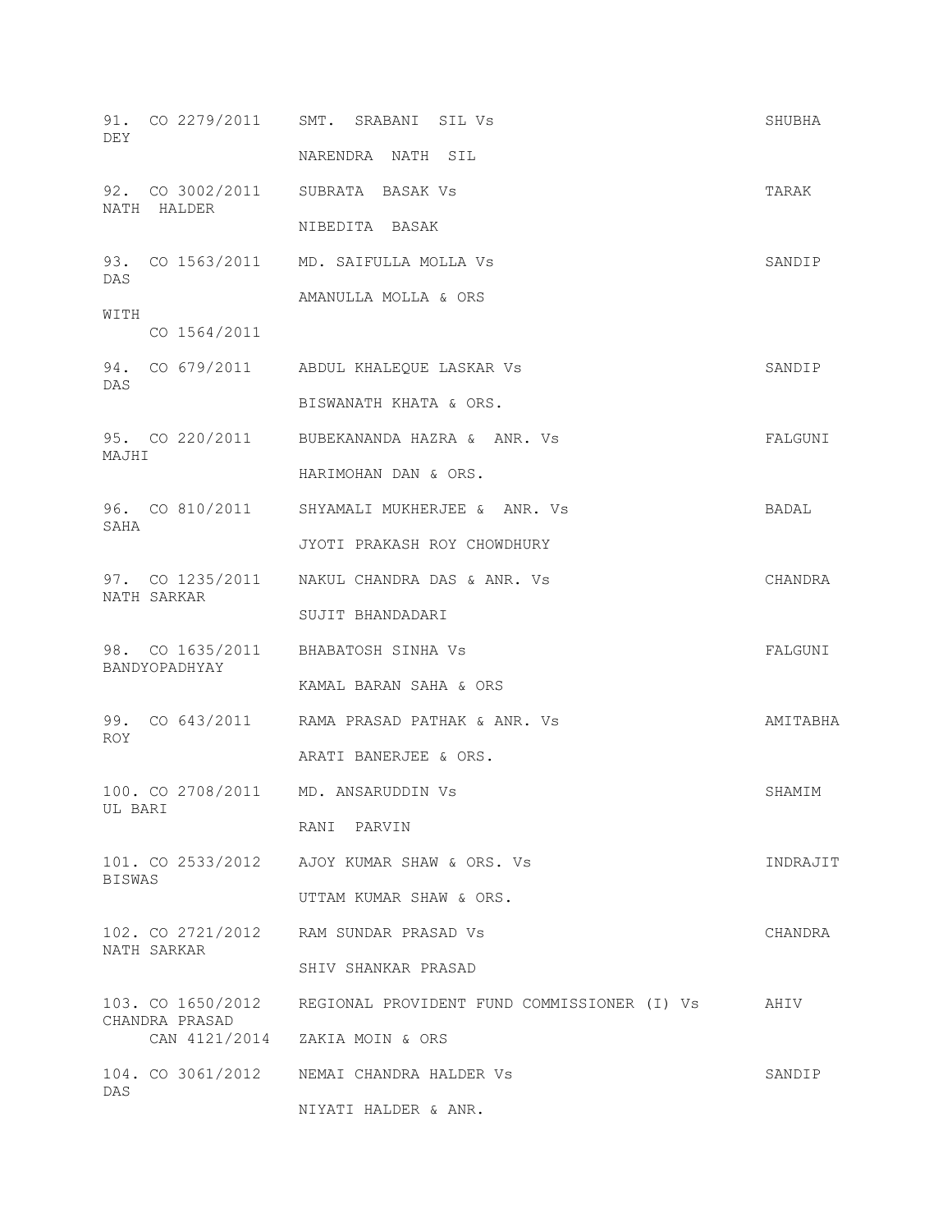| No. | Case No. | Parties | Advocate |
|---|---|---|---|
| 91. | CO 2279/2011 | SMT. SRABANI SIL Vs<br>NARENDRA NATH SIL | SHUBHA DEY |
| 92. | CO 3002/2011 | SUBRATA BASAK Vs<br>NIBEDITA BASAK | TARAK NATH HALDER |
| 93. | CO 1563/2011<br>WITH<br>CO 1564/2011 | MD. SAIFULLA MOLLA Vs<br>AMANULLA MOLLA & ORS | SANDIP DAS |
| 94. | CO 679/2011 | ABDUL KHALEQUE LASKAR Vs<br>BISWANATH KHATA & ORS. | SANDIP DAS |
| 95. | CO 220/2011 | BUBEKANANDA HAZRA & ANR. Vs<br>HARIMOHAN DAN & ORS. | FALGUNI MAJHI |
| 96. | CO 810/2011 | SHYAMALI MUKHERJEE & ANR. Vs<br>JYOTI PRAKASH ROY CHOWDHURY | BADAL SAHA |
| 97. | CO 1235/2011 | NAKUL CHANDRA DAS & ANR. Vs<br>SUJIT BHANDADARI | CHANDRA NATH SARKAR |
| 98. | CO 1635/2011 | BHABATOSH SINHA Vs<br>KAMAL BARAN SAHA & ORS | FALGUNI BANDYOPADHYAY |
| 99. | CO 643/2011 | RAMA PRASAD PATHAK & ANR. Vs<br>ARATI BANERJEE & ORS. | AMITABHA ROY |
| 100. | CO 2708/2011 | MD. ANSARUDDIN Vs<br>RANI PARVIN | SHAMIM UL BARI |
| 101. | CO 2533/2012 | AJOY KUMAR SHAW & ORS. Vs<br>UTTAM KUMAR SHAW & ORS. | INDRAJIT BISWAS |
| 102. | CO 2721/2012 | RAM SUNDAR PRASAD Vs<br>SHIV SHANKAR PRASAD | CHANDRA NATH SARKAR |
| 103. | CO 1650/2012<br>CAN 4121/2014 | REGIONAL PROVIDENT FUND COMMISSIONER (I) Vs<br>ZAKIA MOIN & ORS | AHIV CHANDRA PRASAD |
| 104. | CO 3061/2012 | NEMAI CHANDRA HALDER Vs<br>NIYATI HALDER & ANR. | SANDIP DAS |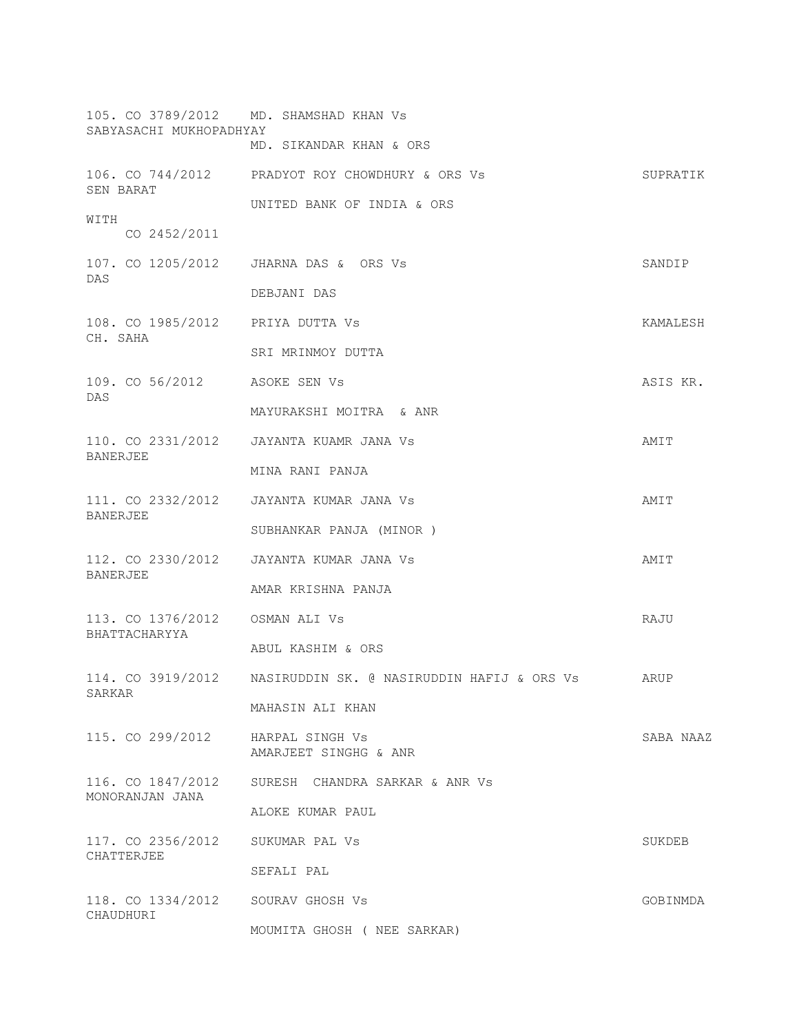105. CO 3789/2012 MD. SHAMSHAD KHAN Vs SABYASACHI MUKHOPADHYAY
MD. SIKANDAR KHAN & ORS

106. CO 744/2012 PRADYOT ROY CHOWDHURY & ORS Vs SUPRATIK SEN BARAT
UNITED BANK OF INDIA & ORS
WITH
CO 2452/2011

107. CO 1205/2012 JHARNA DAS & ORS Vs SANDIP DAS
DEBJANI DAS

108. CO 1985/2012 PRIYA DUTTA Vs KAMALESH CH. SAHA
SRI MRINMOY DUTTA

109. CO 56/2012 ASOKE SEN Vs ASIS KR. DAS
MAYURAKSHI MOITRA & ANR

110. CO 2331/2012 JAYANTA KUAMR JANA Vs AMIT BANERJEE
MINA RANI PANJA

111. CO 2332/2012 JAYANTA KUMAR JANA Vs AMIT BANERJEE
SUBHANKAR PANJA (MINOR )

112. CO 2330/2012 JAYANTA KUMAR JANA Vs AMIT BANERJEE
AMAR KRISHNA PANJA

113. CO 1376/2012 OSMAN ALI Vs RAJU BHATTACHARYYA
ABUL KASHIM & ORS

114. CO 3919/2012 NASIRUDDIN SK. @ NASIRUDDIN HAFIJ & ORS Vs ARUP SARKAR
MAHASIN ALI KHAN

115. CO 299/2012 HARPAL SINGH Vs SABA NAAZ
AMARJEET SINGHG & ANR

116. CO 1847/2012 SURESH CHANDRA SARKAR & ANR Vs MONORANJAN JANA
ALOKE KUMAR PAUL

117. CO 2356/2012 SUKUMAR PAL Vs SUKDEB CHATTERJEE
SEFALI PAL

118. CO 1334/2012 SOURAV GHOSH Vs GOBINMDA CHAUDHURI
MOUMITA GHOSH ( NEE SARKAR)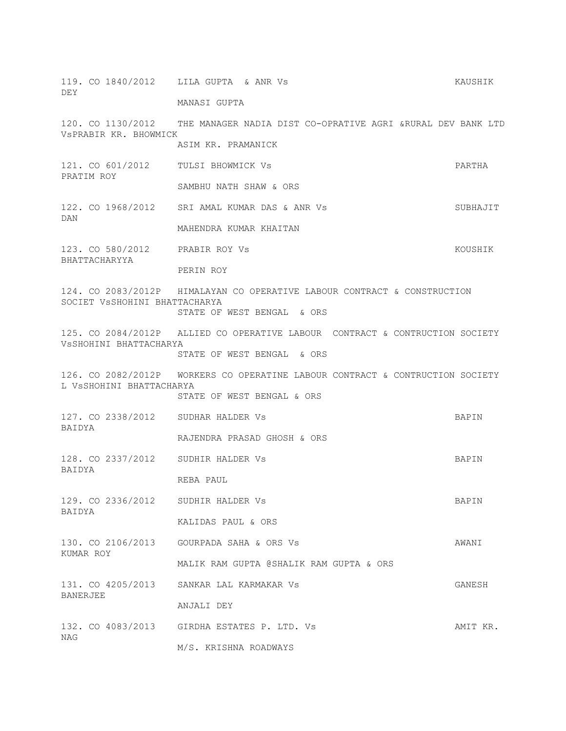119. CO 1840/2012 LILA GUPTA & ANR Vs KAUSHIK DEY
MANASI GUPTA

120. CO 1130/2012 THE MANAGER NADIA DIST CO-OPRATIVE AGRI &RURAL DEV BANK LTD VsPRABIR KR. BHOWMICK
ASIM KR. PRAMANICK

121. CO 601/2012 TULSI BHOWMICK Vs PARTHA PRATIM ROY
SAMBHU NATH SHAW & ORS

122. CO 1968/2012 SRI AMAL KUMAR DAS & ANR Vs SUBHAJIT DAN
MAHENDRA KUMAR KHAITAN

123. CO 580/2012 PRABIR ROY Vs KOUSHIK BHATTACHARYYA
PERIN ROY

124. CO 2083/2012P HIMALAYAN CO OPERATIVE LABOUR CONTRACT & CONSTRUCTION SOCIET VsSHOHINI BHATTACHARYA
STATE OF WEST BENGAL & ORS

125. CO 2084/2012P ALLIED CO OPERATIVE LABOUR CONTRACT & CONTRUCTION SOCIETY VsSHOHINI BHATTACHARYA
STATE OF WEST BENGAL & ORS

126. CO 2082/2012P WORKERS CO OPERATINE LABOUR CONTRACT & CONTRUCTION SOCIETY L VsSHOHINI BHATTACHARYA
STATE OF WEST BENGAL & ORS

127. CO 2338/2012 SUDHAR HALDER Vs BAPIN BAIDYA
RAJENDRA PRASAD GHOSH & ORS

128. CO 2337/2012 SUDHIR HALDER Vs BAPIN BAIDYA
REBA PAUL

129. CO 2336/2012 SUDHIR HALDER Vs BAPIN BAIDYA
KALIDAS PAUL & ORS

130. CO 2106/2013 GOURPADA SAHA & ORS Vs AWANI KUMAR ROY
MALIK RAM GUPTA @SHALIK RAM GUPTA & ORS

131. CO 4205/2013 SANKAR LAL KARMAKAR Vs GANESH BANERJEE
ANJALI DEY

132. CO 4083/2013 GIRDHA ESTATES P. LTD. Vs AMIT KR. NAG
M/S. KRISHNA ROADWAYS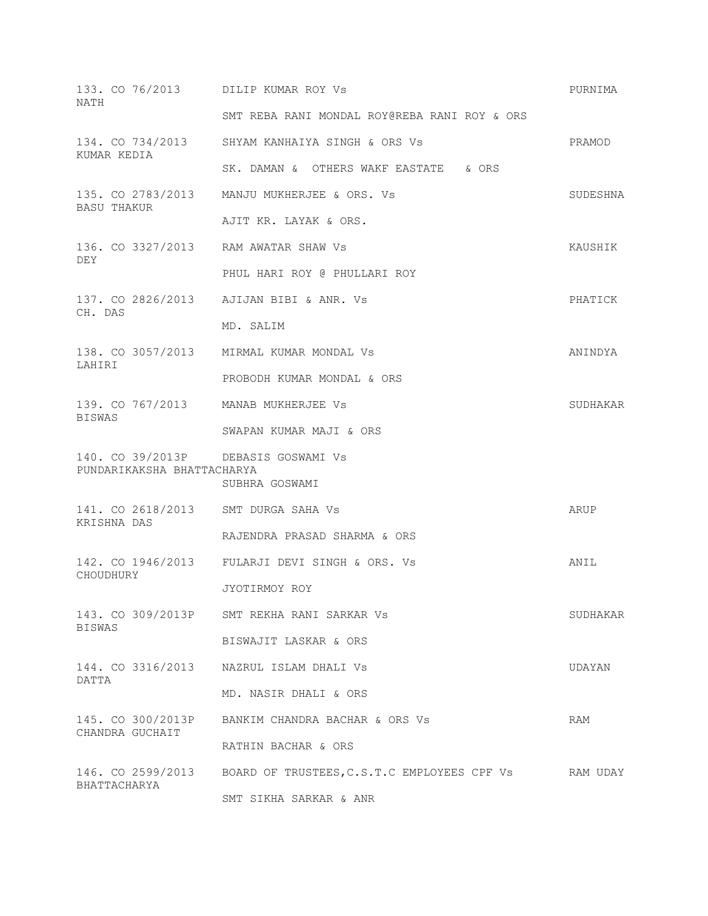133. CO 76/2013 DILIP KUMAR ROY Vs PURNIMA NATH

SMT REBA RANI MONDAL ROY@REBA RANI ROY & ORS

134. CO 734/2013 SHYAM KANHAIYA SINGH & ORS Vs PRAMOD KUMAR KEDIA

SK. DAMAN & OTHERS WAKF EASTATE & ORS

135. CO 2783/2013 MANJU MUKHERJEE & ORS. Vs SUDESHNA BASU THAKUR

AJIT KR. LAYAK & ORS.

136. CO 3327/2013 RAM AWATAR SHAW Vs KAUSHIK DEY

PHUL HARI ROY @ PHULLARI ROY

137. CO 2826/2013 AJIJAN BIBI & ANR. Vs PHATICK CH. DAS

MD. SALIM

138. CO 3057/2013 MIRMAL KUMAR MONDAL Vs ANINDYA LAHIRI

PROBODH KUMAR MONDAL & ORS

139. CO 767/2013 MANAB MUKHERJEE Vs SUDHAKAR BISWAS

SWAPAN KUMAR MAJI & ORS

140. CO 39/2013P DEBASIS GOSWAMI Vs PUNDARIKAKSHA BHATTACHARYA

SUBHRA GOSWAMI

141. CO 2618/2013 SMT DURGA SAHA Vs ARUP KRISHNA DAS

RAJENDRA PRASAD SHARMA & ORS

142. CO 1946/2013 FULARJI DEVI SINGH & ORS. Vs ANIL CHOUDHURY

JYOTIRMOY ROY

143. CO 309/2013P SMT REKHA RANI SARKAR Vs SUDHAKAR BISWAS

BISWAJIT LASKAR & ORS

144. CO 3316/2013 NAZRUL ISLAM DHALI Vs UDAYAN DATTA

MD. NASIR DHALI & ORS

145. CO 300/2013P BANKIM CHANDRA BACHAR & ORS Vs RAM CHANDRA GUCHAIT

RATHIN BACHAR & ORS

146. CO 2599/2013 BOARD OF TRUSTEES,C.S.T.C EMPLOYEES CPF Vs RAM UDAY BHATTACHARYA

SMT SIKHA SARKAR & ANR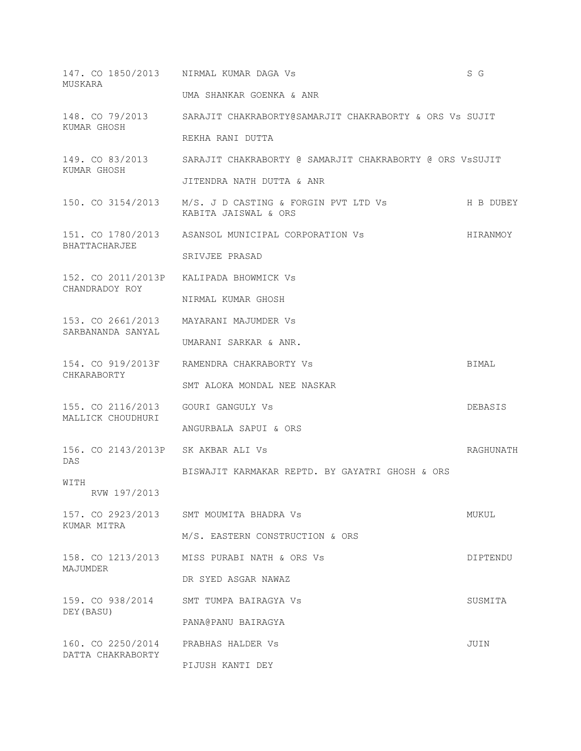147. CO 1850/2013 NIRMAL KUMAR DAGA Vs S G MUSKARA

UMA SHANKAR GOENKA & ANR

148. CO 79/2013 SARAJIT CHAKRABORTY@SAMARJIT CHAKRABORTY & ORS Vs SUJIT KUMAR GHOSH

REKHA RANI DUTTA

149. CO 83/2013 SARAJIT CHAKRABORTY @ SAMARJIT CHAKRABORTY @ ORS VsSUJIT KUMAR GHOSH

JITENDRA NATH DUTTA & ANR

150. CO 3154/2013 M/S. J D CASTING & FORGIN PVT LTD Vs H B DUBEY
KABITA JAISWAL & ORS

151. CO 1780/2013 ASANSOL MUNICIPAL CORPORATION Vs HIRANMOY BHATTACHARJEE

SRIVJEE PRASAD

152. CO 2011/2013P KALIPADA BHOWMICK Vs CHANDRADOY ROY

NIRMAL KUMAR GHOSH

153. CO 2661/2013 MAYARANI MAJUMDER Vs SARBANANDA SANYAL

UMARANI SARKAR & ANR.

154. CO 919/2013F RAMENDRA CHAKRABORTY Vs BIMAL CHKARABORTY

SMT ALOKA MONDAL NEE NASKAR

155. CO 2116/2013 GOURI GANGULY Vs DEBASIS MALLICK CHOUDHURI

ANGURBALA SAPUI & ORS

156. CO 2143/2013P SK AKBAR ALI Vs RAGHUNATH DAS

BISWAJIT KARMAKAR REPTD. BY GAYATRI GHOSH & ORS

WITH
RVW 197/2013

157. CO 2923/2013 SMT MOUMITA BHADRA Vs MUKUL KUMAR MITRA

M/S. EASTERN CONSTRUCTION & ORS

158. CO 1213/2013 MISS PURABI NATH & ORS Vs DIPTENDU MAJUMDER

DR SYED ASGAR NAWAZ

159. CO 938/2014 SMT TUMPA BAIRAGYA Vs SUSMITA DEY(BASU)

PANA@PANU BAIRAGYA

160. CO 2250/2014 PRABHAS HALDER Vs JUIN DATTA CHAKRABORTY

PIJUSH KANTI DEY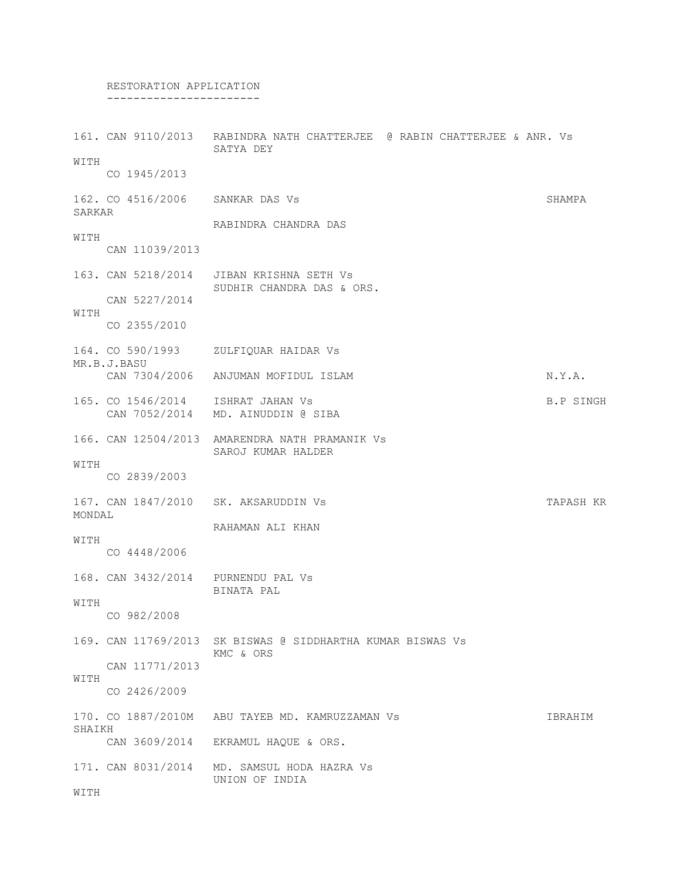RESTORATION APPLICATION
-----------------------

161. CAN 9110/2013 RABINDRA NATH CHATTERJEE @ RABIN CHATTERJEE & ANR. Vs SATYA DEY
WITH
CO 1945/2013

162. CO 4516/2006 SANKAR DAS Vs SHAMPA SARKAR
RABINDRA CHANDRA DAS
WITH
CAN 11039/2013

163. CAN 5218/2014 JIBAN KRISHNA SETH Vs
SUDHIR CHANDRA DAS & ORS.
CAN 5227/2014
WITH
CO 2355/2010

164. CO 590/1993 ZULFIQUAR HAIDAR Vs MR.B.J.BASU
CAN 7304/2006 ANJUMAN MOFIDUL ISLAM N.Y.A.

165. CO 1546/2014 ISHRAT JAHAN Vs B.P SINGH
CAN 7052/2014 MD. AINUDDIN @ SIBA

166. CAN 12504/2013 AMARENDRA NATH PRAMANIK Vs
SAROJ KUMAR HALDER
WITH
CO 2839/2003

167. CAN 1847/2010 SK. AKSARUDDIN Vs TAPASH KR MONDAL
RAHAMAN ALI KHAN
WITH
CO 4448/2006

168. CAN 3432/2014 PURNENDU PAL Vs
BINATA PAL
WITH
CO 982/2008

169. CAN 11769/2013 SK BISWAS @ SIDDHARTHA KUMAR BISWAS Vs
KMC & ORS
CAN 11771/2013
WITH
CO 2426/2009

170. CO 1887/2010M ABU TAYEB MD. KAMRUZZAMAN Vs IBRAHIM SHAIKH
CAN 3609/2014 EKRAMUL HAQUE & ORS.

171. CAN 8031/2014 MD. SAMSUL HODA HAZRA Vs
UNION OF INDIA
WITH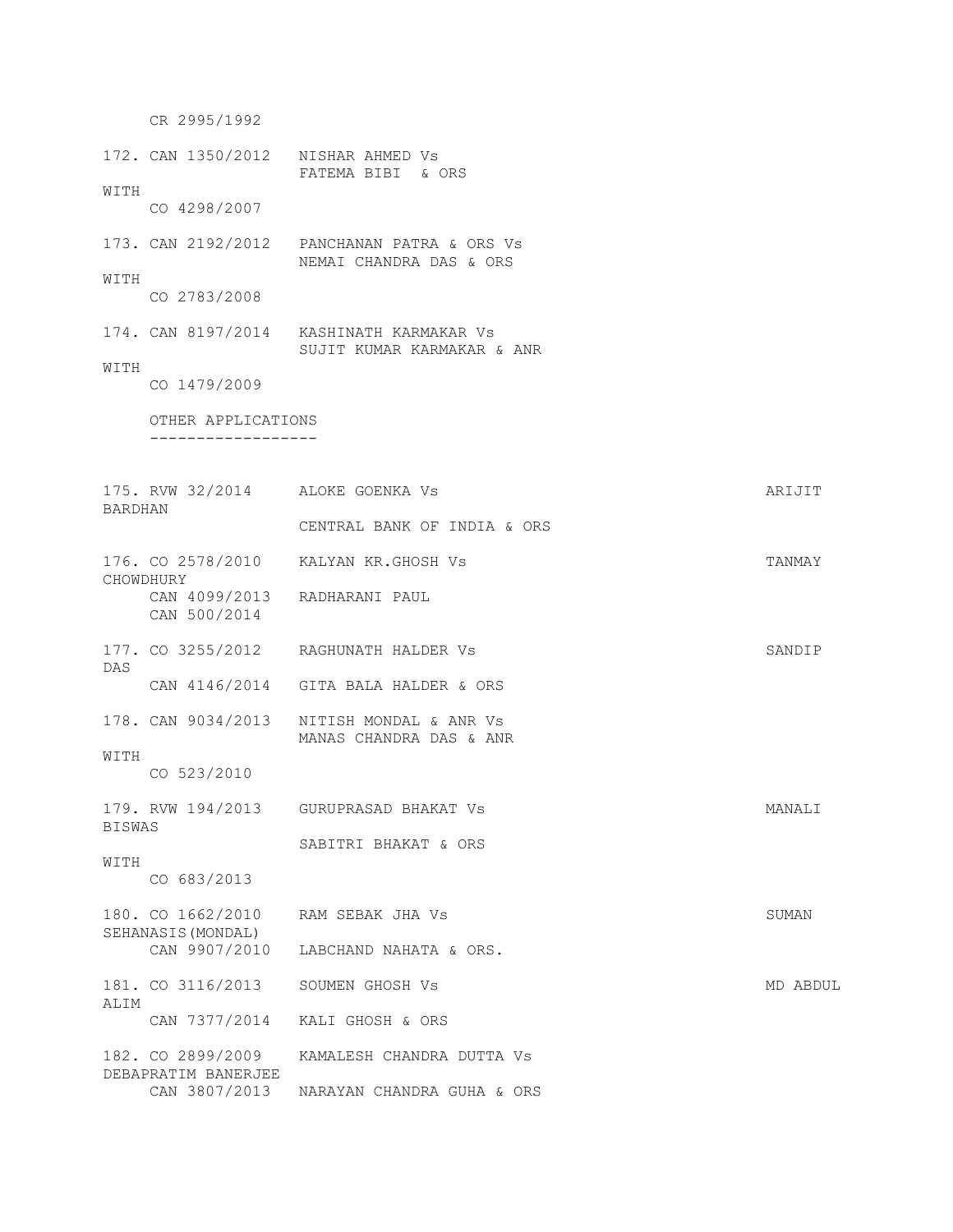CR 2995/1992

172. CAN 1350/2012 NISHAR AHMED Vs
FATEMA BIBI & ORS

WITH
CO 4298/2007

173. CAN 2192/2012 PANCHANAN PATRA & ORS Vs
NEMAI CHANDRA DAS & ORS

WITH
CO 2783/2008

174. CAN 8197/2014 KASHINATH KARMAKAR Vs
SUJIT KUMAR KARMAKAR & ANR

WITH
CO 1479/2009

OTHER APPLICATIONS
------------------

175. RVW 32/2014 ALOKE GOENKA Vs ARIJIT BARDHAN
CENTRAL BANK OF INDIA & ORS

176. CO 2578/2010 KALYAN KR.GHOSH Vs TANMAY CHOWDHURY
CAN 4099/2013 RADHARANI PAUL
CAN 500/2014

177. CO 3255/2012 RAGHUNATH HALDER Vs SANDIP DAS
CAN 4146/2014 GITA BALA HALDER & ORS

178. CAN 9034/2013 NITISH MONDAL & ANR Vs
MANAS CHANDRA DAS & ANR

WITH
CO 523/2010

179. RVW 194/2013 GURUPRASAD BHAKAT Vs MANALI BISWAS
SABITRI BHAKAT & ORS

WITH
CO 683/2013

180. CO 1662/2010 RAM SEBAK JHA Vs SUMAN SEHANASIS(MONDAL)
CAN 9907/2010 LABCHAND NAHATA & ORS.

181. CO 3116/2013 SOUMEN GHOSH Vs MD ABDUL ALIM
CAN 7377/2014 KALI GHOSH & ORS

182. CO 2899/2009 KAMALESH CHANDRA DUTTA Vs DEBAPRATIM BANERJEE
CAN 3807/2013 NARAYAN CHANDRA GUHA & ORS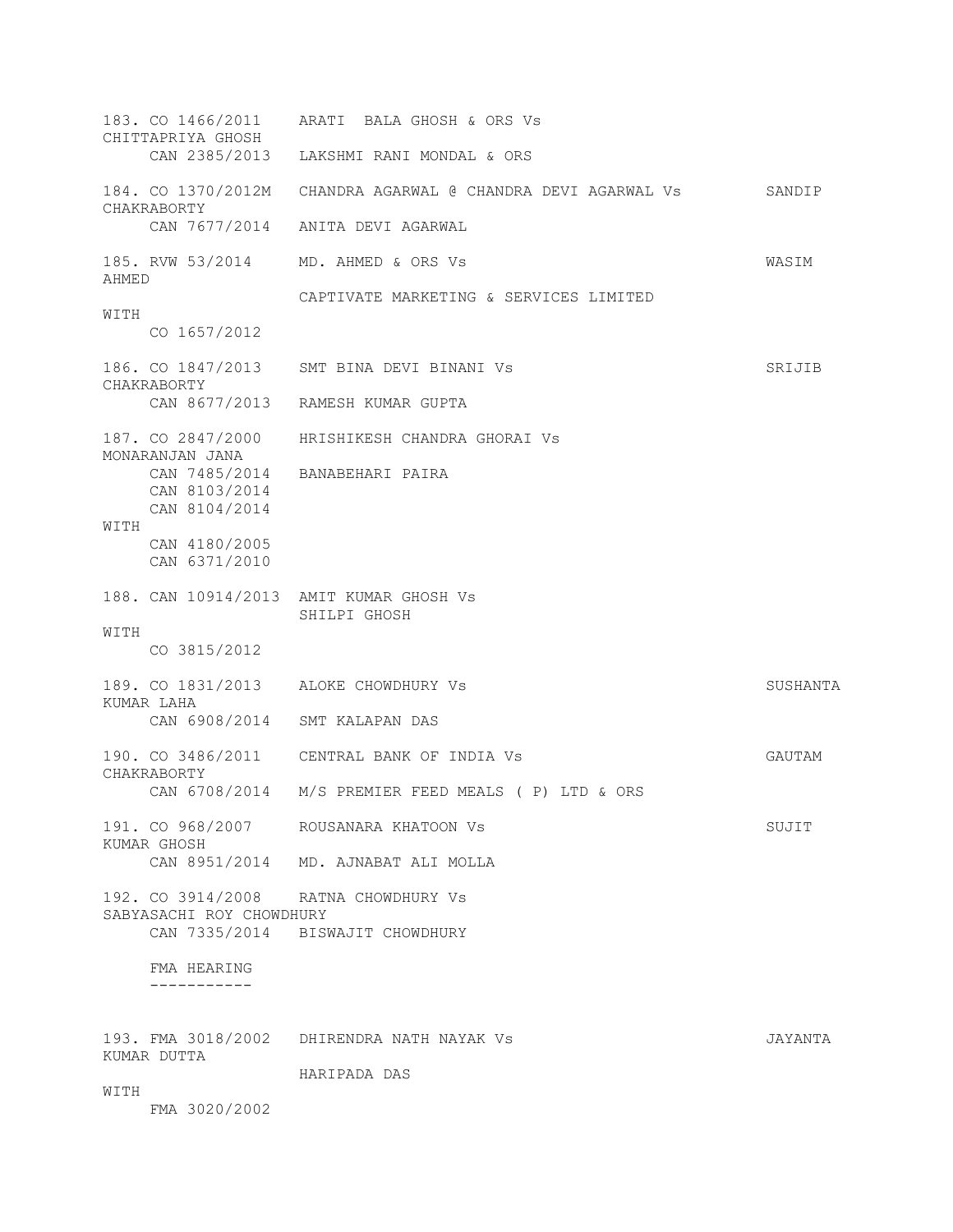183. CO 1466/2011 ARATI BALA GHOSH & ORS Vs CHITTAPRIYA GHOSH
CAN 2385/2013 LAKSHMI RANI MONDAL & ORS

184. CO 1370/2012M CHANDRA AGARWAL @ CHANDRA DEVI AGARWAL Vs SANDIP CHAKRABORTY
CAN 7677/2014 ANITA DEVI AGARWAL

185. RVW 53/2014 MD. AHMED & ORS Vs WASIM AHMED
CAPTIVATE MARKETING & SERVICES LIMITED
WITH
CO 1657/2012

186. CO 1847/2013 SMT BINA DEVI BINANI Vs SRIJIB CHAKRABORTY
CAN 8677/2013 RAMESH KUMAR GUPTA

187. CO 2847/2000 HRISHIKESH CHANDRA GHORAI Vs MONARANJAN JANA
CAN 7485/2014 BANABEHARI PAIRA
CAN 8103/2014
CAN 8104/2014
WITH
CAN 4180/2005
CAN 6371/2010

188. CAN 10914/2013 AMIT KUMAR GHOSH Vs
SHILPI GHOSH
WITH
CO 3815/2012

189. CO 1831/2013 ALOKE CHOWDHURY Vs SUSHANTA KUMAR LAHA
CAN 6908/2014 SMT KALAPAN DAS

190. CO 3486/2011 CENTRAL BANK OF INDIA Vs GAUTAM CHAKRABORTY
CAN 6708/2014 M/S PREMIER FEED MEALS ( P) LTD & ORS

191. CO 968/2007 ROUSANARA KHATOON Vs SUJIT KUMAR GHOSH
CAN 8951/2014 MD. AJNABAT ALI MOLLA

192. CO 3914/2008 RATNA CHOWDHURY Vs SABYASACHI ROY CHOWDHURY
CAN 7335/2014 BISWAJIT CHOWDHURY

FMA HEARING
-----------

193. FMA 3018/2002 DHIRENDRA NATH NAYAK Vs JAYANTA KUMAR DUTTA
HARIPADA DAS
WITH
FMA 3020/2002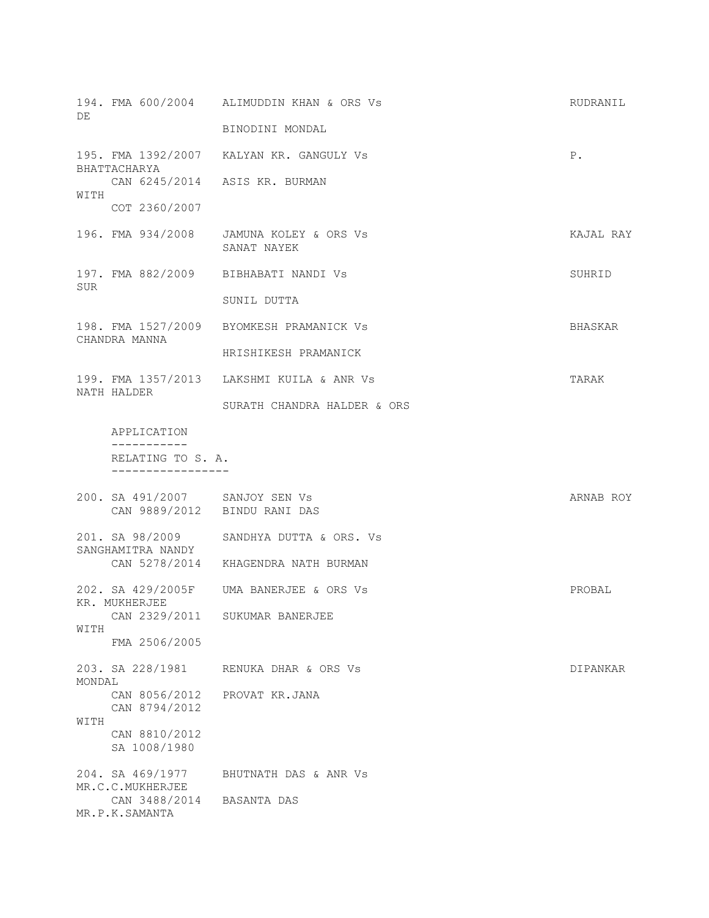```
194. FMA 600/2004    ALIMUDDIN KHAN & ORS Vs                          RUDRANIL
DE
                     BINODINI MONDAL

195. FMA 1392/2007   KALYAN KR. GANGULY Vs                            P.
BHATTACHARYA
     CAN 6245/2014   ASIS KR. BURMAN
WITH
     COT 2360/2007

196. FMA 934/2008    JAMUNA KOLEY & ORS Vs                            KAJAL RAY
                     SANAT NAYEK

197. FMA 882/2009    BIBHABATI NANDI Vs                               SUHRID
SUR
                     SUNIL DUTTA

198. FMA 1527/2009   BYOMKESH PRAMANICK Vs                            BHASKAR
CHANDRA MANNA
                     HRISHIKESH PRAMANICK

199. FMA 1357/2013   LAKSHMI KUILA & ANR Vs                           TARAK
NATH HALDER
                     SURATH CHANDRA HALDER & ORS

     APPLICATION
     -----------
     RELATING TO S. A.
     -----------------

200. SA 491/2007     SANJOY SEN Vs                                    ARNAB ROY
     CAN 9889/2012   BINDU RANI DAS

201. SA 98/2009      SANDHYA DUTTA & ORS. Vs
SANGHAMITRA NANDY
     CAN 5278/2014   KHAGENDRA NATH BURMAN

202. SA 429/2005F    UMA BANERJEE & ORS Vs                            PROBAL
KR. MUKHERJEE
     CAN 2329/2011   SUKUMAR BANERJEE
WITH
     FMA 2506/2005

203. SA 228/1981     RENUKA DHAR & ORS Vs                             DIPANKAR
MONDAL
     CAN 8056/2012   PROVAT KR.JANA
     CAN 8794/2012
WITH
     CAN 8810/2012
     SA 1008/1980

204. SA 469/1977     BHUTNATH DAS & ANR Vs
MR.C.C.MUKHERJEE
     CAN 3488/2014   BASANTA DAS
MR.P.K.SAMANTA
```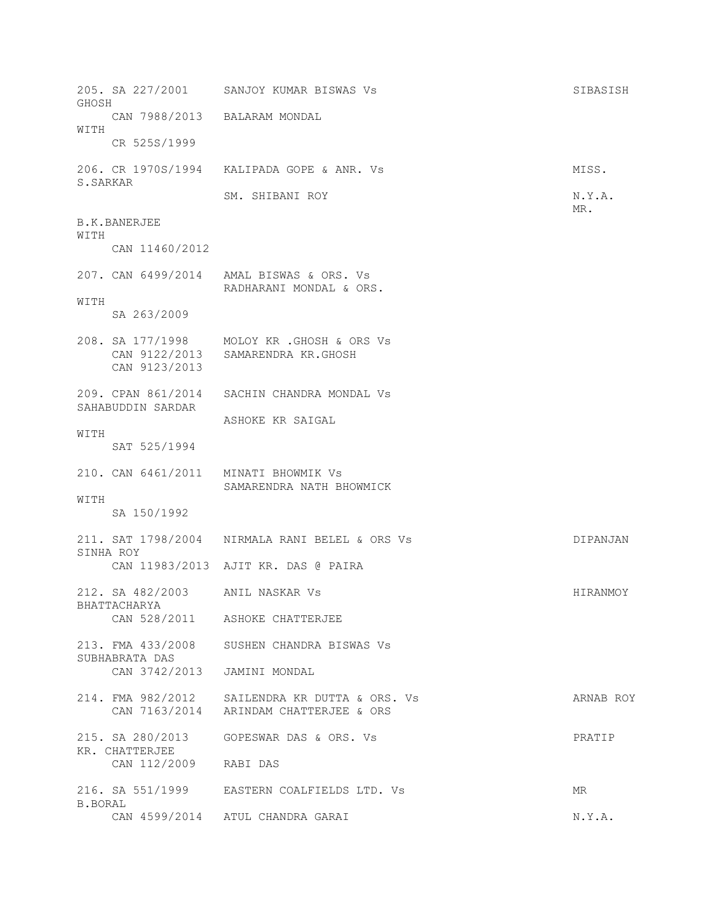```
205. SA 227/2001     SANJOY KUMAR BISWAS Vs                                SIBASISH
GHOSH
     CAN 7988/2013   BALARAM MONDAL
WITH
     CR 525S/1999

206. CR 1970S/1994   KALIPADA GOPE & ANR. Vs                               MISS.
S.SARKAR
                     SM. SHIBANI ROY                                       N.Y.A.
                                                                           MR.
B.K.BANERJEE
WITH
     CAN 11460/2012

207. CAN 6499/2014   AMAL BISWAS & ORS. Vs
                     RADHARANI MONDAL & ORS.
WITH
     SA 263/2009

208. SA 177/1998     MOLOY KR .GHOSH & ORS Vs
     CAN 9122/2013   SAMARENDRA KR.GHOSH
     CAN 9123/2013

209. CPAN 861/2014   SACHIN CHANDRA MONDAL Vs
SAHABUDDIN SARDAR
                     ASHOKE KR SAIGAL
WITH
     SAT 525/1994

210. CAN 6461/2011   MINATI BHOWMIK Vs
                     SAMARENDRA NATH BHOWMICK
WITH
     SA 150/1992

211. SAT 1798/2004   NIRMALA RANI BELEL & ORS Vs                           DIPANJAN
SINHA ROY
     CAN 11983/2013  AJIT KR. DAS @ PAIRA

212. SA 482/2003     ANIL NASKAR Vs                                        HIRANMOY
BHATTACHARYA
     CAN 528/2011    ASHOKE CHATTERJEE

213. FMA 433/2008    SUSHEN CHANDRA BISWAS Vs
SUBHABRATA DAS
     CAN 3742/2013   JAMINI MONDAL

214. FMA 982/2012    SAILENDRA KR DUTTA & ORS. Vs                          ARNAB ROY
     CAN 7163/2014   ARINDAM CHATTERJEE & ORS

215. SA 280/2013     GOPESWAR DAS & ORS. Vs                                PRATIP
KR. CHATTERJEE
     CAN 112/2009    RABI DAS

216. SA 551/1999     EASTERN COALFIELDS LTD. Vs                            MR
B.BORAL
     CAN 4599/2014   ATUL CHANDRA GARAI                                    N.Y.A.
```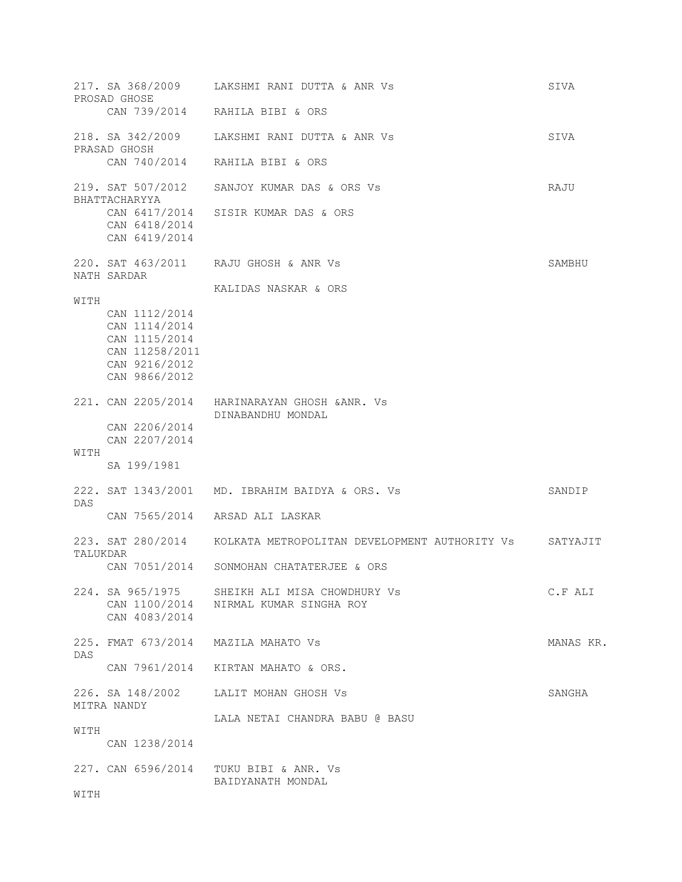```
217. SA 368/2009     LAKSHMI RANI DUTTA & ANR Vs                        SIVA
PROSAD GHOSE
     CAN 739/2014    RAHILA BIBI & ORS

218. SA 342/2009     LAKSHMI RANI DUTTA & ANR Vs                        SIVA
PRASAD GHOSH
     CAN 740/2014    RAHILA BIBI & ORS

219. SAT 507/2012    SANJOY KUMAR DAS & ORS Vs                          RAJU
BHATTACHARYYA
     CAN 6417/2014   SISIR KUMAR DAS & ORS
     CAN 6418/2014
     CAN 6419/2014

220. SAT 463/2011    RAJU GHOSH & ANR Vs                                SAMBHU
NATH SARDAR
                     KALIDAS NASKAR & ORS
WITH
     CAN 1112/2014
     CAN 1114/2014
     CAN 1115/2014
     CAN 11258/2011
     CAN 9216/2012
     CAN 9866/2012

221. CAN 2205/2014   HARINARAYAN GHOSH &ANR. Vs
                     DINABANDHU MONDAL
     CAN 2206/2014
     CAN 2207/2014
WITH
     SA 199/1981

222. SAT 1343/2001   MD. IBRAHIM BAIDYA & ORS. Vs                       SANDIP
DAS
     CAN 7565/2014   ARSAD ALI LASKAR

223. SAT 280/2014    KOLKATA METROPOLITAN DEVELOPMENT AUTHORITY Vs      SATYAJIT
TALUKDAR
     CAN 7051/2014   SONMOHAN CHATATERJEE & ORS

224. SA 965/1975     SHEIKH ALI MISA CHOWDHURY Vs                       C.F ALI
     CAN 1100/2014   NIRMAL KUMAR SINGHA ROY
     CAN 4083/2014

225. FMAT 673/2014   MAZILA MAHATO Vs                                   MANAS KR.
DAS
     CAN 7961/2014   KIRTAN MAHATO & ORS.

226. SA 148/2002     LALIT MOHAN GHOSH Vs                               SANGHA
MITRA NANDY
                     LALA NETAI CHANDRA BABU @ BASU
WITH
     CAN 1238/2014

227. CAN 6596/2014   TUKU BIBI & ANR. Vs
                     BAIDYANATH MONDAL
WITH
```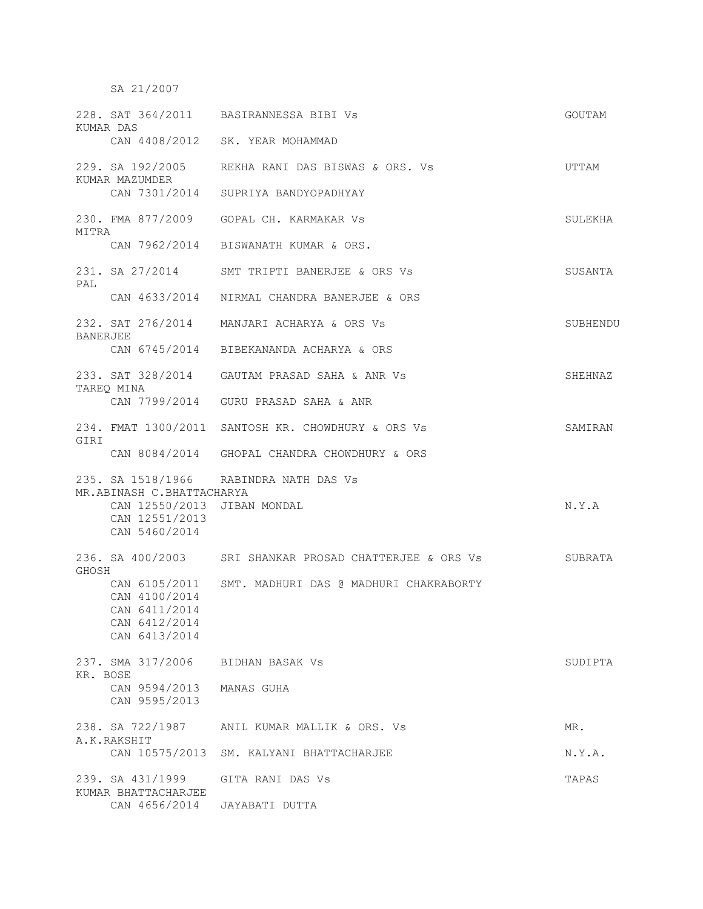SA 21/2007

228. SAT 364/2011 BASIRANNESSA BIBI Vs GOUTAM KUMAR DAS
CAN 4408/2012 SK. YEAR MOHAMMAD

229. SA 192/2005 REKHA RANI DAS BISWAS & ORS. Vs UTTAM KUMAR MAZUMDER
CAN 7301/2014 SUPRIYA BANDYOPADHYAY

230. FMA 877/2009 GOPAL CH. KARMAKAR Vs SULEKHA MITRA
CAN 7962/2014 BISWANATH KUMAR & ORS.

231. SA 27/2014 SMT TRIPTI BANERJEE & ORS Vs SUSANTA PAL
CAN 4633/2014 NIRMAL CHANDRA BANERJEE & ORS

232. SAT 276/2014 MANJARI ACHARYA & ORS Vs SUBHENDU BANERJEE
CAN 6745/2014 BIBEKANANDA ACHARYA & ORS

233. SAT 328/2014 GAUTAM PRASAD SAHA & ANR Vs SHEHNAZ TAREQ MINA
CAN 7799/2014 GURU PRASAD SAHA & ANR

234. FMAT 1300/2011 SANTOSH KR. CHOWDHURY & ORS Vs SAMIRAN GIRI
CAN 8084/2014 GHOPAL CHANDRA CHOWDHURY & ORS

235. SA 1518/1966 RABINDRA NATH DAS Vs MR.ABINASH C.BHATTACHARYA
CAN 12550/2013 JIBAN MONDAL N.Y.A
CAN 12551/2013
CAN 5460/2014

236. SA 400/2003 SRI SHANKAR PROSAD CHATTERJEE & ORS Vs SUBRATA GHOSH
CAN 6105/2011 SMT. MADHURI DAS @ MADHURI CHAKRABORTY
CAN 4100/2014
CAN 6411/2014
CAN 6412/2014
CAN 6413/2014

237. SMA 317/2006 BIDHAN BASAK Vs SUDIPTA KR. BOSE
CAN 9594/2013 MANAS GUHA
CAN 9595/2013

238. SA 722/1987 ANIL KUMAR MALLIK & ORS. Vs MR. A.K.RAKSHIT
CAN 10575/2013 SM. KALYANI BHATTACHARJEE N.Y.A.

239. SA 431/1999 GITA RANI DAS Vs TAPAS KUMAR BHATTACHARJEE
CAN 4656/2014 JAYABATI DUTTA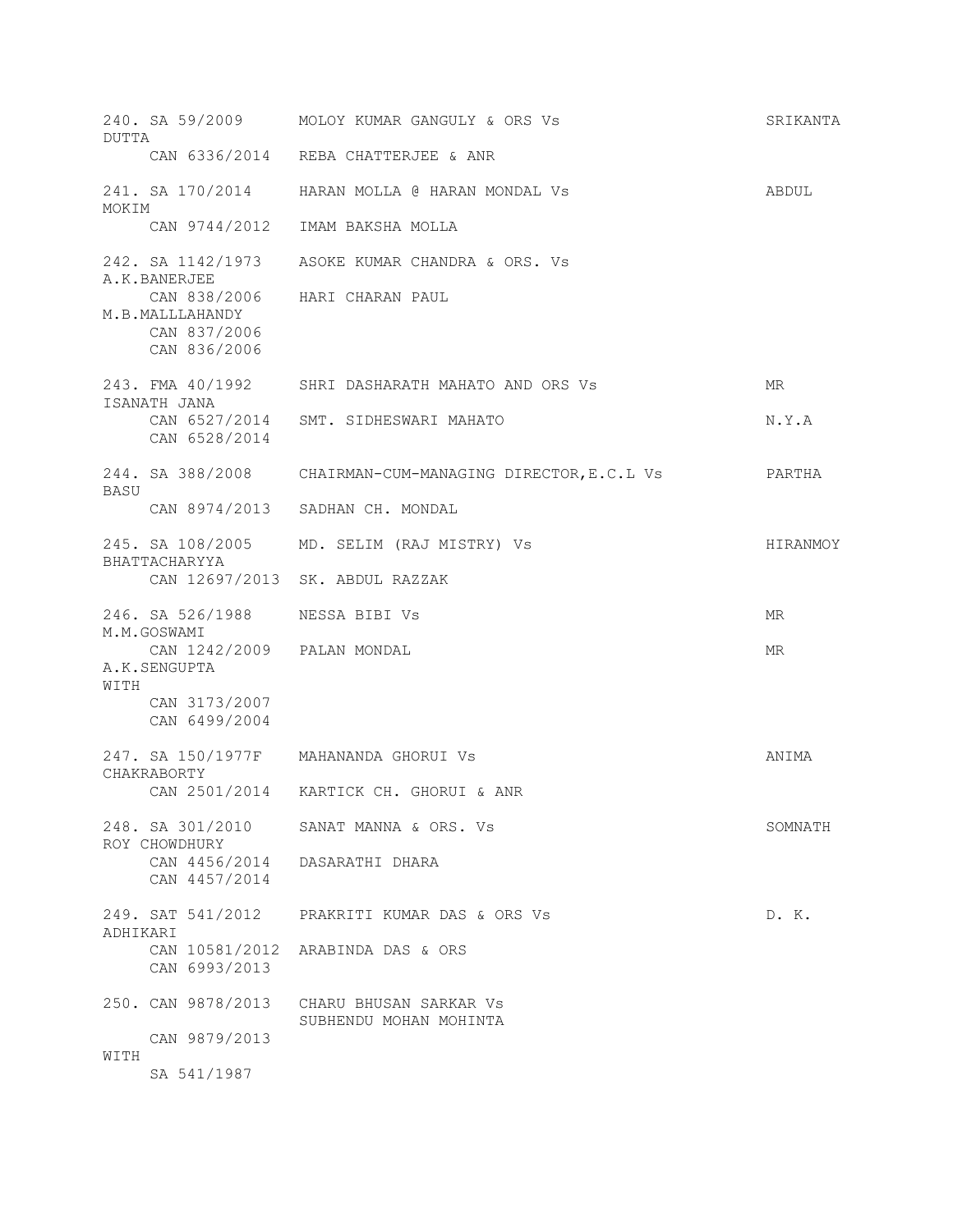```
240. SA 59/2009      MOLOY KUMAR GANGULY & ORS Vs                    SRIKANTA
DUTTA
     CAN 6336/2014   REBA CHATTERJEE & ANR

241. SA 170/2014     HARAN MOLLA @ HARAN MONDAL Vs                   ABDUL
MOKIM
     CAN 9744/2012   IMAM BAKSHA MOLLA

242. SA 1142/1973    ASOKE KUMAR CHANDRA & ORS. Vs
A.K.BANERJEE
     CAN 838/2006    HARI CHARAN PAUL
M.B.MALLLAHANDY
     CAN 837/2006
     CAN 836/2006

243. FMA 40/1992     SHRI DASHARATH MAHATO AND ORS Vs                MR
ISANATH JANA
     CAN 6527/2014   SMT. SIDHESWARI MAHATO                          N.Y.A
     CAN 6528/2014

244. SA 388/2008     CHAIRMAN-CUM-MANAGING DIRECTOR,E.C.L Vs         PARTHA
BASU
     CAN 8974/2013   SADHAN CH. MONDAL

245. SA 108/2005     MD. SELIM (RAJ MISTRY) Vs                       HIRANMOY
BHATTACHARYYA
     CAN 12697/2013  SK. ABDUL RAZZAK

246. SA 526/1988     NESSA BIBI Vs                                   MR
M.M.GOSWAMI
     CAN 1242/2009   PALAN MONDAL                                    MR
A.K.SENGUPTA
WITH
     CAN 3173/2007
     CAN 6499/2004

247. SA 150/1977F    MAHANANDA GHORUI Vs                             ANIMA
CHAKRABORTY
     CAN 2501/2014   KARTICK CH. GHORUI & ANR

248. SA 301/2010     SANAT MANNA & ORS. Vs                           SOMNATH
ROY CHOWDHURY
     CAN 4456/2014   DASARATHI DHARA
     CAN 4457/2014

249. SAT 541/2012    PRAKRITI KUMAR DAS & ORS Vs                     D. K.
ADHIKARI
     CAN 10581/2012  ARABINDA DAS & ORS
     CAN 6993/2013

250. CAN 9878/2013   CHARU BHUSAN SARKAR Vs
                     SUBHENDU MOHAN MOHINTA
     CAN 9879/2013
WITH
     SA 541/1987
```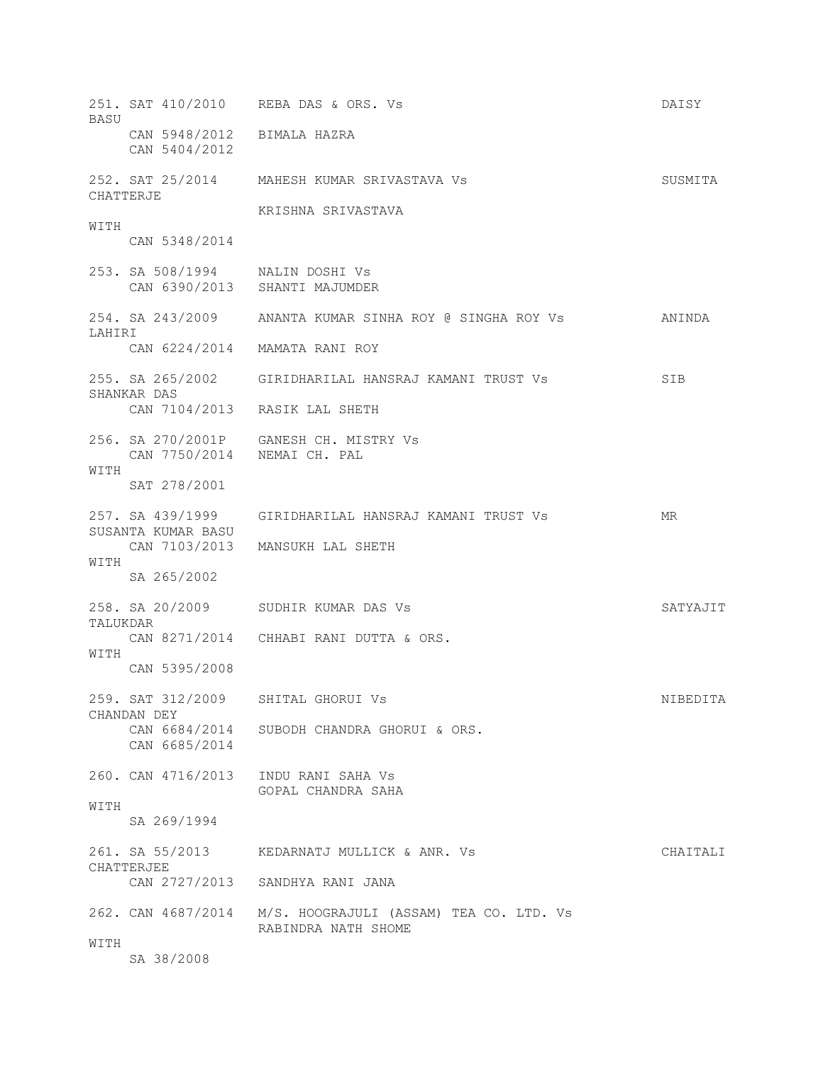```
251. SAT 410/2010   REBA DAS & ORS. Vs                                DAISY
BASU
     CAN 5948/2012  BIMALA HAZRA
     CAN 5404/2012

252. SAT 25/2014    MAHESH KUMAR SRIVASTAVA Vs                        SUSMITA
CHATTERJE
                    KRISHNA SRIVASTAVA
WITH
     CAN 5348/2014

253. SA 508/1994    NALIN DOSHI Vs
     CAN 6390/2013  SHANTI MAJUMDER

254. SA 243/2009    ANANTA KUMAR SINHA ROY @ SINGHA ROY Vs            ANINDA
LAHIRI
     CAN 6224/2014  MAMATA RANI ROY

255. SA 265/2002    GIRIDHARILAL HANSRAJ KAMANI TRUST Vs              SIB
SHANKAR DAS
     CAN 7104/2013  RASIK LAL SHETH

256. SA 270/2001P   GANESH CH. MISTRY Vs
     CAN 7750/2014  NEMAI CH. PAL
WITH
     SAT 278/2001

257. SA 439/1999    GIRIDHARILAL HANSRAJ KAMANI TRUST Vs              MR
SUSANTA KUMAR BASU
     CAN 7103/2013  MANSUKH LAL SHETH
WITH
     SA 265/2002

258. SA 20/2009     SUDHIR KUMAR DAS Vs                               SATYAJIT
TALUKDAR
     CAN 8271/2014  CHHABI RANI DUTTA & ORS.
WITH
     CAN 5395/2008

259. SAT 312/2009   SHITAL GHORUI Vs                                  NIBEDITA
CHANDAN DEY
     CAN 6684/2014  SUBODH CHANDRA GHORUI & ORS.
     CAN 6685/2014

260. CAN 4716/2013  INDU RANI SAHA Vs
                    GOPAL CHANDRA SAHA
WITH
     SA 269/1994

261. SA 55/2013     KEDARNATJ MULLICK & ANR. Vs                       CHAITALI
CHATTERJEE
     CAN 2727/2013  SANDHYA RANI JANA

262. CAN 4687/2014  M/S. HOOGRAJULI (ASSAM) TEA CO. LTD. Vs
                    RABINDRA NATH SHOME
WITH
     SA 38/2008
```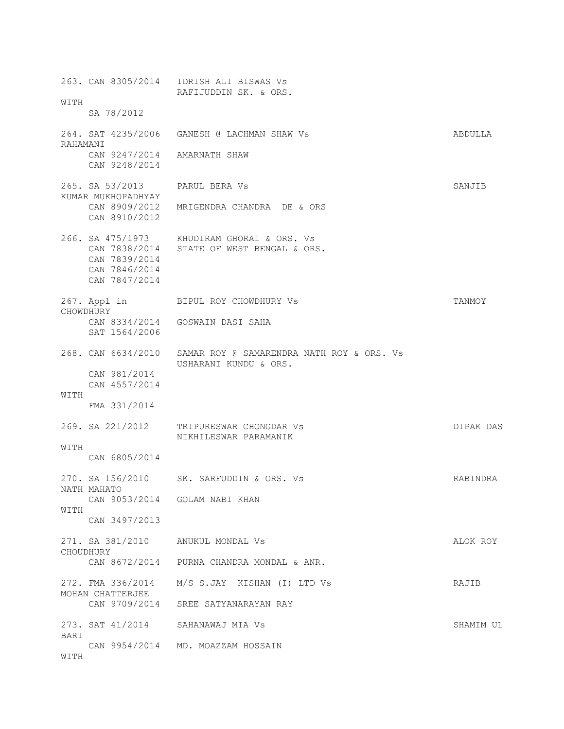```
263. CAN 8305/2014   IDRISH ALI BISWAS Vs
                     RAFIJUDDIN SK. & ORS.
WITH
     SA 78/2012

264. SAT 4235/2006   GANESH @ LACHMAN SHAW Vs                           ABDULLA
RAHAMANI
     CAN 9247/2014   AMARNATH SHAW
     CAN 9248/2014

265. SA 53/2013      PARUL BERA Vs                                      SANJIB
KUMAR MUKHOPADHYAY
     CAN 8909/2012   MRIGENDRA CHANDRA  DE & ORS
     CAN 8910/2012

266. SA 475/1973     KHUDIRAM GHORAI & ORS. Vs
     CAN 7838/2014   STATE OF WEST BENGAL & ORS.
     CAN 7839/2014
     CAN 7846/2014
     CAN 7847/2014

267. Appl in         BIPUL ROY CHOWDHURY Vs                             TANMOY
CHOWDHURY
     CAN 8334/2014   GOSWAIN DASI SAHA
     SAT 1564/2006

268. CAN 6634/2010   SAMAR ROY @ SAMARENDRA NATH ROY & ORS. Vs
                     USHARANI KUNDU & ORS.
     CAN 981/2014
     CAN 4557/2014
WITH
     FMA 331/2014

269. SA 221/2012     TRIPURESWAR CHONGDAR Vs                            DIPAK DAS
                     NIKHILESWAR PARAMANIK
WITH
     CAN 6805/2014

270. SA 156/2010     SK. SARFUDDIN & ORS. Vs                            RABINDRA
NATH MAHATO
     CAN 9053/2014   GOLAM NABI KHAN
WITH
     CAN 3497/2013

271. SA 381/2010     ANUKUL MONDAL Vs                                   ALOK ROY
CHOUDHURY
     CAN 8672/2014   PURNA CHANDRA MONDAL & ANR.

272. FMA 336/2014    M/S S.JAY  KISHAN (I) LTD Vs                       RAJIB
MOHAN CHATTERJEE
     CAN 9709/2014   SREE SATYANARAYAN RAY

273. SAT 41/2014     SAHANAWAJ MIA Vs                                   SHAMIM UL
BARI
     CAN 9954/2014   MD. MOAZZAM HOSSAIN
WITH
```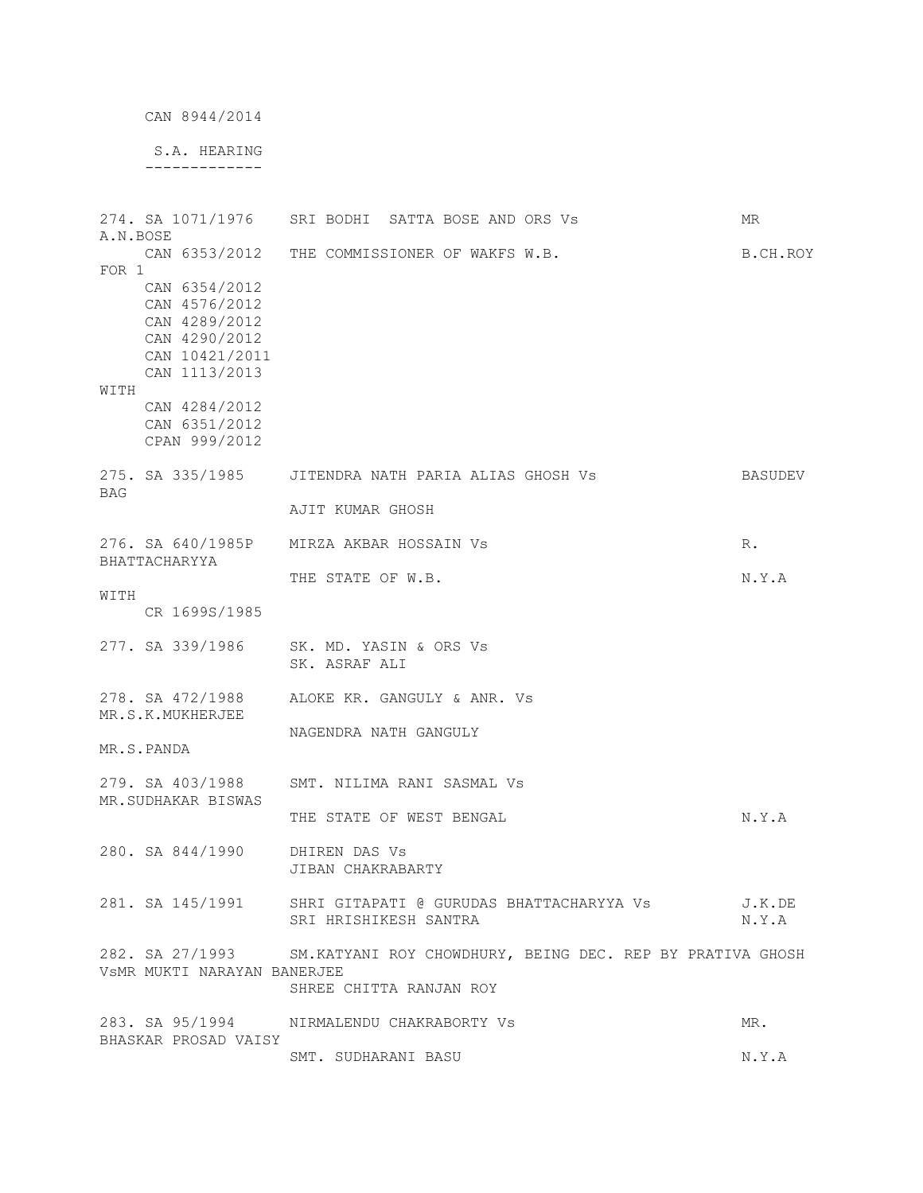CAN 8944/2014

S.A. HEARING
-------------

```
274. SA 1071/1976    SRI BODHI  SATTA BOSE AND ORS Vs                    MR
A.N.BOSE
     CAN 6353/2012   THE COMMISSIONER OF WAKFS W.B.                      B.CH.ROY
FOR 1
     CAN 6354/2012
     CAN 4576/2012
     CAN 4289/2012
     CAN 4290/2012
     CAN 10421/2011
     CAN 1113/2013
WITH
     CAN 4284/2012
     CAN 6351/2012
     CPAN 999/2012

275. SA 335/1985     JITENDRA NATH PARIA ALIAS GHOSH Vs                  BASUDEV
BAG
                     AJIT KUMAR GHOSH

276. SA 640/1985P    MIRZA AKBAR HOSSAIN Vs                              R.
BHATTACHARYYA
                     THE STATE OF W.B.                                   N.Y.A
WITH
     CR 1699S/1985

277. SA 339/1986     SK. MD. YASIN & ORS Vs
                     SK. ASRAF ALI

278. SA 472/1988     ALOKE KR. GANGULY & ANR. Vs
MR.S.K.MUKHERJEE
                     NAGENDRA NATH GANGULY
MR.S.PANDA

279. SA 403/1988     SMT. NILIMA RANI SASMAL Vs
MR.SUDHAKAR BISWAS
                     THE STATE OF WEST BENGAL                            N.Y.A

280. SA 844/1990     DHIREN DAS Vs
                     JIBAN CHAKRABARTY

281. SA 145/1991     SHRI GITAPATI @ GURUDAS BHATTACHARYYA Vs            J.K.DE
                     SRI HRISHIKESH SANTRA                               N.Y.A

282. SA 27/1993      SM.KATYANI ROY CHOWDHURY, BEING DEC. REP BY PRATIVA GHOSH
VsMR MUKTI NARAYAN BANERJEE
                     SHREE CHITTA RANJAN ROY

283. SA 95/1994      NIRMALENDU CHAKRABORTY Vs                           MR.
BHASKAR PROSAD VAISY
                     SMT. SUDHARANI BASU                                 N.Y.A
```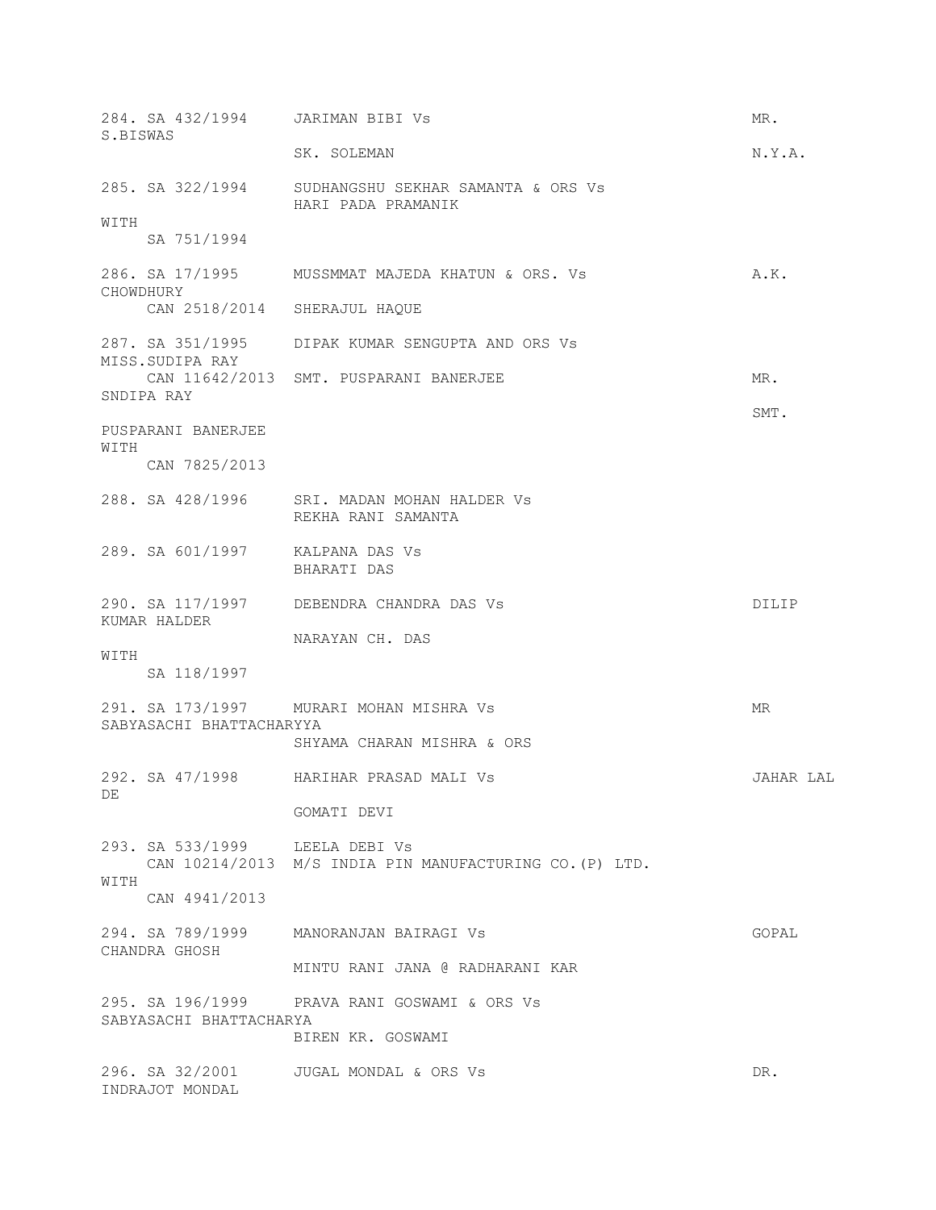284. SA 432/1994 JARIMAN BIBI Vs MR. S.BISWAS
SK. SOLEMAN N.Y.A.

285. SA 322/1994 SUDHANGSHU SEKHAR SAMANTA & ORS Vs
HARI PADA PRAMANIK
WITH
SA 751/1994

286. SA 17/1995 MUSSMMAT MAJEDA KHATUN & ORS. Vs A.K. CHOWDHURY
CAN 2518/2014 SHERAJUL HAQUE

287. SA 351/1995 DIPAK KUMAR SENGUPTA AND ORS Vs MISS.SUDIPA RAY
CAN 11642/2013 SMT. PUSPARANI BANERJEE MR. SNDIPA RAY
SMT. PUSPARANI BANERJEE
WITH
CAN 7825/2013

288. SA 428/1996 SRI. MADAN MOHAN HALDER Vs
REKHA RANI SAMANTA

289. SA 601/1997 KALPANA DAS Vs
BHARATI DAS

290. SA 117/1997 DEBENDRA CHANDRA DAS Vs DILIP KUMAR HALDER
NARAYAN CH. DAS
WITH
SA 118/1997

291. SA 173/1997 MURARI MOHAN MISHRA Vs MR SABYASACHI BHATTACHARYYA
SHYAMA CHARAN MISHRA & ORS

292. SA 47/1998 HARIHAR PRASAD MALI Vs JAHAR LAL DE
GOMATI DEVI

293. SA 533/1999 LEELA DEBI Vs
CAN 10214/2013 M/S INDIA PIN MANUFACTURING CO.(P) LTD.
WITH
CAN 4941/2013

294. SA 789/1999 MANORANJAN BAIRAGI Vs GOPAL CHANDRA GHOSH
MINTU RANI JANA @ RADHARANI KAR

295. SA 196/1999 PRAVA RANI GOSWAMI & ORS Vs SABYASACHI BHATTACHARYA
BIREN KR. GOSWAMI

296. SA 32/2001 JUGAL MONDAL & ORS Vs DR. INDRAJOT MONDAL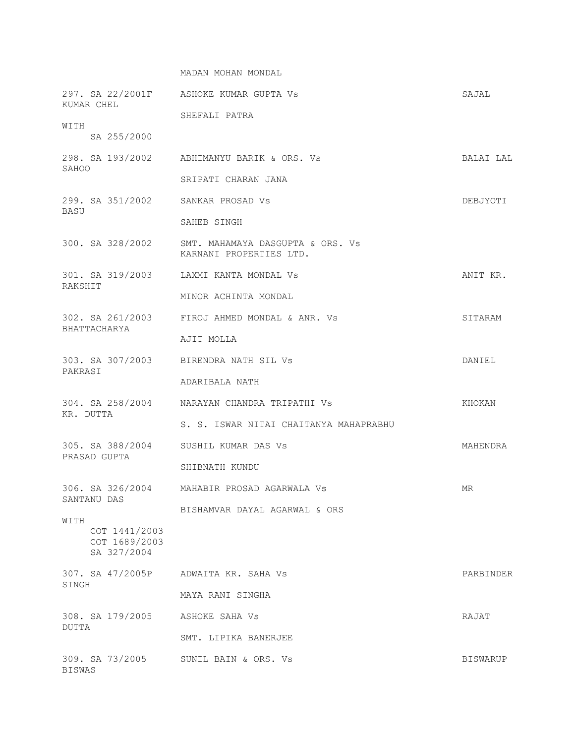MADAN MOHAN MONDAL

297. SA 22/2001F ASHOKE KUMAR GUPTA Vs SAJAL KUMAR CHEL

SHEFALI PATRA

WITH
SA 255/2000

298. SA 193/2002 ABHIMANYU BARIK & ORS. Vs BALAI LAL SAHOO

SRIPATI CHARAN JANA

299. SA 351/2002 SANKAR PROSAD Vs DEBJYOTI BASU

SAHEB SINGH

300. SA 328/2002 SMT. MAHAMAYA DASGUPTA & ORS. Vs
KARNANI PROPERTIES LTD.

301. SA 319/2003 LAXMI KANTA MONDAL Vs ANIT KR. RAKSHIT

MINOR ACHINTA MONDAL

302. SA 261/2003 FIROJ AHMED MONDAL & ANR. Vs SITARAM BHATTACHARYA

AJIT MOLLA

303. SA 307/2003 BIRENDRA NATH SIL Vs DANIEL PAKRASI

ADARIBALA NATH

304. SA 258/2004 NARAYAN CHANDRA TRIPATHI Vs KHOKAN KR. DUTTA

S. S. ISWAR NITAI CHAITANYA MAHAPRABHU

305. SA 388/2004 SUSHIL KUMAR DAS Vs MAHENDRA PRASAD GUPTA

SHIBNATH KUNDU

306. SA 326/2004 MAHABIR PROSAD AGARWALA Vs MR SANTANU DAS

BISHAMVAR DAYAL AGARWAL & ORS

WITH
COT 1441/2003
COT 1689/2003
SA 327/2004

307. SA 47/2005P ADWAITA KR. SAHA Vs PARBINDER SINGH

MAYA RANI SINGHA

308. SA 179/2005 ASHOKE SAHA Vs RAJAT DUTTA

SMT. LIPIKA BANERJEE

309. SA 73/2005 SUNIL BAIN & ORS. Vs BISWARUP BISWAS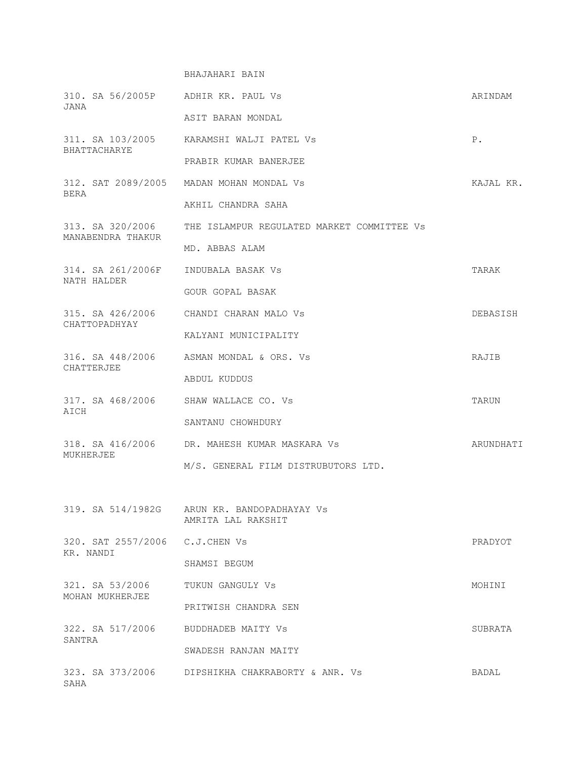BHAJAHARI BAIN

| | | |
|---|---|---|
| 310. SA 56/2005P | ADHIR KR. PAUL Vs<br>ASIT BARAN MONDAL | ARINDAM JANA |
| 311. SA 103/2005 | KARAMSHI WALJI PATEL Vs<br>PRABIR KUMAR BANERJEE | P. BHATTACHARYE |
| 312. SAT 2089/2005 | MADAN MOHAN MONDAL Vs<br>AKHIL CHANDRA SAHA | KAJAL KR. BERA |
| 313. SA 320/2006 | THE ISLAMPUR REGULATED MARKET COMMITTEE Vs<br>MD. ABBAS ALAM | MANABENDRA THAKUR |
| 314. SA 261/2006F | INDUBALA BASAK Vs<br>GOUR GOPAL BASAK | TARAK NATH HALDER |
| 315. SA 426/2006 | CHANDI CHARAN MALO Vs<br>KALYANI MUNICIPALITY | DEBASISH CHATTOPADHYAY |
| 316. SA 448/2006 | ASMAN MONDAL & ORS. Vs<br>ABDUL KUDDUS | RAJIB CHATTERJEE |
| 317. SA 468/2006 | SHAW WALLACE CO. Vs<br>SANTANU CHOWHDURY | TARUN AICH |
| 318. SA 416/2006 | DR. MAHESH KUMAR MASKARA Vs<br>M/S. GENERAL FILM DISTRUBUTORS LTD. | ARUNDHATI MUKHERJEE |
| 319. SA 514/1982G | ARUN KR. BANDOPADHAYAY Vs<br>AMRITA LAL RAKSHIT | |
| 320. SAT 2557/2006 | C.J.CHEN Vs<br>SHAMSI BEGUM | PRADYOT KR. NANDI |
| 321. SA 53/2006 | TUKUN GANGULY Vs<br>PRITWISH CHANDRA SEN | MOHINI MOHAN MUKHERJEE |
| 322. SA 517/2006 | BUDDHADEB MAITY Vs<br>SWADESH RANJAN MAITY | SUBRATA SANTRA |
| 323. SA 373/2006 | DIPSHIKHA CHAKRABORTY & ANR. Vs | BADAL SAHA |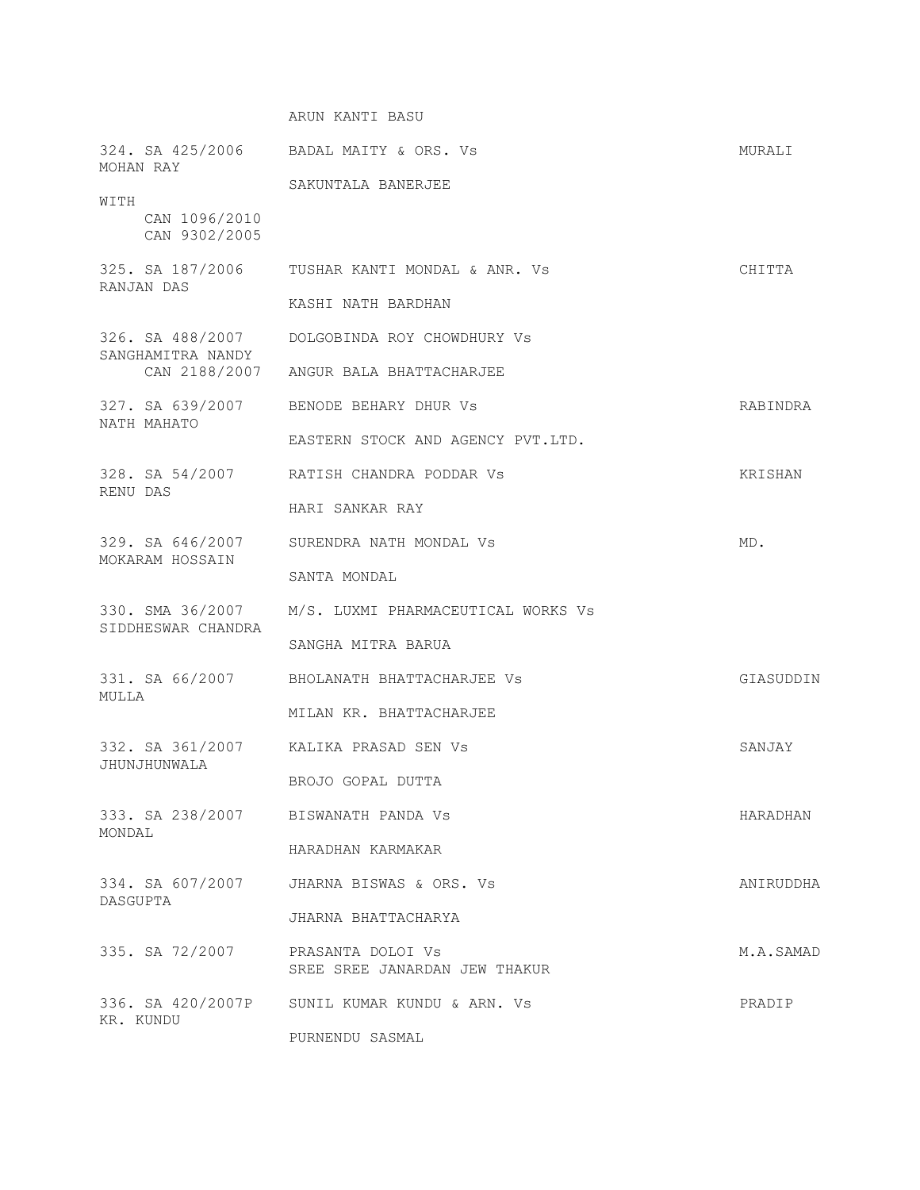ARUN KANTI BASU

324. SA 425/2006 BADAL MAITY & ORS. Vs MURALI MOHAN RAY

SAKUNTALA BANERJEE

WITH
CAN 1096/2010
CAN 9302/2005

325. SA 187/2006 TUSHAR KANTI MONDAL & ANR. Vs CHITTA RANJAN DAS

KASHI NATH BARDHAN

326. SA 488/2007 DOLGOBINDA ROY CHOWDHURY Vs SANGHAMITRA NANDY
CAN 2188/2007 ANGUR BALA BHATTACHARJEE

327. SA 639/2007 BENODE BEHARY DHUR Vs RABINDRA NATH MAHATO

EASTERN STOCK AND AGENCY PVT.LTD.

328. SA 54/2007 RATISH CHANDRA PODDAR Vs KRISHAN RENU DAS

HARI SANKAR RAY

329. SA 646/2007 SURENDRA NATH MONDAL Vs MD. MOKARAM HOSSAIN

SANTA MONDAL

330. SMA 36/2007 M/S. LUXMI PHARMACEUTICAL WORKS Vs SIDDHESWAR CHANDRA

SANGHA MITRA BARUA

331. SA 66/2007 BHOLANATH BHATTACHARJEE Vs GIASUDDIN MULLA

MILAN KR. BHATTACHARJEE

332. SA 361/2007 KALIKA PRASAD SEN Vs SANJAY JHUNJHUNWALA

BROJO GOPAL DUTTA

333. SA 238/2007 BISWANATH PANDA Vs HARADHAN MONDAL

HARADHAN KARMAKAR

334. SA 607/2007 JHARNA BISWAS & ORS. Vs ANIRUDDHA DASGUPTA

JHARNA BHATTACHARYA

335. SA 72/2007 PRASANTA DOLOI Vs M.A.SAMAD
SREE SREE JANARDAN JEW THAKUR

336. SA 420/2007P SUNIL KUMAR KUNDU & ARN. Vs PRADIP KR. KUNDU

PURNENDU SASMAL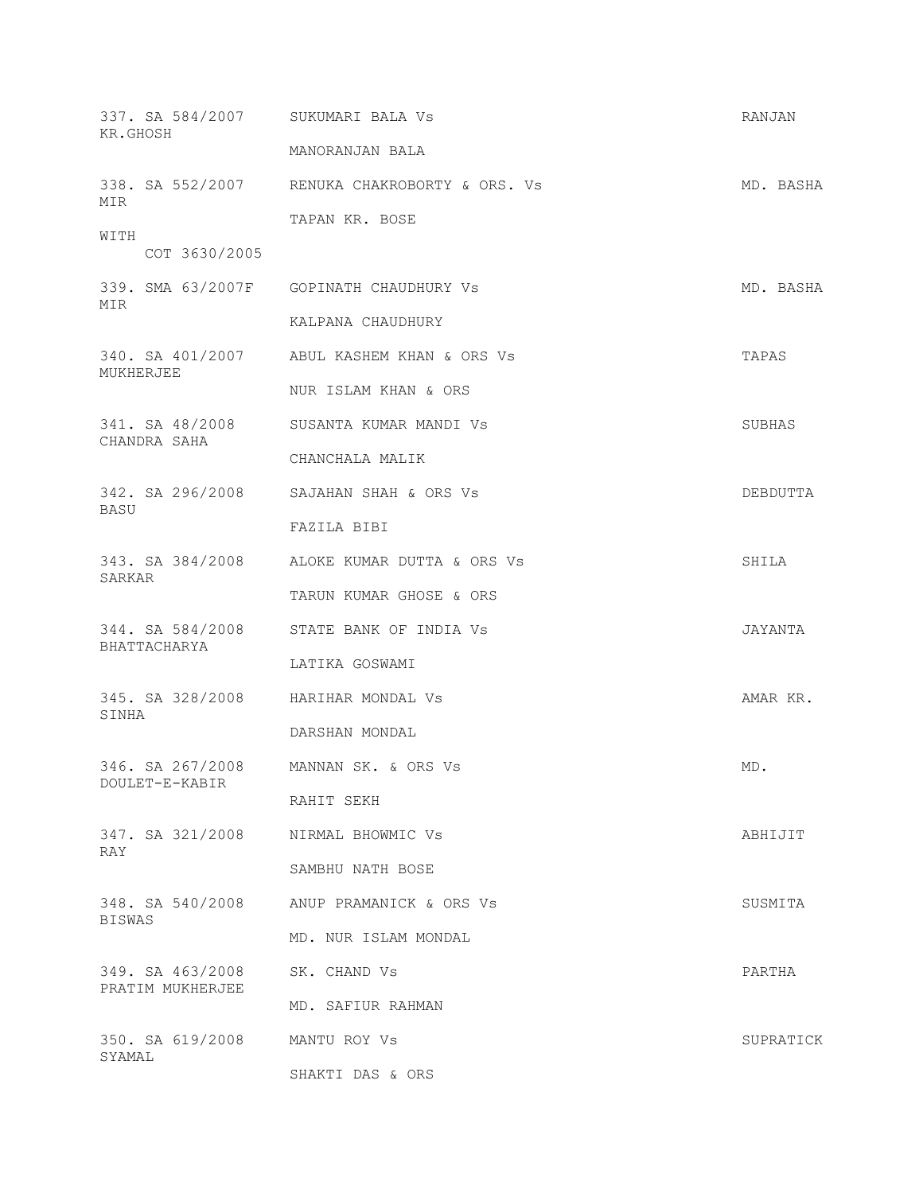337. SA 584/2007 SUKUMARI BALA Vs RANJAN KR.GHOSH

MANORANJAN BALA

338. SA 552/2007 RENUKA CHAKROBORTY & ORS. Vs MD. BASHA MIR

TAPAN KR. BOSE

WITH

COT 3630/2005

339. SMA 63/2007F GOPINATH CHAUDHURY Vs MD. BASHA MIR

KALPANA CHAUDHURY

340. SA 401/2007 ABUL KASHEM KHAN & ORS Vs TAPAS MUKHERJEE

NUR ISLAM KHAN & ORS

341. SA 48/2008 SUSANTA KUMAR MANDI Vs SUBHAS CHANDRA SAHA

CHANCHALA MALIK

342. SA 296/2008 SAJAHAN SHAH & ORS Vs DEBDUTTA BASU

FAZILA BIBI

343. SA 384/2008 ALOKE KUMAR DUTTA & ORS Vs SHILA SARKAR

TARUN KUMAR GHOSE & ORS

344. SA 584/2008 STATE BANK OF INDIA Vs JAYANTA BHATTACHARYA

LATIKA GOSWAMI

345. SA 328/2008 HARIHAR MONDAL Vs AMAR KR. SINHA

DARSHAN MONDAL

346. SA 267/2008 MANNAN SK. & ORS Vs MD. DOULET-E-KABIR

RAHIT SEKH

347. SA 321/2008 NIRMAL BHOWMIC Vs ABHIJIT RAY

SAMBHU NATH BOSE

348. SA 540/2008 ANUP PRAMANICK & ORS Vs SUSMITA BISWAS

MD. NUR ISLAM MONDAL

349. SA 463/2008 SK. CHAND Vs PARTHA PRATIM MUKHERJEE

MD. SAFIUR RAHMAN

350. SA 619/2008 MANTU ROY Vs SUPRATICK SYAMAL

SHAKTI DAS & ORS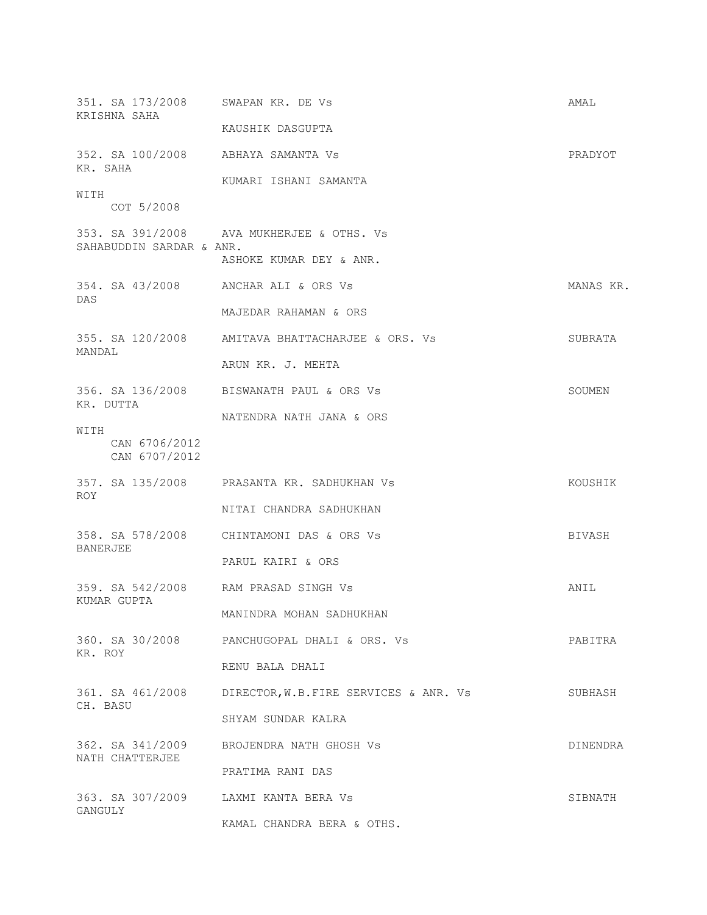351. SA 173/2008 SWAPAN KR. DE Vs AMAL KRISHNA SAHA

KAUSHIK DASGUPTA

352. SA 100/2008 ABHAYA SAMANTA Vs PRADYOT KR. SAHA

KUMARI ISHANI SAMANTA

WITH
COT 5/2008

353. SA 391/2008 AVA MUKHERJEE & OTHS. Vs SAHABUDDIN SARDAR & ANR.

ASHOKE KUMAR DEY & ANR.

354. SA 43/2008 ANCHAR ALI & ORS Vs MANAS KR. DAS

MAJEDAR RAHAMAN & ORS

355. SA 120/2008 AMITAVA BHATTACHARJEE & ORS. Vs SUBRATA MANDAL

ARUN KR. J. MEHTA

356. SA 136/2008 BISWANATH PAUL & ORS Vs SOUMEN KR. DUTTA

NATENDRA NATH JANA & ORS

WITH
CAN 6706/2012
CAN 6707/2012

357. SA 135/2008 PRASANTA KR. SADHUKHAN Vs KOUSHIK ROY

NITAI CHANDRA SADHUKHAN

358. SA 578/2008 CHINTAMONI DAS & ORS Vs BIVASH BANERJEE

PARUL KAIRI & ORS

359. SA 542/2008 RAM PRASAD SINGH Vs ANIL KUMAR GUPTA

MANINDRA MOHAN SADHUKHAN

360. SA 30/2008 PANCHUGOPAL DHALI & ORS. Vs PABITRA KR. ROY

RENU BALA DHALI

361. SA 461/2008 DIRECTOR,W.B.FIRE SERVICES & ANR. Vs SUBHASH CH. BASU

SHYAM SUNDAR KALRA

362. SA 341/2009 BROJENDRA NATH GHOSH Vs DINENDRA NATH CHATTERJEE

PRATIMA RANI DAS

363. SA 307/2009 LAXMI KANTA BERA Vs SIBNATH GANGULY

KAMAL CHANDRA BERA & OTHS.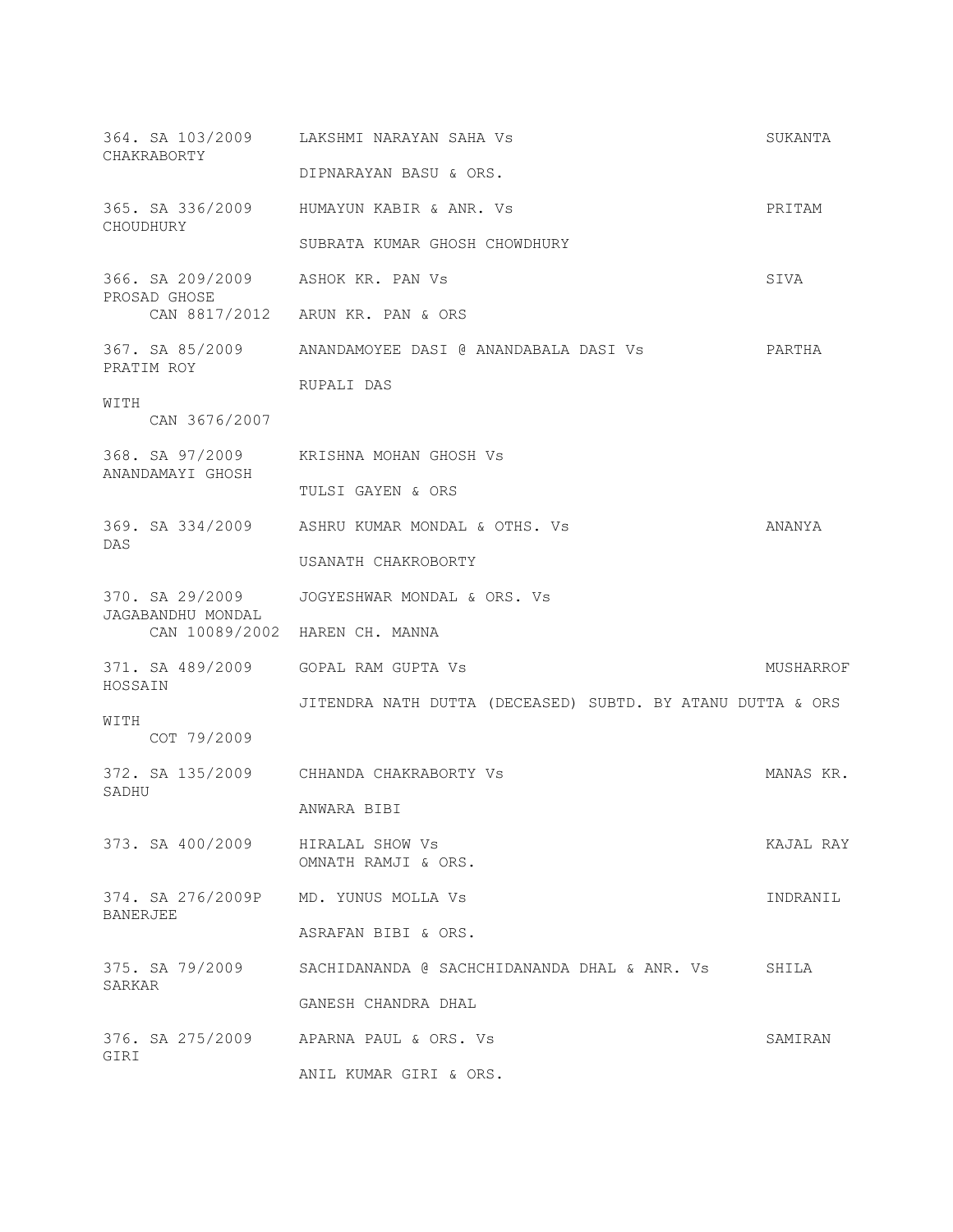364. SA 103/2009 LAKSHMI NARAYAN SAHA Vs SUKANTA CHAKRABORTY

DIPNARAYAN BASU & ORS.

365. SA 336/2009 HUMAYUN KABIR & ANR. Vs PRITAM CHOUDHURY

SUBRATA KUMAR GHOSH CHOWDHURY

366. SA 209/2009 ASHOK KR. PAN Vs SIVA PROSAD GHOSE

CAN 8817/2012 ARUN KR. PAN & ORS

367. SA 85/2009 ANANDAMOYEE DASI @ ANANDABALA DASI Vs PARTHA PRATIM ROY

RUPALI DAS

WITH

CAN 3676/2007

368. SA 97/2009 KRISHNA MOHAN GHOSH Vs ANANDAMAYI GHOSH

TULSI GAYEN & ORS

369. SA 334/2009 ASHRU KUMAR MONDAL & OTHS. Vs ANANYA DAS

USANATH CHAKROBORTY

370. SA 29/2009 JOGYESHWAR MONDAL & ORS. Vs JAGABANDHU MONDAL

CAN 10089/2002 HAREN CH. MANNA

371. SA 489/2009 GOPAL RAM GUPTA Vs MUSHARROF HOSSAIN

JITENDRA NATH DUTTA (DECEASED) SUBTD. BY ATANU DUTTA & ORS

WITH

COT 79/2009

372. SA 135/2009 CHHANDA CHAKRABORTY Vs MANAS KR. SADHU

ANWARA BIBI

373. SA 400/2009 HIRALAL SHOW Vs KAJAL RAY

OMNATH RAMJI & ORS.

374. SA 276/2009P MD. YUNUS MOLLA Vs INDRANIL BANERJEE

ASRAFAN BIBI & ORS.

375. SA 79/2009 SACHIDANANDA @ SACHCHIDANANDA DHAL & ANR. Vs SHILA SARKAR

GANESH CHANDRA DHAL

376. SA 275/2009 APARNA PAUL & ORS. Vs SAMIRAN GIRI

ANIL KUMAR GIRI & ORS.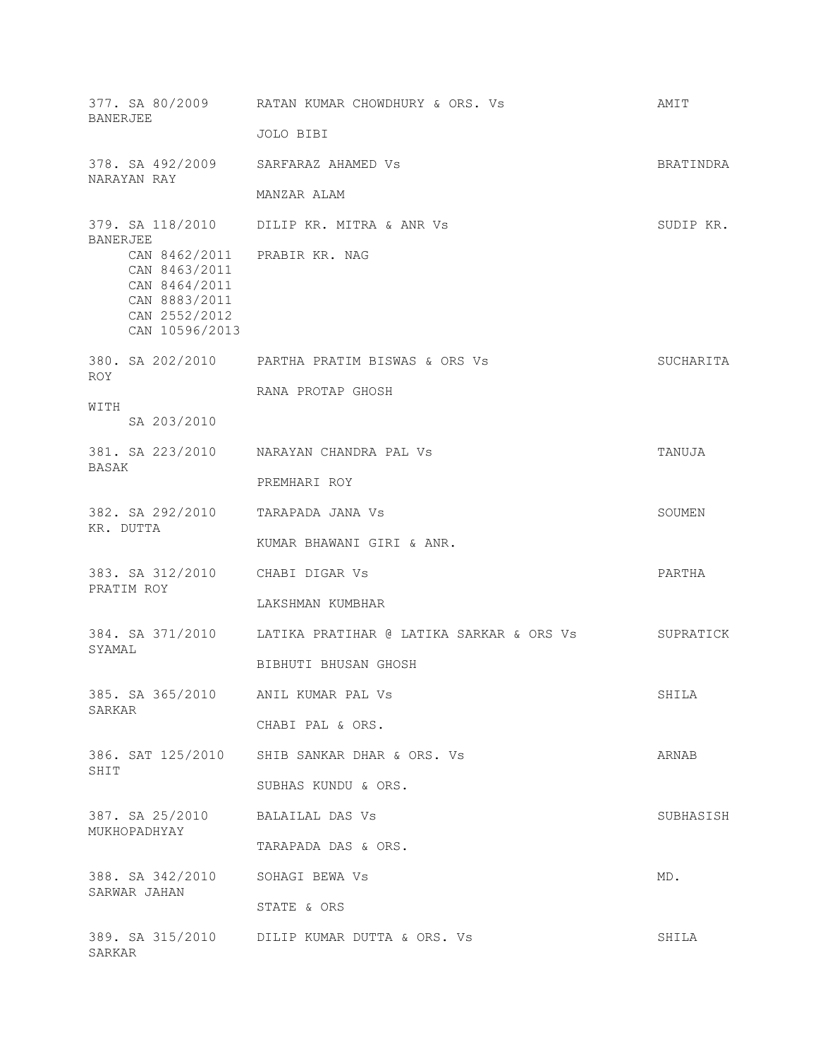377. SA 80/2009 RATAN KUMAR CHOWDHURY & ORS. Vs AMIT BANERJEE
JOLO BIBI

378. SA 492/2009 SARFARAZ AHAMED Vs BRATINDRA NARAYAN RAY
MANZAR ALAM

379. SA 118/2010 DILIP KR. MITRA & ANR Vs SUDIP KR. BANERJEE
CAN 8462/2011 PRABIR KR. NAG
CAN 8463/2011
CAN 8464/2011
CAN 8883/2011
CAN 2552/2012
CAN 10596/2013

380. SA 202/2010 PARTHA PRATIM BISWAS & ORS Vs SUCHARITA ROY
RANA PROTAP GHOSH
WITH
SA 203/2010

381. SA 223/2010 NARAYAN CHANDRA PAL Vs TANUJA BASAK
PREMHARI ROY

382. SA 292/2010 TARAPADA JANA Vs SOUMEN KR. DUTTA
KUMAR BHAWANI GIRI & ANR.

383. SA 312/2010 CHABI DIGAR Vs PARTHA PRATIM ROY
LAKSHMAN KUMBHAR

384. SA 371/2010 LATIKA PRATIHAR @ LATIKA SARKAR & ORS Vs SUPRATICK SYAMAL
BIBHUTI BHUSAN GHOSH

385. SA 365/2010 ANIL KUMAR PAL Vs SHILA SARKAR
CHABI PAL & ORS.

386. SAT 125/2010 SHIB SANKAR DHAR & ORS. Vs ARNAB SHIT
SUBHAS KUNDU & ORS.

387. SA 25/2010 BALAILAL DAS Vs SUBHASISH MUKHOPADHYAY
TARAPADA DAS & ORS.

388. SA 342/2010 SOHAGI BEWA Vs MD. SARWAR JAHAN
STATE & ORS

389. SA 315/2010 DILIP KUMAR DUTTA & ORS. Vs SHILA SARKAR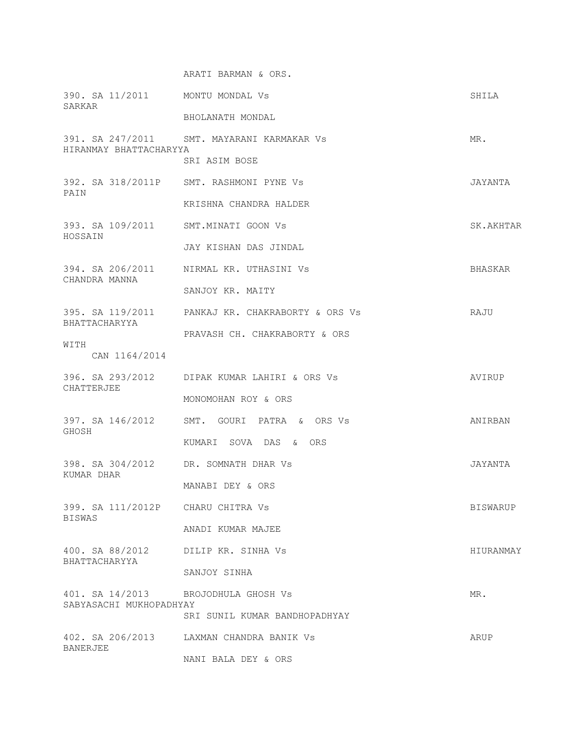ARATI BARMAN & ORS.

390. SA 11/2011 MONTU MONDAL Vs SHILA SARKAR

BHOLANATH MONDAL

391. SA 247/2011 SMT. MAYARANI KARMAKAR Vs MR. HIRANMAY BHATTACHARYYA

SRI ASIM BOSE

392. SA 318/2011P SMT. RASHMONI PYNE Vs JAYANTA PAIN

KRISHNA CHANDRA HALDER

393. SA 109/2011 SMT.MINATI GOON Vs SK.AKHTAR HOSSAIN

JAY KISHAN DAS JINDAL

394. SA 206/2011 NIRMAL KR. UTHASINI Vs BHASKAR CHANDRA MANNA

SANJOY KR. MAITY

395. SA 119/2011 PANKAJ KR. CHAKRABORTY & ORS Vs RAJU BHATTACHARYYA

PRAVASH CH. CHAKRABORTY & ORS

WITH
CAN 1164/2014

396. SA 293/2012 DIPAK KUMAR LAHIRI & ORS Vs AVIRUP CHATTERJEE

MONOMOHAN ROY & ORS

397. SA 146/2012 SMT. GOURI PATRA & ORS Vs ANIRBAN GHOSH

KUMARI SOVA DAS & ORS

398. SA 304/2012 DR. SOMNATH DHAR Vs JAYANTA KUMAR DHAR

MANABI DEY & ORS

399. SA 111/2012P CHARU CHITRA Vs BISWARUP BISWAS

ANADI KUMAR MAJEE

400. SA 88/2012 DILIP KR. SINHA Vs HIURANMAY BHATTACHARYYA

SANJOY SINHA

401. SA 14/2013 BROJODHULA GHOSH Vs MR. SABYASACHI MUKHOPADHYAY

SRI SUNIL KUMAR BANDHOPADHYAY

402. SA 206/2013 LAXMAN CHANDRA BANIK Vs ARUP BANERJEE

NANI BALA DEY & ORS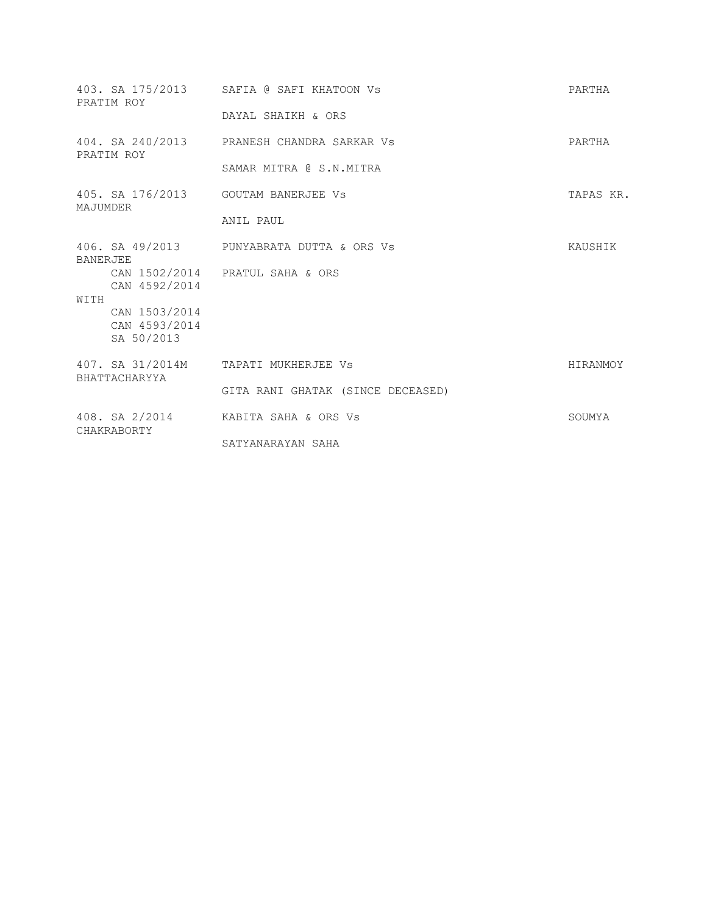| | | |
|---|---|---|
| 403. SA 175/2013 | SAFIA @ SAFI KHATOON Vs<br>DAYAL SHAIKH & ORS | PARTHA PRATIM ROY |
| 404. SA 240/2013 | PRANESH CHANDRA SARKAR Vs<br>SAMAR MITRA @ S.N.MITRA | PARTHA PRATIM ROY |
| 405. SA 176/2013 | GOUTAM BANERJEE Vs<br>ANIL PAUL | TAPAS KR. MAJUMDER |
| 406. SA 49/2013<br>CAN 1502/2014<br>CAN 4592/2014<br>WITH<br>CAN 1503/2014<br>CAN 4593/2014<br>SA 50/2013 | PUNYABRATA DUTTA & ORS Vs<br>PRATUL SAHA & ORS | KAUSHIK BANERJEE |
| 407. SA 31/2014M | TAPATI MUKHERJEE Vs<br>GITA RANI GHATAK (SINCE DECEASED) | HIRANMOY BHATTACHARYYA |
| 408. SA 2/2014 | KABITA SAHA & ORS Vs<br>SATYANARAYAN SAHA | SOUMYA CHAKRABORTY |